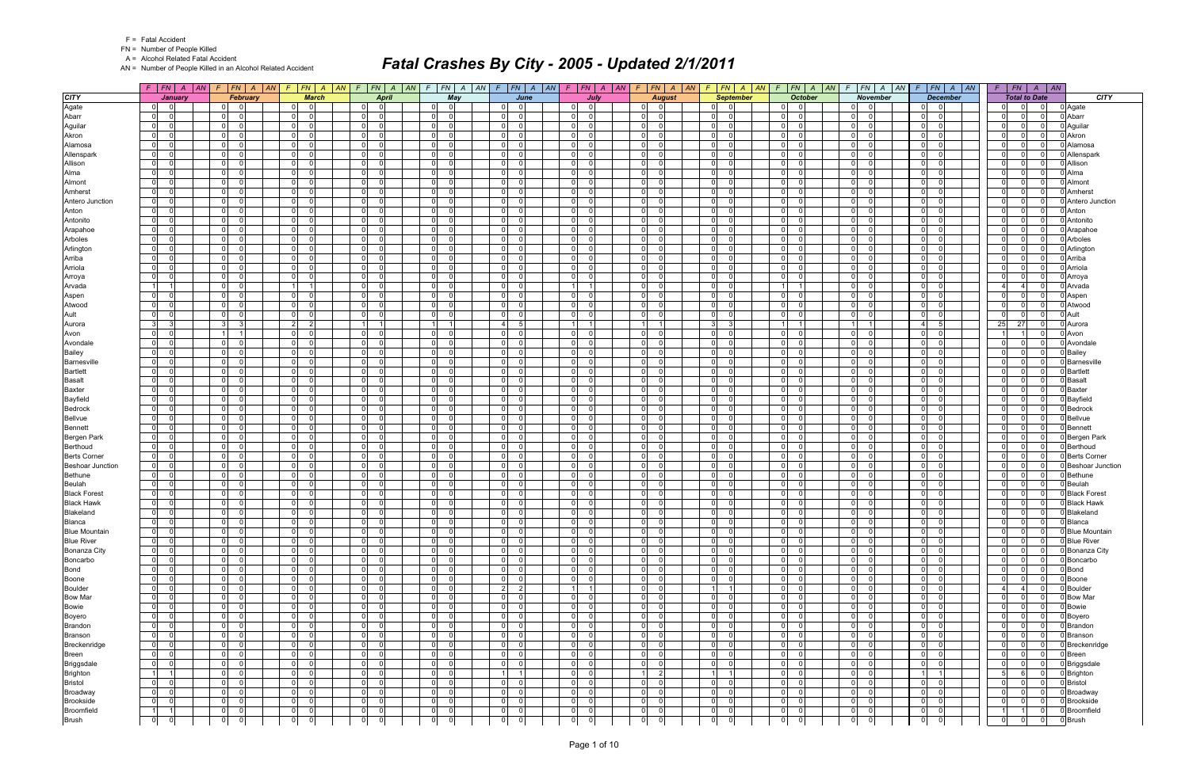F = Fatal Accident

FN = Number of People Killed

A = Alcohol Related Fatal Accident

AN = Number of People Killed in an Alcohol Related Accident

# Fatal Crashes By City - 2005 - Updated 2/1/2011

| CITY | January | | | | February | | | | March | | | | April | | | | May | | | | June | | | | July | | | | August | | | | September | | | | October | | | | November | | | | December | | | | Total to Date | | | | CITY |
|---|---|---|---|---|---|---|---|---|---|---|---|---|---|---|---|---|---|---|---|---|---|---|---|---|---|---|---|---|---|---|---|---|---|---|---|---|---|---|---|---|---|---|---|---|---|---|---|---|---|---|---|---|---|
| | F | FN | A | AN | F | FN | A | AN | F | FN | A | AN | F | FN | A | AN | F | FN | A | AN | F | FN | A | AN | F | FN | A | AN | F | FN | A | AN | F | FN | A | AN | F | FN | A | AN | F | FN | A | AN | F | FN | A | AN | F | FN | A | AN | |
| Agate | 0 | 0 | | | 0 | 0 | | | 0 | 0 | | | 0 | 0 | | | 0 | 0 | | | 0 | 0 | | | 0 | 0 | | | 0 | 0 | | | 0 | 0 | | | 0 | 0 | | | 0 | 0 | | | 0 | 0 | | | 0 | 0 | 0 | 0 | Agate |
| Abarr | 0 | 0 | | | 0 | 0 | | | 0 | 0 | | | 0 | 0 | | | 0 | 0 | | | 0 | 0 | | | 0 | 0 | | | 0 | 0 | | | 0 | 0 | | | 0 | 0 | | | 0 | 0 | | | 0 | 0 | | | 0 | 0 | 0 | 0 | Abarr |
| Aguilar | 0 | 0 | | | 0 | 0 | | | 0 | 0 | | | 0 | 0 | | | 0 | 0 | | | 0 | 0 | | | 0 | 0 | | | 0 | 0 | | | 0 | 0 | | | 0 | 0 | | | 0 | 0 | | | 0 | 0 | | | 0 | 0 | 0 | 0 | Aguilar |
| Akron | 0 | 0 | | | 0 | 0 | | | 0 | 0 | | | 0 | 0 | | | 0 | 0 | | | 0 | 0 | | | 0 | 0 | | | 0 | 0 | | | 0 | 0 | | | 0 | 0 | | | 0 | 0 | | | 0 | 0 | | | 0 | 0 | 0 | 0 | Akron |
| Alamosa | 0 | 0 | | | 0 | 0 | | | 0 | 0 | | | 0 | 0 | | | 0 | 0 | | | 0 | 0 | | | 0 | 0 | | | 0 | 0 | | | 0 | 0 | | | 0 | 0 | | | 0 | 0 | | | 0 | 0 | | | 0 | 0 | 0 | 0 | Alamosa |
| Allenspark | 0 | 0 | | | 0 | 0 | | | 0 | 0 | | | 0 | 0 | | | 0 | 0 | | | 0 | 0 | | | 0 | 0 | | | 0 | 0 | | | 0 | 0 | | | 0 | 0 | | | 0 | 0 | | | 0 | 0 | | | 0 | 0 | 0 | 0 | Allenspark |
| Allison | 0 | 0 | | | 0 | 0 | | | 0 | 0 | | | 0 | 0 | | | 0 | 0 | | | 0 | 0 | | | 0 | 0 | | | 0 | 0 | | | 0 | 0 | | | 0 | 0 | | | 0 | 0 | | | 0 | 0 | | | 0 | 0 | 0 | 0 | Allison |
| Alma | 0 | 0 | | | 0 | 0 | | | 0 | 0 | | | 0 | 0 | | | 0 | 0 | | | 0 | 0 | | | 0 | 0 | | | 0 | 0 | | | 0 | 0 | | | 0 | 0 | | | 0 | 0 | | | 0 | 0 | | | 0 | 0 | 0 | 0 | Alma |
| Almont | 0 | 0 | | | 0 | 0 | | | 0 | 0 | | | 0 | 0 | | | 0 | 0 | | | 0 | 0 | | | 0 | 0 | | | 0 | 0 | | | 0 | 0 | | | 0 | 0 | | | 0 | 0 | | | 0 | 0 | | | 0 | 0 | 0 | 0 | Almont |
| Amherst | 0 | 0 | | | 0 | 0 | | | 0 | 0 | | | 0 | 0 | | | 0 | 0 | | | 0 | 0 | | | 0 | 0 | | | 0 | 0 | | | 0 | 0 | | | 0 | 0 | | | 0 | 0 | | | 0 | 0 | | | 0 | 0 | 0 | 0 | Amherst |
| Antero Junction | 0 | 0 | | | 0 | 0 | | | 0 | 0 | | | 0 | 0 | | | 0 | 0 | | | 0 | 0 | | | 0 | 0 | | | 0 | 0 | | | 0 | 0 | | | 0 | 0 | | | 0 | 0 | | | 0 | 0 | | | 0 | 0 | 0 | 0 | Antero Junction |
| Anton | 0 | 0 | | | 0 | 0 | | | 0 | 0 | | | 0 | 0 | | | 0 | 0 | | | 0 | 0 | | | 0 | 0 | | | 0 | 0 | | | 0 | 0 | | | 0 | 0 | | | 0 | 0 | | | 0 | 0 | | | 0 | 0 | 0 | 0 | Anton |
| Antonito | 0 | 0 | | | 0 | 0 | | | 0 | 0 | | | 0 | 0 | | | 0 | 0 | | | 0 | 0 | | | 0 | 0 | | | 0 | 0 | | | 0 | 0 | | | 0 | 0 | | | 0 | 0 | | | 0 | 0 | | | 0 | 0 | 0 | 0 | Antonito |
| Arapahoe | 0 | 0 | | | 0 | 0 | | | 0 | 0 | | | 0 | 0 | | | 0 | 0 | | | 0 | 0 | | | 0 | 0 | | | 0 | 0 | | | 0 | 0 | | | 0 | 0 | | | 0 | 0 | | | 0 | 0 | | | 0 | 0 | 0 | 0 | Arapahoe |
| Arboles | 0 | 0 | | | 0 | 0 | | | 0 | 0 | | | 0 | 0 | | | 0 | 0 | | | 0 | 0 | | | 0 | 0 | | | 0 | 0 | | | 0 | 0 | | | 0 | 0 | | | 0 | 0 | | | 0 | 0 | | | 0 | 0 | 0 | 0 | Arboles |
| Arlington | 0 | 0 | | | 0 | 0 | | | 0 | 0 | | | 0 | 0 | | | 0 | 0 | | | 0 | 0 | | | 0 | 0 | | | 0 | 0 | | | 0 | 0 | | | 0 | 0 | | | 0 | 0 | | | 0 | 0 | | | 0 | 0 | 0 | 0 | Arlington |
| Arriba | 0 | 0 | | | 0 | 0 | | | 0 | 0 | | | 0 | 0 | | | 0 | 0 | | | 0 | 0 | | | 0 | 0 | | | 0 | 0 | | | 0 | 0 | | | 0 | 0 | | | 0 | 0 | | | 0 | 0 | | | 0 | 0 | 0 | 0 | Arriba |
| Arriola | 0 | 0 | | | 0 | 0 | | | 0 | 0 | | | 0 | 0 | | | 0 | 0 | | | 0 | 0 | | | 0 | 0 | | | 0 | 0 | | | 0 | 0 | | | 0 | 0 | | | 0 | 0 | | | 0 | 0 | | | 0 | 0 | 0 | 0 | Arriola |
| Arroya | 0 | 0 | | | 0 | 0 | | | 0 | 0 | | | 0 | 0 | | | 0 | 0 | | | 0 | 0 | | | 0 | 0 | | | 0 | 0 | | | 0 | 0 | | | 0 | 0 | | | 0 | 0 | | | 0 | 0 | | | 0 | 0 | 0 | 0 | Arroya |
| Arvada | 1 | 1 | | | 0 | 0 | | | 1 | 1 | | | 0 | 0 | | | 0 | 0 | | | 0 | 0 | | | 1 | 1 | | | 0 | 0 | | | 0 | 0 | | | 1 | 1 | | | 0 | 0 | | | 0 | 0 | | | 4 | 4 | 0 | 0 | Arvada |
| Aspen | 0 | 0 | | | 0 | 0 | | | 0 | 0 | | | 0 | 0 | | | 0 | 0 | | | 0 | 0 | | | 0 | 0 | | | 0 | 0 | | | 0 | 0 | | | 0 | 0 | | | 0 | 0 | | | 0 | 0 | | | 0 | 0 | 0 | 0 | Aspen |
| Atwood | 0 | 0 | | | 0 | 0 | | | 0 | 0 | | | 0 | 0 | | | 0 | 0 | | | 0 | 0 | | | 0 | 0 | | | 0 | 0 | | | 0 | 0 | | | 0 | 0 | | | 0 | 0 | | | 0 | 0 | | | 0 | 0 | 0 | 0 | Atwood |
| Ault | 0 | 0 | | | 0 | 0 | | | 0 | 0 | | | 0 | 0 | | | 0 | 0 | | | 0 | 0 | | | 0 | 0 | | | 0 | 0 | | | 0 | 0 | | | 0 | 0 | | | 0 | 0 | | | 0 | 0 | | | 0 | 0 | 0 | 0 | Ault |
| Aurora | 3 | 3 | | | 3 | 3 | | | 2 | 2 | | | 1 | 1 | | | 1 | 1 | | | 4 | 5 | | | 1 | 1 | | | 1 | 1 | | | 3 | 3 | | | 1 | 1 | | | 1 | 1 | | | 4 | 5 | | | 25 | 27 | 0 | 0 | Aurora |
| Avon | 0 | 0 | | | 1 | 1 | | | 0 | 0 | | | 0 | 0 | | | 0 | 0 | | | 0 | 0 | | | 0 | 0 | | | 0 | 0 | | | 0 | 0 | | | 0 | 0 | | | 0 | 0 | | | 0 | 0 | | | 1 | 1 | 0 | 0 | Avon |
| Avondale | 0 | 0 | | | 0 | 0 | | | 0 | 0 | | | 0 | 0 | | | 0 | 0 | | | 0 | 0 | | | 0 | 0 | | | 0 | 0 | | | 0 | 0 | | | 0 | 0 | | | 0 | 0 | | | 0 | 0 | | | 0 | 0 | 0 | 0 | Avondale |
| Bailey | 0 | 0 | | | 0 | 0 | | | 0 | 0 | | | 0 | 0 | | | 0 | 0 | | | 0 | 0 | | | 0 | 0 | | | 0 | 0 | | | 0 | 0 | | | 0 | 0 | | | 0 | 0 | | | 0 | 0 | | | 0 | 0 | 0 | 0 | Bailey |
| Barnesville | 0 | 0 | | | 0 | 0 | | | 0 | 0 | | | 0 | 0 | | | 0 | 0 | | | 0 | 0 | | | 0 | 0 | | | 0 | 0 | | | 0 | 0 | | | 0 | 0 | | | 0 | 0 | | | 0 | 0 | | | 0 | 0 | 0 | 0 | Barnesville |
| Bartlett | 0 | 0 | | | 0 | 0 | | | 0 | 0 | | | 0 | 0 | | | 0 | 0 | | | 0 | 0 | | | 0 | 0 | | | 0 | 0 | | | 0 | 0 | | | 0 | 0 | | | 0 | 0 | | | 0 | 0 | | | 0 | 0 | 0 | 0 | Bartlett |
| Basalt | 0 | 0 | | | 0 | 0 | | | 0 | 0 | | | 0 | 0 | | | 0 | 0 | | | 0 | 0 | | | 0 | 0 | | | 0 | 0 | | | 0 | 0 | | | 0 | 0 | | | 0 | 0 | | | 0 | 0 | | | 0 | 0 | 0 | 0 | Basalt |
| Baxter | 0 | 0 | | | 0 | 0 | | | 0 | 0 | | | 0 | 0 | | | 0 | 0 | | | 0 | 0 | | | 0 | 0 | | | 0 | 0 | | | 0 | 0 | | | 0 | 0 | | | 0 | 0 | | | 0 | 0 | | | 0 | 0 | 0 | 0 | Baxter |
| Bayfield | 0 | 0 | | | 0 | 0 | | | 0 | 0 | | | 0 | 0 | | | 0 | 0 | | | 0 | 0 | | | 0 | 0 | | | 0 | 0 | | | 0 | 0 | | | 0 | 0 | | | 0 | 0 | | | 0 | 0 | | | 0 | 0 | 0 | 0 | Bayfield |
| Bedrock | 0 | 0 | | | 0 | 0 | | | 0 | 0 | | | 0 | 0 | | | 0 | 0 | | | 0 | 0 | | | 0 | 0 | | | 0 | 0 | | | 0 | 0 | | | 0 | 0 | | | 0 | 0 | | | 0 | 0 | | | 0 | 0 | 0 | 0 | Bedrock |
| Bellvue | 0 | 0 | | | 0 | 0 | | | 0 | 0 | | | 0 | 0 | | | 0 | 0 | | | 0 | 0 | | | 0 | 0 | | | 0 | 0 | | | 0 | 0 | | | 0 | 0 | | | 0 | 0 | | | 0 | 0 | | | 0 | 0 | 0 | 0 | Bellvue |
| Bennett | 0 | 0 | | | 0 | 0 | | | 0 | 0 | | | 0 | 0 | | | 0 | 0 | | | 0 | 0 | | | 0 | 0 | | | 0 | 0 | | | 0 | 0 | | | 0 | 0 | | | 0 | 0 | | | 0 | 0 | | | 0 | 0 | 0 | 0 | Bennett |
| Bergen Park | 0 | 0 | | | 0 | 0 | | | 0 | 0 | | | 0 | 0 | | | 0 | 0 | | | 0 | 0 | | | 0 | 0 | | | 0 | 0 | | | 0 | 0 | | | 0 | 0 | | | 0 | 0 | | | 0 | 0 | | | 0 | 0 | 0 | 0 | Bergen Park |
| Berthoud | 0 | 0 | | | 0 | 0 | | | 0 | 0 | | | 0 | 0 | | | 0 | 0 | | | 0 | 0 | | | 0 | 0 | | | 0 | 0 | | | 0 | 0 | | | 0 | 0 | | | 0 | 0 | | | 0 | 0 | | | 0 | 0 | 0 | 0 | Berthoud |
| Berts Corner | 0 | 0 | | | 0 | 0 | | | 0 | 0 | | | 0 | 0 | | | 0 | 0 | | | 0 | 0 | | | 0 | 0 | | | 0 | 0 | | | 0 | 0 | | | 0 | 0 | | | 0 | 0 | | | 0 | 0 | | | 0 | 0 | 0 | 0 | Berts Corner |
| Beshoar Junction | 0 | 0 | | | 0 | 0 | | | 0 | 0 | | | 0 | 0 | | | 0 | 0 | | | 0 | 0 | | | 0 | 0 | | | 0 | 0 | | | 0 | 0 | | | 0 | 0 | | | 0 | 0 | | | 0 | 0 | | | 0 | 0 | 0 | 0 | Beshoar Junction |
| Bethune | 0 | 0 | | | 0 | 0 | | | 0 | 0 | | | 0 | 0 | | | 0 | 0 | | | 0 | 0 | | | 0 | 0 | | | 0 | 0 | | | 0 | 0 | | | 0 | 0 | | | 0 | 0 | | | 0 | 0 | | | 0 | 0 | 0 | 0 | Bethune |
| Beulah | 0 | 0 | | | 0 | 0 | | | 0 | 0 | | | 0 | 0 | | | 0 | 0 | | | 0 | 0 | | | 0 | 0 | | | 0 | 0 | | | 0 | 0 | | | 0 | 0 | | | 0 | 0 | | | 0 | 0 | | | 0 | 0 | 0 | 0 | Beulah |
| Black Forest | 0 | 0 | | | 0 | 0 | | | 0 | 0 | | | 0 | 0 | | | 0 | 0 | | | 0 | 0 | | | 0 | 0 | | | 0 | 0 | | | 0 | 0 | | | 0 | 0 | | | 0 | 0 | | | 0 | 0 | | | 0 | 0 | 0 | 0 | Black Forest |
| Black Hawk | 0 | 0 | | | 0 | 0 | | | 0 | 0 | | | 0 | 0 | | | 0 | 0 | | | 0 | 0 | | | 0 | 0 | | | 0 | 0 | | | 0 | 0 | | | 0 | 0 | | | 0 | 0 | | | 0 | 0 | | | 0 | 0 | 0 | 0 | Black Hawk |
| Blakeland | 0 | 0 | | | 0 | 0 | | | 0 | 0 | | | 0 | 0 | | | 0 | 0 | | | 0 | 0 | | | 0 | 0 | | | 0 | 0 | | | 0 | 0 | | | 0 | 0 | | | 0 | 0 | | | 0 | 0 | | | 0 | 0 | 0 | 0 | Blakeland |
| Blanca | 0 | 0 | | | 0 | 0 | | | 0 | 0 | | | 0 | 0 | | | 0 | 0 | | | 0 | 0 | | | 0 | 0 | | | 0 | 0 | | | 0 | 0 | | | 0 | 0 | | | 0 | 0 | | | 0 | 0 | | | 0 | 0 | 0 | 0 | Blanca |
| Blue Mountain | 0 | 0 | | | 0 | 0 | | | 0 | 0 | | | 0 | 0 | | | 0 | 0 | | | 0 | 0 | | | 0 | 0 | | | 0 | 0 | | | 0 | 0 | | | 0 | 0 | | | 0 | 0 | | | 0 | 0 | | | 0 | 0 | 0 | 0 | Blue Mountain |
| Blue River | 0 | 0 | | | 0 | 0 | | | 0 | 0 | | | 0 | 0 | | | 0 | 0 | | | 0 | 0 | | | 0 | 0 | | | 0 | 0 | | | 0 | 0 | | | 0 | 0 | | | 0 | 0 | | | 0 | 0 | | | 0 | 0 | 0 | 0 | Blue River |
| Bonanza City | 0 | 0 | | | 0 | 0 | | | 0 | 0 | | | 0 | 0 | | | 0 | 0 | | | 0 | 0 | | | 0 | 0 | | | 0 | 0 | | | 0 | 0 | | | 0 | 0 | | | 0 | 0 | | | 0 | 0 | | | 0 | 0 | 0 | 0 | Bonanza City |
| Boncarbo | 0 | 0 | | | 0 | 0 | | | 0 | 0 | | | 0 | 0 | | | 0 | 0 | | | 0 | 0 | | | 0 | 0 | | | 0 | 0 | | | 0 | 0 | | | 0 | 0 | | | 0 | 0 | | | 0 | 0 | | | 0 | 0 | 0 | 0 | Boncarbo |
| Bond | 0 | 0 | | | 0 | 0 | | | 0 | 0 | | | 0 | 0 | | | 0 | 0 | | | 0 | 0 | | | 0 | 0 | | | 0 | 0 | | | 0 | 0 | | | 0 | 0 | | | 0 | 0 | | | 0 | 0 | | | 0 | 0 | 0 | 0 | Bond |
| Boone | 0 | 0 | | | 0 | 0 | | | 0 | 0 | | | 0 | 0 | | | 0 | 0 | | | 0 | 0 | | | 0 | 0 | | | 0 | 0 | | | 0 | 0 | | | 0 | 0 | | | 0 | 0 | | | 0 | 0 | | | 0 | 0 | 0 | 0 | Boone |
| Boulder | 0 | 0 | | | 0 | 0 | | | 0 | 0 | | | 0 | 0 | | | 0 | 0 | | | 2 | 2 | | | 1 | 1 | | | 0 | 0 | | | 1 | 1 | | | 0 | 0 | | | 0 | 0 | | | 0 | 0 | | | 4 | 4 | 0 | 0 | Boulder |
| Bow Mar | 0 | 0 | | | 0 | 0 | | | 0 | 0 | | | 0 | 0 | | | 0 | 0 | | | 0 | 0 | | | 0 | 0 | | | 0 | 0 | | | 0 | 0 | | | 0 | 0 | | | 0 | 0 | | | 0 | 0 | | | 0 | 0 | 0 | 0 | Bow Mar |
| Bowie | 0 | 0 | | | 0 | 0 | | | 0 | 0 | | | 0 | 0 | | | 0 | 0 | | | 0 | 0 | | | 0 | 0 | | | 0 | 0 | | | 0 | 0 | | | 0 | 0 | | | 0 | 0 | | | 0 | 0 | | | 0 | 0 | 0 | 0 | Bowie |
| Boyero | 0 | 0 | | | 0 | 0 | | | 0 | 0 | | | 0 | 0 | | | 0 | 0 | | | 0 | 0 | | | 0 | 0 | | | 0 | 0 | | | 0 | 0 | | | 0 | 0 | | | 0 | 0 | | | 0 | 0 | | | 0 | 0 | 0 | 0 | Boyero |
| Brandon | 0 | 0 | | | 0 | 0 | | | 0 | 0 | | | 0 | 0 | | | 0 | 0 | | | 0 | 0 | | | 0 | 0 | | | 0 | 0 | | | 0 | 0 | | | 0 | 0 | | | 0 | 0 | | | 0 | 0 | | | 0 | 0 | 0 | 0 | Brandon |
| Branson | 0 | 0 | | | 0 | 0 | | | 0 | 0 | | | 0 | 0 | | | 0 | 0 | | | 0 | 0 | | | 0 | 0 | | | 0 | 0 | | | 0 | 0 | | | 0 | 0 | | | 0 | 0 | | | 0 | 0 | | | 0 | 0 | 0 | 0 | Branson |
| Breckenridge | 0 | 0 | | | 0 | 0 | | | 0 | 0 | | | 0 | 0 | | | 0 | 0 | | | 0 | 0 | | | 0 | 0 | | | 0 | 0 | | | 0 | 0 | | | 0 | 0 | | | 0 | 0 | | | 0 | 0 | | | 0 | 0 | 0 | 0 | Breckenridge |
| Breen | 0 | 0 | | | 0 | 0 | | | 0 | 0 | | | 0 | 0 | | | 0 | 0 | | | 0 | 0 | | | 0 | 0 | | | 0 | 0 | | | 0 | 0 | | | 0 | 0 | | | 0 | 0 | | | 0 | 0 | | | 0 | 0 | 0 | 0 | Breen |
| Briggsdale | 0 | 0 | | | 0 | 0 | | | 0 | 0 | | | 0 | 0 | | | 0 | 0 | | | 0 | 0 | | | 0 | 0 | | | 0 | 0 | | | 0 | 0 | | | 0 | 0 | | | 0 | 0 | | | 0 | 0 | | | 0 | 0 | 0 | 0 | Briggsdale |
| Brighton | 1 | 1 | | | 0 | 0 | | | 0 | 0 | | | 0 | 0 | | | 0 | 0 | | | 1 | 1 | | | 0 | 0 | | | 1 | 2 | | | 1 | 1 | | | 0 | 0 | | | 0 | 0 | | | 1 | 1 | | | 5 | 6 | 0 | 0 | Brighton |
| Bristol | 0 | 0 | | | 0 | 0 | | | 0 | 0 | | | 0 | 0 | | | 0 | 0 | | | 0 | 0 | | | 0 | 0 | | | 0 | 0 | | | 0 | 0 | | | 0 | 0 | | | 0 | 0 | | | 0 | 0 | | | 0 | 0 | 0 | 0 | Bristol |
| Broadway | 0 | 0 | | | 0 | 0 | | | 0 | 0 | | | 0 | 0 | | | 0 | 0 | | | 0 | 0 | | | 0 | 0 | | | 0 | 0 | | | 0 | 0 | | | 0 | 0 | | | 0 | 0 | | | 0 | 0 | | | 0 | 0 | 0 | 0 | Broadway |
| Brookside | 0 | 0 | | | 0 | 0 | | | 0 | 0 | | | 0 | 0 | | | 0 | 0 | | | 0 | 0 | | | 0 | 0 | | | 0 | 0 | | | 0 | 0 | | | 0 | 0 | | | 0 | 0 | | | 0 | 0 | | | 0 | 0 | 0 | 0 | Brookside |
| Broomfield | 1 | 1 | | | 0 | 0 | | | 0 | 0 | | | 0 | 0 | | | 0 | 0 | | | 0 | 0 | | | 0 | 0 | | | 0 | 0 | | | 0 | 0 | | | 0 | 0 | | | 0 | 0 | | | 0 | 0 | | | 1 | 1 | 0 | 0 | Broomfield |
| Brush | 0 | 0 | | | 0 | 0 | | | 0 | 0 | | | 0 | 0 | | | 0 | 0 | | | 0 | 0 | | | 0 | 0 | | | 0 | 0 | | | 0 | 0 | | | 0 | 0 | | | 0 | 0 | | | 0 | 0 | | | 0 | 0 | 0 | 0 | Brush |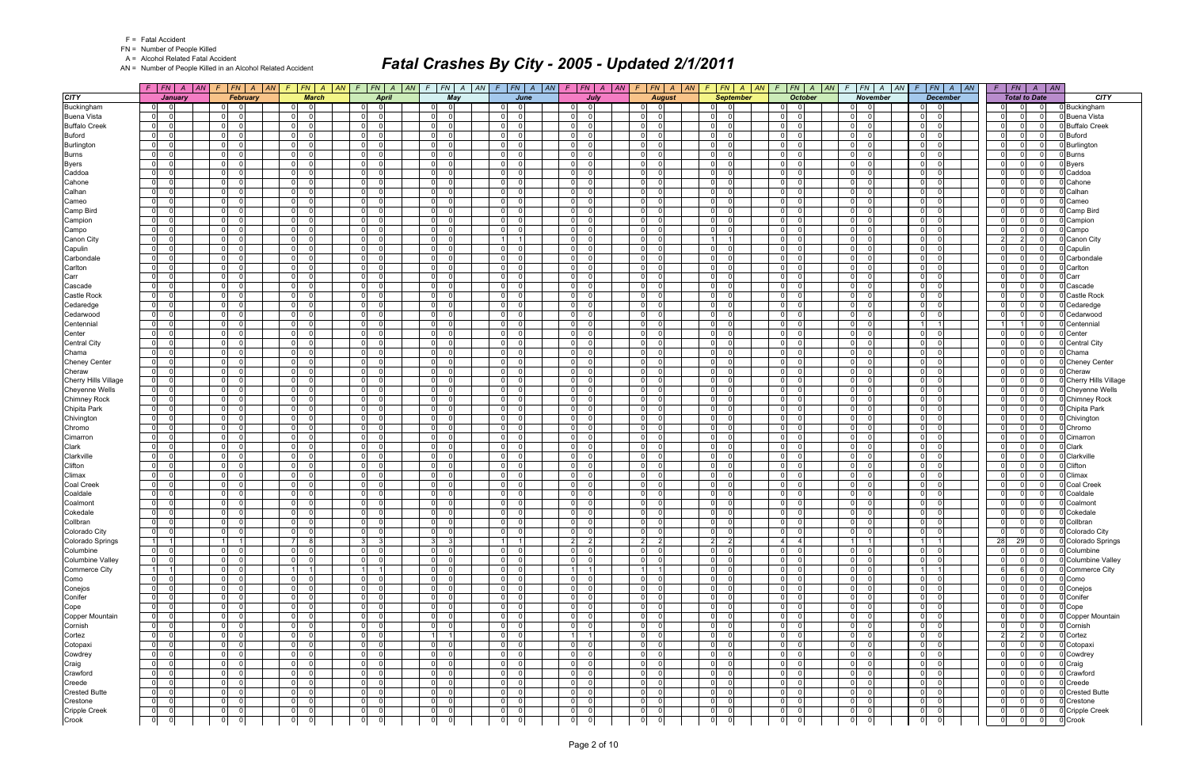| CITY | January | | | | February | | | | March | | | | April | | | | May | | | | June | | | | July | | | | August | | | | September | | | | October | | | | November | | | | December | | | | Total to Date | | | | CITY |
|---|---|---|---|---|---|---|---|---|---|---|---|---|---|---|---|---|---|---|---|---|---|---|---|---|---|---|---|---|---|---|---|---|---|---|---|---|---|---|---|---|---|---|---|---|---|---|---|---|---|---|---|---|---|
| | F | FN | A | AN | F | FN | A | AN | F | FN | A | AN | F | FN | A | AN | F | FN | A | AN | F | FN | A | AN | F | FN | A | AN | F | FN | A | AN | F | FN | A | AN | F | FN | A | AN | F | FN | A | AN | F | FN | A | AN | F | FN | A | AN | |
| Buckingham | 0 | 0 | | | 0 | 0 | | | 0 | 0 | | | 0 | 0 | | | 0 | 0 | | | 0 | 0 | | | 0 | 0 | | | 0 | 0 | | | 0 | 0 | | | 0 | 0 | | | 0 | 0 | | | 0 | 0 | | | 0 | 0 | 0 | 0 | Buckingham |
| Buena Vista | 0 | 0 | | | 0 | 0 | | | 0 | 0 | | | 0 | 0 | | | 0 | 0 | | | 0 | 0 | | | 0 | 0 | | | 0 | 0 | | | 0 | 0 | | | 0 | 0 | | | 0 | 0 | | | 0 | 0 | | | 0 | 0 | 0 | 0 | Buena Vista |
| Buffalo Creek | 0 | 0 | | | 0 | 0 | | | 0 | 0 | | | 0 | 0 | | | 0 | 0 | | | 0 | 0 | | | 0 | 0 | | | 0 | 0 | | | 0 | 0 | | | 0 | 0 | | | 0 | 0 | | | 0 | 0 | | | 0 | 0 | 0 | 0 | Buffalo Creek |
| Buford | 0 | 0 | | | 0 | 0 | | | 0 | 0 | | | 0 | 0 | | | 0 | 0 | | | 0 | 0 | | | 0 | 0 | | | 0 | 0 | | | 0 | 0 | | | 0 | 0 | | | 0 | 0 | | | 0 | 0 | | | 0 | 0 | 0 | 0 | Buford |
| Burlington | 0 | 0 | | | 0 | 0 | | | 0 | 0 | | | 0 | 0 | | | 0 | 0 | | | 0 | 0 | | | 0 | 0 | | | 0 | 0 | | | 0 | 0 | | | 0 | 0 | | | 0 | 0 | | | 0 | 0 | | | 0 | 0 | 0 | 0 | Burlington |
| Burns | 0 | 0 | | | 0 | 0 | | | 0 | 0 | | | 0 | 0 | | | 0 | 0 | | | 0 | 0 | | | 0 | 0 | | | 0 | 0 | | | 0 | 0 | | | 0 | 0 | | | 0 | 0 | | | 0 | 0 | | | 0 | 0 | 0 | 0 | Burns |
| Byers | 0 | 0 | | | 0 | 0 | | | 0 | 0 | | | 0 | 0 | | | 0 | 0 | | | 0 | 0 | | | 0 | 0 | | | 0 | 0 | | | 0 | 0 | | | 0 | 0 | | | 0 | 0 | | | 0 | 0 | | | 0 | 0 | 0 | 0 | Byers |
| Caddoa | 0 | 0 | | | 0 | 0 | | | 0 | 0 | | | 0 | 0 | | | 0 | 0 | | | 0 | 0 | | | 0 | 0 | | | 0 | 0 | | | 0 | 0 | | | 0 | 0 | | | 0 | 0 | | | 0 | 0 | | | 0 | 0 | 0 | 0 | Caddoa |
| Cahone | 0 | 0 | | | 0 | 0 | | | 0 | 0 | | | 0 | 0 | | | 0 | 0 | | | 0 | 0 | | | 0 | 0 | | | 0 | 0 | | | 0 | 0 | | | 0 | 0 | | | 0 | 0 | | | 0 | 0 | | | 0 | 0 | 0 | 0 | Cahone |
| Calhan | 0 | 0 | | | 0 | 0 | | | 0 | 0 | | | 0 | 0 | | | 0 | 0 | | | 0 | 0 | | | 0 | 0 | | | 0 | 0 | | | 0 | 0 | | | 0 | 0 | | | 0 | 0 | | | 0 | 0 | | | 0 | 0 | 0 | 0 | Calhan |
| Cameo | 0 | 0 | | | 0 | 0 | | | 0 | 0 | | | 0 | 0 | | | 0 | 0 | | | 0 | 0 | | | 0 | 0 | | | 0 | 0 | | | 0 | 0 | | | 0 | 0 | | | 0 | 0 | | | 0 | 0 | | | 0 | 0 | 0 | 0 | Cameo |
| Camp Bird | 0 | 0 | | | 0 | 0 | | | 0 | 0 | | | 0 | 0 | | | 0 | 0 | | | 0 | 0 | | | 0 | 0 | | | 0 | 0 | | | 0 | 0 | | | 0 | 0 | | | 0 | 0 | | | 0 | 0 | | | 0 | 0 | 0 | 0 | Camp Bird |
| Campion | 0 | 0 | | | 0 | 0 | | | 0 | 0 | | | 0 | 0 | | | 0 | 0 | | | 0 | 0 | | | 0 | 0 | | | 0 | 0 | | | 0 | 0 | | | 0 | 0 | | | 0 | 0 | | | 0 | 0 | | | 0 | 0 | 0 | 0 | Campion |
| Campo | 0 | 0 | | | 0 | 0 | | | 0 | 0 | | | 0 | 0 | | | 0 | 0 | | | 0 | 0 | | | 0 | 0 | | | 0 | 0 | | | 0 | 0 | | | 0 | 0 | | | 0 | 0 | | | 0 | 0 | | | 0 | 0 | 0 | 0 | Campo |
| Canon City | 0 | 0 | | | 0 | 0 | | | 0 | 0 | | | 0 | 0 | | | 1 | 1 | | | 0 | 0 | | | 0 | 0 | | | 0 | 0 | | | 1 | 1 | | | 0 | 0 | | | 0 | 0 | | | 0 | 0 | | | 2 | 2 | 0 | 0 | Canon City |
| Capulin | 0 | 0 | | | 0 | 0 | | | 0 | 0 | | | 0 | 0 | | | 0 | 0 | | | 0 | 0 | | | 0 | 0 | | | 0 | 0 | | | 0 | 0 | | | 0 | 0 | | | 0 | 0 | | | 0 | 0 | | | 0 | 0 | 0 | 0 | Capulin |
| Carbondale | 0 | 0 | | | 0 | 0 | | | 0 | 0 | | | 0 | 0 | | | 0 | 0 | | | 0 | 0 | | | 0 | 0 | | | 0 | 0 | | | 0 | 0 | | | 0 | 0 | | | 0 | 0 | | | 0 | 0 | | | 0 | 0 | 0 | 0 | Carbondale |
| Carlton | 0 | 0 | | | 0 | 0 | | | 0 | 0 | | | 0 | 0 | | | 0 | 0 | | | 0 | 0 | | | 0 | 0 | | | 0 | 0 | | | 0 | 0 | | | 0 | 0 | | | 0 | 0 | | | 0 | 0 | | | 0 | 0 | 0 | 0 | Carlton |
| Carr | 0 | 0 | | | 0 | 0 | | | 0 | 0 | | | 0 | 0 | | | 0 | 0 | | | 0 | 0 | | | 0 | 0 | | | 0 | 0 | | | 0 | 0 | | | 0 | 0 | | | 0 | 0 | | | 0 | 0 | | | 0 | 0 | 0 | 0 | Carr |
| Cascade | 0 | 0 | | | 0 | 0 | | | 0 | 0 | | | 0 | 0 | | | 0 | 0 | | | 0 | 0 | | | 0 | 0 | | | 0 | 0 | | | 0 | 0 | | | 0 | 0 | | | 0 | 0 | | | 0 | 0 | | | 0 | 0 | 0 | 0 | Cascade |
| Castle Rock | 0 | 0 | | | 0 | 0 | | | 0 | 0 | | | 0 | 0 | | | 0 | 0 | | | 0 | 0 | | | 0 | 0 | | | 0 | 0 | | | 0 | 0 | | | 0 | 0 | | | 0 | 0 | | | 0 | 0 | | | 0 | 0 | 0 | 0 | Castle Rock |
| Cedaredge | 0 | 0 | | | 0 | 0 | | | 0 | 0 | | | 0 | 0 | | | 0 | 0 | | | 0 | 0 | | | 0 | 0 | | | 0 | 0 | | | 0 | 0 | | | 0 | 0 | | | 0 | 0 | | | 0 | 0 | | | 0 | 0 | 0 | 0 | Cedaredge |
| Cedarwood | 0 | 0 | | | 0 | 0 | | | 0 | 0 | | | 0 | 0 | | | 0 | 0 | | | 0 | 0 | | | 0 | 0 | | | 0 | 0 | | | 0 | 0 | | | 0 | 0 | | | 0 | 0 | | | 0 | 0 | | | 0 | 0 | 0 | 0 | Cedarwood |
| Centennial | 0 | 0 | | | 0 | 0 | | | 0 | 0 | | | 0 | 0 | | | 0 | 0 | | | 0 | 0 | | | 0 | 0 | | | 0 | 0 | | | 0 | 0 | | | 0 | 0 | | | 0 | 0 | | | 1 | 1 | | | 1 | 1 | 0 | 0 | Centennial |
| Center | 0 | 0 | | | 0 | 0 | | | 0 | 0 | | | 0 | 0 | | | 0 | 0 | | | 0 | 0 | | | 0 | 0 | | | 0 | 0 | | | 0 | 0 | | | 0 | 0 | | | 0 | 0 | | | 0 | 0 | | | 0 | 0 | 0 | 0 | Center |
| Central City | 0 | 0 | | | 0 | 0 | | | 0 | 0 | | | 0 | 0 | | | 0 | 0 | | | 0 | 0 | | | 0 | 0 | | | 0 | 0 | | | 0 | 0 | | | 0 | 0 | | | 0 | 0 | | | 0 | 0 | | | 0 | 0 | 0 | 0 | Central City |
| Chama | 0 | 0 | | | 0 | 0 | | | 0 | 0 | | | 0 | 0 | | | 0 | 0 | | | 0 | 0 | | | 0 | 0 | | | 0 | 0 | | | 0 | 0 | | | 0 | 0 | | | 0 | 0 | | | 0 | 0 | | | 0 | 0 | 0 | 0 | Chama |
| Cheney Center | 0 | 0 | | | 0 | 0 | | | 0 | 0 | | | 0 | 0 | | | 0 | 0 | | | 0 | 0 | | | 0 | 0 | | | 0 | 0 | | | 0 | 0 | | | 0 | 0 | | | 0 | 0 | | | 0 | 0 | | | 0 | 0 | 0 | 0 | Cheney Center |
| Cheraw | 0 | 0 | | | 0 | 0 | | | 0 | 0 | | | 0 | 0 | | | 0 | 0 | | | 0 | 0 | | | 0 | 0 | | | 0 | 0 | | | 0 | 0 | | | 0 | 0 | | | 0 | 0 | | | 0 | 0 | | | 0 | 0 | 0 | 0 | Cheraw |
| Cherry Hills Village | 0 | 0 | | | 0 | 0 | | | 0 | 0 | | | 0 | 0 | | | 0 | 0 | | | 0 | 0 | | | 0 | 0 | | | 0 | 0 | | | 0 | 0 | | | 0 | 0 | | | 0 | 0 | | | 0 | 0 | | | 0 | 0 | 0 | 0 | Cherry Hills Village |
| Cheyenne Wells | 0 | 0 | | | 0 | 0 | | | 0 | 0 | | | 0 | 0 | | | 0 | 0 | | | 0 | 0 | | | 0 | 0 | | | 0 | 0 | | | 0 | 0 | | | 0 | 0 | | | 0 | 0 | | | 0 | 0 | | | 0 | 0 | 0 | 0 | Cheyenne Wells |
| Chimney Rock | 0 | 0 | | | 0 | 0 | | | 0 | 0 | | | 0 | 0 | | | 0 | 0 | | | 0 | 0 | | | 0 | 0 | | | 0 | 0 | | | 0 | 0 | | | 0 | 0 | | | 0 | 0 | | | 0 | 0 | | | 0 | 0 | 0 | 0 | Chimney Rock |
| Chipita Park | 0 | 0 | | | 0 | 0 | | | 0 | 0 | | | 0 | 0 | | | 0 | 0 | | | 0 | 0 | | | 0 | 0 | | | 0 | 0 | | | 0 | 0 | | | 0 | 0 | | | 0 | 0 | | | 0 | 0 | | | 0 | 0 | 0 | 0 | Chipita Park |
| Chivington | 0 | 0 | | | 0 | 0 | | | 0 | 0 | | | 0 | 0 | | | 0 | 0 | | | 0 | 0 | | | 0 | 0 | | | 0 | 0 | | | 0 | 0 | | | 0 | 0 | | | 0 | 0 | | | 0 | 0 | | | 0 | 0 | 0 | 0 | Chivington |
| Chromo | 0 | 0 | | | 0 | 0 | | | 0 | 0 | | | 0 | 0 | | | 0 | 0 | | | 0 | 0 | | | 0 | 0 | | | 0 | 0 | | | 0 | 0 | | | 0 | 0 | | | 0 | 0 | | | 0 | 0 | | | 0 | 0 | 0 | 0 | Chromo |
| Cimarron | 0 | 0 | | | 0 | 0 | | | 0 | 0 | | | 0 | 0 | | | 0 | 0 | | | 0 | 0 | | | 0 | 0 | | | 0 | 0 | | | 0 | 0 | | | 0 | 0 | | | 0 | 0 | | | 0 | 0 | | | 0 | 0 | 0 | 0 | Cimarron |
| Clark | 0 | 0 | | | 0 | 0 | | | 0 | 0 | | | 0 | 0 | | | 0 | 0 | | | 0 | 0 | | | 0 | 0 | | | 0 | 0 | | | 0 | 0 | | | 0 | 0 | | | 0 | 0 | | | 0 | 0 | | | 0 | 0 | 0 | 0 | Clark |
| Clarkville | 0 | 0 | | | 0 | 0 | | | 0 | 0 | | | 0 | 0 | | | 0 | 0 | | | 0 | 0 | | | 0 | 0 | | | 0 | 0 | | | 0 | 0 | | | 0 | 0 | | | 0 | 0 | | | 0 | 0 | | | 0 | 0 | 0 | 0 | Clarkville |
| Clifton | 0 | 0 | | | 0 | 0 | | | 0 | 0 | | | 0 | 0 | | | 0 | 0 | | | 0 | 0 | | | 0 | 0 | | | 0 | 0 | | | 0 | 0 | | | 0 | 0 | | | 0 | 0 | | | 0 | 0 | | | 0 | 0 | 0 | 0 | Clifton |
| Climax | 0 | 0 | | | 0 | 0 | | | 0 | 0 | | | 0 | 0 | | | 0 | 0 | | | 0 | 0 | | | 0 | 0 | | | 0 | 0 | | | 0 | 0 | | | 0 | 0 | | | 0 | 0 | | | 0 | 0 | | | 0 | 0 | 0 | 0 | Climax |
| Coal Creek | 0 | 0 | | | 0 | 0 | | | 0 | 0 | | | 0 | 0 | | | 0 | 0 | | | 0 | 0 | | | 0 | 0 | | | 0 | 0 | | | 0 | 0 | | | 0 | 0 | | | 0 | 0 | | | 0 | 0 | | | 0 | 0 | 0 | 0 | Coal Creek |
| Coaldale | 0 | 0 | | | 0 | 0 | | | 0 | 0 | | | 0 | 0 | | | 0 | 0 | | | 0 | 0 | | | 0 | 0 | | | 0 | 0 | | | 0 | 0 | | | 0 | 0 | | | 0 | 0 | | | 0 | 0 | | | 0 | 0 | 0 | 0 | Coaldale |
| Coalmont | 0 | 0 | | | 0 | 0 | | | 0 | 0 | | | 0 | 0 | | | 0 | 0 | | | 0 | 0 | | | 0 | 0 | | | 0 | 0 | | | 0 | 0 | | | 0 | 0 | | | 0 | 0 | | | 0 | 0 | | | 0 | 0 | 0 | 0 | Coalmont |
| Cokedale | 0 | 0 | | | 0 | 0 | | | 0 | 0 | | | 0 | 0 | | | 0 | 0 | | | 0 | 0 | | | 0 | 0 | | | 0 | 0 | | | 0 | 0 | | | 0 | 0 | | | 0 | 0 | | | 0 | 0 | | | 0 | 0 | 0 | 0 | Cokedale |
| Collbran | 0 | 0 | | | 0 | 0 | | | 0 | 0 | | | 0 | 0 | | | 0 | 0 | | | 0 | 0 | | | 0 | 0 | | | 0 | 0 | | | 0 | 0 | | | 0 | 0 | | | 0 | 0 | | | 0 | 0 | | | 0 | 0 | 0 | 0 | Collbran |
| Colorado City | 0 | 0 | | | 0 | 0 | | | 0 | 0 | | | 0 | 0 | | | 0 | 0 | | | 0 | 0 | | | 0 | 0 | | | 0 | 0 | | | 0 | 0 | | | 0 | 0 | | | 0 | 0 | | | 0 | 0 | | | 0 | 0 | 0 | 0 | Colorado City |
| Colorado Springs | 1 | 1 | | | 1 | 1 | | | 7 | 8 | | | 3 | 3 | | | 3 | 3 | | | 1 | 1 | | | 2 | 2 | | | 2 | 2 | | | 2 | 2 | | | 4 | 4 | | | 1 | 1 | | | 1 | 1 | | | 28 | 29 | 0 | 0 | Colorado Springs |
| Columbine | 0 | 0 | | | 0 | 0 | | | 0 | 0 | | | 0 | 0 | | | 0 | 0 | | | 0 | 0 | | | 0 | 0 | | | 0 | 0 | | | 0 | 0 | | | 0 | 0 | | | 0 | 0 | | | 0 | 0 | | | 0 | 0 | 0 | 0 | Columbine |
| Columbine Valley | 0 | 0 | | | 0 | 0 | | | 0 | 0 | | | 0 | 0 | | | 0 | 0 | | | 0 | 0 | | | 0 | 0 | | | 0 | 0 | | | 0 | 0 | | | 0 | 0 | | | 0 | 0 | | | 0 | 0 | | | 0 | 0 | 0 | 0 | Columbine Valley |
| Commerce City | 1 | 1 | | | 0 | 0 | | | 1 | 1 | | | 1 | 1 | | | 0 | 0 | | | 0 | 0 | | | 1 | 1 | | | 1 | 1 | | | 0 | 0 | | | 0 | 0 | | | 0 | 0 | | | 1 | 1 | | | 6 | 6 | 0 | 0 | Commerce City |
| Como | 0 | 0 | | | 0 | 0 | | | 0 | 0 | | | 0 | 0 | | | 0 | 0 | | | 0 | 0 | | | 0 | 0 | | | 0 | 0 | | | 0 | 0 | | | 0 | 0 | | | 0 | 0 | | | 0 | 0 | | | 0 | 0 | 0 | 0 | Como |
| Conejos | 0 | 0 | | | 0 | 0 | | | 0 | 0 | | | 0 | 0 | | | 0 | 0 | | | 0 | 0 | | | 0 | 0 | | | 0 | 0 | | | 0 | 0 | | | 0 | 0 | | | 0 | 0 | | | 0 | 0 | | | 0 | 0 | 0 | 0 | Conejos |
| Conifer | 0 | 0 | | | 0 | 0 | | | 0 | 0 | | | 0 | 0 | | | 0 | 0 | | | 0 | 0 | | | 0 | 0 | | | 0 | 0 | | | 0 | 0 | | | 0 | 0 | | | 0 | 0 | | | 0 | 0 | | | 0 | 0 | 0 | 0 | Conifer |
| Cope | 0 | 0 | | | 0 | 0 | | | 0 | 0 | | | 0 | 0 | | | 0 | 0 | | | 0 | 0 | | | 0 | 0 | | | 0 | 0 | | | 0 | 0 | | | 0 | 0 | | | 0 | 0 | | | 0 | 0 | | | 0 | 0 | 0 | 0 | Cope |
| Copper Mountain | 0 | 0 | | | 0 | 0 | | | 0 | 0 | | | 0 | 0 | | | 0 | 0 | | | 0 | 0 | | | 0 | 0 | | | 0 | 0 | | | 0 | 0 | | | 0 | 0 | | | 0 | 0 | | | 0 | 0 | | | 0 | 0 | 0 | 0 | Copper Mountain |
| Cornish | 0 | 0 | | | 0 | 0 | | | 0 | 0 | | | 0 | 0 | | | 0 | 0 | | | 0 | 0 | | | 0 | 0 | | | 0 | 0 | | | 0 | 0 | | | 0 | 0 | | | 0 | 0 | | | 0 | 0 | | | 0 | 0 | 0 | 0 | Cornish |
| Cortez | 0 | 0 | | | 0 | 0 | | | 0 | 0 | | | 0 | 0 | | | 1 | 1 | | | 0 | 0 | | | 1 | 1 | | | 0 | 0 | | | 0 | 0 | | | 0 | 0 | | | 0 | 0 | | | 0 | 0 | | | 2 | 2 | 0 | 0 | Cortez |
| Cotopaxi | 0 | 0 | | | 0 | 0 | | | 0 | 0 | | | 0 | 0 | | | 0 | 0 | | | 0 | 0 | | | 0 | 0 | | | 0 | 0 | | | 0 | 0 | | | 0 | 0 | | | 0 | 0 | | | 0 | 0 | | | 0 | 0 | 0 | 0 | Cotopaxi |
| Cowdrey | 0 | 0 | | | 0 | 0 | | | 0 | 0 | | | 0 | 0 | | | 0 | 0 | | | 0 | 0 | | | 0 | 0 | | | 0 | 0 | | | 0 | 0 | | | 0 | 0 | | | 0 | 0 | | | 0 | 0 | | | 0 | 0 | 0 | 0 | Cowdrey |
| Craig | 0 | 0 | | | 0 | 0 | | | 0 | 0 | | | 0 | 0 | | | 0 | 0 | | | 0 | 0 | | | 0 | 0 | | | 0 | 0 | | | 0 | 0 | | | 0 | 0 | | | 0 | 0 | | | 0 | 0 | | | 0 | 0 | 0 | 0 | Craig |
| Crawford | 0 | 0 | | | 0 | 0 | | | 0 | 0 | | | 0 | 0 | | | 0 | 0 | | | 0 | 0 | | | 0 | 0 | | | 0 | 0 | | | 0 | 0 | | | 0 | 0 | | | 0 | 0 | | | 0 | 0 | | | 0 | 0 | 0 | 0 | Crawford |
| Creede | 0 | 0 | | | 0 | 0 | | | 0 | 0 | | | 0 | 0 | | | 0 | 0 | | | 0 | 0 | | | 0 | 0 | | | 0 | 0 | | | 0 | 0 | | | 0 | 0 | | | 0 | 0 | | | 0 | 0 | | | 0 | 0 | 0 | 0 | Creede |
| Crested Butte | 0 | 0 | | | 0 | 0 | | | 0 | 0 | | | 0 | 0 | | | 0 | 0 | | | 0 | 0 | | | 0 | 0 | | | 0 | 0 | | | 0 | 0 | | | 0 | 0 | | | 0 | 0 | | | 0 | 0 | | | 0 | 0 | 0 | 0 | Crested Butte |
| Crestone | 0 | 0 | | | 0 | 0 | | | 0 | 0 | | | 0 | 0 | | | 0 | 0 | | | 0 | 0 | | | 0 | 0 | | | 0 | 0 | | | 0 | 0 | | | 0 | 0 | | | 0 | 0 | | | 0 | 0 | | | 0 | 0 | 0 | 0 | Crestone |
| Cripple Creek | 0 | 0 | | | 0 | 0 | | | 0 | 0 | | | 0 | 0 | | | 0 | 0 | | | 0 | 0 | | | 0 | 0 | | | 0 | 0 | | | 0 | 0 | | | 0 | 0 | | | 0 | 0 | | | 0 | 0 | | | 0 | 0 | 0 | 0 | Cripple Creek |
| Crook | 0 | 0 | | | 0 | 0 | | | 0 | 0 | | | 0 | 0 | | | 0 | 0 | | | 0 | 0 | | | 0 | 0 | | | 0 | 0 | | | 0 | 0 | | | 0 | 0 | | | 0 | 0 | | | 0 | 0 | | | 0 | 0 | 0 | 0 | Crook |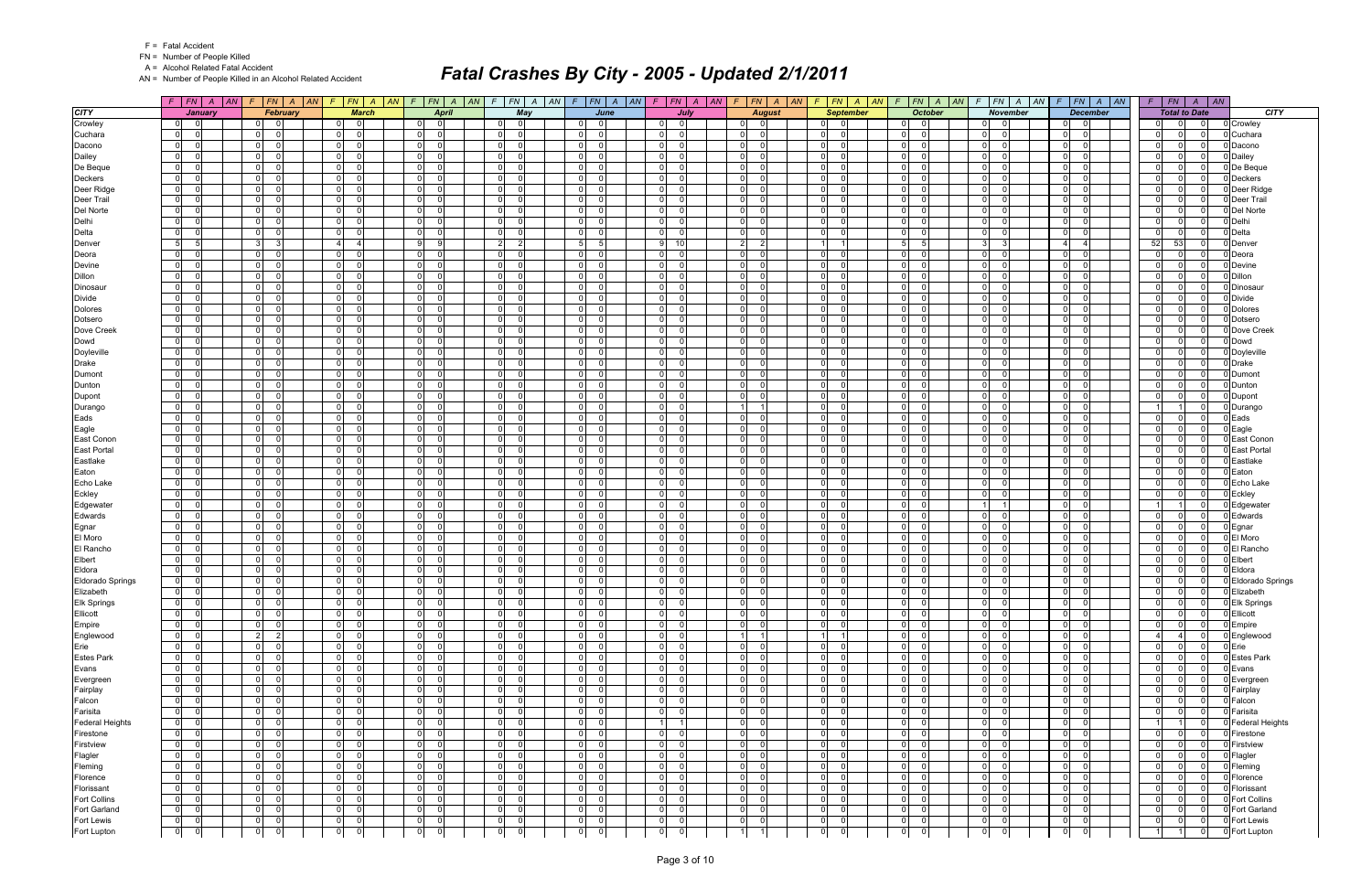F = Fatal Accident

FN = Number of People Killed

A = Alcohol Related Fatal Accident

AN = Number of People Killed in an Alcohol Related Accident

# Fatal Crashes By City - 2005 - Updated 2/1/2011

| CITY | January | | | | February | | | | March | | | | April | | | | May | | | | June | | | | July | | | | August | | | | September | | | | October | | | | November | | | | December | | | | Total to Date | | | | CITY |
|---|---|---|---|---|---|---|---|---|---|---|---|---|---|---|---|---|---|---|---|---|---|---|---|---|---|---|---|---|---|---|---|---|---|---|---|---|---|---|---|---|---|---|---|---|---|---|---|---|---|---|---|---|---|
| | F | FN | A | AN | F | FN | A | AN | F | FN | A | AN | F | FN | A | AN | F | FN | A | AN | F | FN | A | AN | F | FN | A | AN | F | FN | A | AN | F | FN | A | AN | F | FN | A | AN | F | FN | A | AN | F | FN | A | AN | F | FN | A | AN | |
| Crowley | 0 | 0 | | | 0 | 0 | | | 0 | 0 | | | 0 | 0 | | | 0 | 0 | | | 0 | 0 | | | 0 | 0 | | | 0 | 0 | | | 0 | 0 | | | 0 | 0 | | | 0 | 0 | | | 0 | 0 | | | 0 | 0 | 0 | 0 | Crowley |
| Cuchara | 0 | 0 | | | 0 | 0 | | | 0 | 0 | | | 0 | 0 | | | 0 | 0 | | | 0 | 0 | | | 0 | 0 | | | 0 | 0 | | | 0 | 0 | | | 0 | 0 | | | 0 | 0 | | | 0 | 0 | | | 0 | 0 | 0 | 0 | Cuchara |
| Dacono | 0 | 0 | | | 0 | 0 | | | 0 | 0 | | | 0 | 0 | | | 0 | 0 | | | 0 | 0 | | | 0 | 0 | | | 0 | 0 | | | 0 | 0 | | | 0 | 0 | | | 0 | 0 | | | 0 | 0 | | | 0 | 0 | 0 | 0 | Dacono |
| Dailey | 0 | 0 | | | 0 | 0 | | | 0 | 0 | | | 0 | 0 | | | 0 | 0 | | | 0 | 0 | | | 0 | 0 | | | 0 | 0 | | | 0 | 0 | | | 0 | 0 | | | 0 | 0 | | | 0 | 0 | | | 0 | 0 | 0 | 0 | Dailey |
| De Beque | 0 | 0 | | | 0 | 0 | | | 0 | 0 | | | 0 | 0 | | | 0 | 0 | | | 0 | 0 | | | 0 | 0 | | | 0 | 0 | | | 0 | 0 | | | 0 | 0 | | | 0 | 0 | | | 0 | 0 | | | 0 | 0 | 0 | 0 | De Beque |
| Deckers | 0 | 0 | | | 0 | 0 | | | 0 | 0 | | | 0 | 0 | | | 0 | 0 | | | 0 | 0 | | | 0 | 0 | | | 0 | 0 | | | 0 | 0 | | | 0 | 0 | | | 0 | 0 | | | 0 | 0 | | | 0 | 0 | 0 | 0 | Deckers |
| Deer Ridge | 0 | 0 | | | 0 | 0 | | | 0 | 0 | | | 0 | 0 | | | 0 | 0 | | | 0 | 0 | | | 0 | 0 | | | 0 | 0 | | | 0 | 0 | | | 0 | 0 | | | 0 | 0 | | | 0 | 0 | | | 0 | 0 | 0 | 0 | Deer Ridge |
| Deer Trail | 0 | 0 | | | 0 | 0 | | | 0 | 0 | | | 0 | 0 | | | 0 | 0 | | | 0 | 0 | | | 0 | 0 | | | 0 | 0 | | | 0 | 0 | | | 0 | 0 | | | 0 | 0 | | | 0 | 0 | | | 0 | 0 | 0 | 0 | Deer Trail |
| Del Norte | 0 | 0 | | | 0 | 0 | | | 0 | 0 | | | 0 | 0 | | | 0 | 0 | | | 0 | 0 | | | 0 | 0 | | | 0 | 0 | | | 0 | 0 | | | 0 | 0 | | | 0 | 0 | | | 0 | 0 | | | 0 | 0 | 0 | 0 | Del Norte |
| Delhi | 0 | 0 | | | 0 | 0 | | | 0 | 0 | | | 0 | 0 | | | 0 | 0 | | | 0 | 0 | | | 0 | 0 | | | 0 | 0 | | | 0 | 0 | | | 0 | 0 | | | 0 | 0 | | | 0 | 0 | | | 0 | 0 | 0 | 0 | Delhi |
| Delta | 0 | 0 | | | 0 | 0 | | | 0 | 0 | | | 0 | 0 | | | 0 | 0 | | | 0 | 0 | | | 0 | 0 | | | 0 | 0 | | | 0 | 0 | | | 0 | 0 | | | 0 | 0 | | | 0 | 0 | | | 0 | 0 | 0 | 0 | Delta |
| Denver | 5 | 5 | | | 3 | 3 | | | 4 | 4 | | | 9 | 9 | | | 2 | 2 | | | 5 | 5 | | | 9 | 10 | | | 2 | 2 | | | 1 | 1 | | | 5 | 5 | | | 3 | 3 | | | 4 | 4 | | | 52 | 53 | 0 | 0 | Denver |
| Deora | 0 | 0 | | | 0 | 0 | | | 0 | 0 | | | 0 | 0 | | | 0 | 0 | | | 0 | 0 | | | 0 | 0 | | | 0 | 0 | | | 0 | 0 | | | 0 | 0 | | | 0 | 0 | | | 0 | 0 | | | 0 | 0 | 0 | 0 | Deora |
| Devine | 0 | 0 | | | 0 | 0 | | | 0 | 0 | | | 0 | 0 | | | 0 | 0 | | | 0 | 0 | | | 0 | 0 | | | 0 | 0 | | | 0 | 0 | | | 0 | 0 | | | 0 | 0 | | | 0 | 0 | | | 0 | 0 | 0 | 0 | Devine |
| Dillon | 0 | 0 | | | 0 | 0 | | | 0 | 0 | | | 0 | 0 | | | 0 | 0 | | | 0 | 0 | | | 0 | 0 | | | 0 | 0 | | | 0 | 0 | | | 0 | 0 | | | 0 | 0 | | | 0 | 0 | | | 0 | 0 | 0 | 0 | Dillon |
| Dinosaur | 0 | 0 | | | 0 | 0 | | | 0 | 0 | | | 0 | 0 | | | 0 | 0 | | | 0 | 0 | | | 0 | 0 | | | 0 | 0 | | | 0 | 0 | | | 0 | 0 | | | 0 | 0 | | | 0 | 0 | | | 0 | 0 | 0 | 0 | Dinosaur |
| Divide | 0 | 0 | | | 0 | 0 | | | 0 | 0 | | | 0 | 0 | | | 0 | 0 | | | 0 | 0 | | | 0 | 0 | | | 0 | 0 | | | 0 | 0 | | | 0 | 0 | | | 0 | 0 | | | 0 | 0 | | | 0 | 0 | 0 | 0 | Divide |
| Dolores | 0 | 0 | | | 0 | 0 | | | 0 | 0 | | | 0 | 0 | | | 0 | 0 | | | 0 | 0 | | | 0 | 0 | | | 0 | 0 | | | 0 | 0 | | | 0 | 0 | | | 0 | 0 | | | 0 | 0 | | | 0 | 0 | 0 | 0 | Dolores |
| Dotsero | 0 | 0 | | | 0 | 0 | | | 0 | 0 | | | 0 | 0 | | | 0 | 0 | | | 0 | 0 | | | 0 | 0 | | | 0 | 0 | | | 0 | 0 | | | 0 | 0 | | | 0 | 0 | | | 0 | 0 | | | 0 | 0 | 0 | 0 | Dotsero |
| Dove Creek | 0 | 0 | | | 0 | 0 | | | 0 | 0 | | | 0 | 0 | | | 0 | 0 | | | 0 | 0 | | | 0 | 0 | | | 0 | 0 | | | 0 | 0 | | | 0 | 0 | | | 0 | 0 | | | 0 | 0 | | | 0 | 0 | 0 | 0 | Dove Creek |
| Dowd | 0 | 0 | | | 0 | 0 | | | 0 | 0 | | | 0 | 0 | | | 0 | 0 | | | 0 | 0 | | | 0 | 0 | | | 0 | 0 | | | 0 | 0 | | | 0 | 0 | | | 0 | 0 | | | 0 | 0 | | | 0 | 0 | 0 | 0 | Dowd |
| Doyleville | 0 | 0 | | | 0 | 0 | | | 0 | 0 | | | 0 | 0 | | | 0 | 0 | | | 0 | 0 | | | 0 | 0 | | | 0 | 0 | | | 0 | 0 | | | 0 | 0 | | | 0 | 0 | | | 0 | 0 | | | 0 | 0 | 0 | 0 | Doyleville |
| Drake | 0 | 0 | | | 0 | 0 | | | 0 | 0 | | | 0 | 0 | | | 0 | 0 | | | 0 | 0 | | | 0 | 0 | | | 0 | 0 | | | 0 | 0 | | | 0 | 0 | | | 0 | 0 | | | 0 | 0 | | | 0 | 0 | 0 | 0 | Drake |
| Dumont | 0 | 0 | | | 0 | 0 | | | 0 | 0 | | | 0 | 0 | | | 0 | 0 | | | 0 | 0 | | | 0 | 0 | | | 0 | 0 | | | 0 | 0 | | | 0 | 0 | | | 0 | 0 | | | 0 | 0 | | | 0 | 0 | 0 | 0 | Dumont |
| Dunton | 0 | 0 | | | 0 | 0 | | | 0 | 0 | | | 0 | 0 | | | 0 | 0 | | | 0 | 0 | | | 0 | 0 | | | 0 | 0 | | | 0 | 0 | | | 0 | 0 | | | 0 | 0 | | | 0 | 0 | | | 0 | 0 | 0 | 0 | Dunton |
| Dupont | 0 | 0 | | | 0 | 0 | | | 0 | 0 | | | 0 | 0 | | | 0 | 0 | | | 0 | 0 | | | 0 | 0 | | | 0 | 0 | | | 0 | 0 | | | 0 | 0 | | | 0 | 0 | | | 0 | 0 | | | 0 | 0 | 0 | 0 | Dupont |
| Durango | 0 | 0 | | | 0 | 0 | | | 0 | 0 | | | 0 | 0 | | | 0 | 0 | | | 0 | 0 | | | 0 | 0 | | | 1 | 1 | | | 0 | 0 | | | 0 | 0 | | | 0 | 0 | | | 0 | 0 | | | 1 | 1 | 0 | 0 | Durango |
| Eads | 0 | 0 | | | 0 | 0 | | | 0 | 0 | | | 0 | 0 | | | 0 | 0 | | | 0 | 0 | | | 0 | 0 | | | 0 | 0 | | | 0 | 0 | | | 0 | 0 | | | 0 | 0 | | | 0 | 0 | | | 0 | 0 | 0 | 0 | Eads |
| Eagle | 0 | 0 | | | 0 | 0 | | | 0 | 0 | | | 0 | 0 | | | 0 | 0 | | | 0 | 0 | | | 0 | 0 | | | 0 | 0 | | | 0 | 0 | | | 0 | 0 | | | 0 | 0 | | | 0 | 0 | | | 0 | 0 | 0 | 0 | Eagle |
| East Conon | 0 | 0 | | | 0 | 0 | | | 0 | 0 | | | 0 | 0 | | | 0 | 0 | | | 0 | 0 | | | 0 | 0 | | | 0 | 0 | | | 0 | 0 | | | 0 | 0 | | | 0 | 0 | | | 0 | 0 | | | 0 | 0 | 0 | 0 | East Conon |
| East Portal | 0 | 0 | | | 0 | 0 | | | 0 | 0 | | | 0 | 0 | | | 0 | 0 | | | 0 | 0 | | | 0 | 0 | | | 0 | 0 | | | 0 | 0 | | | 0 | 0 | | | 0 | 0 | | | 0 | 0 | | | 0 | 0 | 0 | 0 | East Portal |
| Eastlake | 0 | 0 | | | 0 | 0 | | | 0 | 0 | | | 0 | 0 | | | 0 | 0 | | | 0 | 0 | | | 0 | 0 | | | 0 | 0 | | | 0 | 0 | | | 0 | 0 | | | 0 | 0 | | | 0 | 0 | | | 0 | 0 | 0 | 0 | Eastlake |
| Eaton | 0 | 0 | | | 0 | 0 | | | 0 | 0 | | | 0 | 0 | | | 0 | 0 | | | 0 | 0 | | | 0 | 0 | | | 0 | 0 | | | 0 | 0 | | | 0 | 0 | | | 0 | 0 | | | 0 | 0 | | | 0 | 0 | 0 | 0 | Eaton |
| Echo Lake | 0 | 0 | | | 0 | 0 | | | 0 | 0 | | | 0 | 0 | | | 0 | 0 | | | 0 | 0 | | | 0 | 0 | | | 0 | 0 | | | 0 | 0 | | | 0 | 0 | | | 0 | 0 | | | 0 | 0 | | | 0 | 0 | 0 | 0 | Echo Lake |
| Eckley | 0 | 0 | | | 0 | 0 | | | 0 | 0 | | | 0 | 0 | | | 0 | 0 | | | 0 | 0 | | | 0 | 0 | | | 0 | 0 | | | 0 | 0 | | | 0 | 0 | | | 0 | 0 | | | 0 | 0 | | | 0 | 0 | 0 | 0 | Eckley |
| Edgewater | 0 | 0 | | | 0 | 0 | | | 0 | 0 | | | 0 | 0 | | | 0 | 0 | | | 0 | 0 | | | 0 | 0 | | | 0 | 0 | | | 0 | 0 | | | 0 | 0 | | | 1 | 1 | | | 0 | 0 | | | 1 | 1 | 0 | 0 | Edgewater |
| Edwards | 0 | 0 | | | 0 | 0 | | | 0 | 0 | | | 0 | 0 | | | 0 | 0 | | | 0 | 0 | | | 0 | 0 | | | 0 | 0 | | | 0 | 0 | | | 0 | 0 | | | 0 | 0 | | | 0 | 0 | | | 0 | 0 | 0 | 0 | Edwards |
| Egnar | 0 | 0 | | | 0 | 0 | | | 0 | 0 | | | 0 | 0 | | | 0 | 0 | | | 0 | 0 | | | 0 | 0 | | | 0 | 0 | | | 0 | 0 | | | 0 | 0 | | | 0 | 0 | | | 0 | 0 | | | 0 | 0 | 0 | 0 | Egnar |
| El Moro | 0 | 0 | | | 0 | 0 | | | 0 | 0 | | | 0 | 0 | | | 0 | 0 | | | 0 | 0 | | | 0 | 0 | | | 0 | 0 | | | 0 | 0 | | | 0 | 0 | | | 0 | 0 | | | 0 | 0 | | | 0 | 0 | 0 | 0 | El Moro |
| El Rancho | 0 | 0 | | | 0 | 0 | | | 0 | 0 | | | 0 | 0 | | | 0 | 0 | | | 0 | 0 | | | 0 | 0 | | | 0 | 0 | | | 0 | 0 | | | 0 | 0 | | | 0 | 0 | | | 0 | 0 | | | 0 | 0 | 0 | 0 | El Rancho |
| Elbert | 0 | 0 | | | 0 | 0 | | | 0 | 0 | | | 0 | 0 | | | 0 | 0 | | | 0 | 0 | | | 0 | 0 | | | 0 | 0 | | | 0 | 0 | | | 0 | 0 | | | 0 | 0 | | | 0 | 0 | | | 0 | 0 | 0 | 0 | Elbert |
| Eldora | 0 | 0 | | | 0 | 0 | | | 0 | 0 | | | 0 | 0 | | | 0 | 0 | | | 0 | 0 | | | 0 | 0 | | | 0 | 0 | | | 0 | 0 | | | 0 | 0 | | | 0 | 0 | | | 0 | 0 | | | 0 | 0 | 0 | 0 | Eldora |
| Eldorado Springs | 0 | 0 | | | 0 | 0 | | | 0 | 0 | | | 0 | 0 | | | 0 | 0 | | | 0 | 0 | | | 0 | 0 | | | 0 | 0 | | | 0 | 0 | | | 0 | 0 | | | 0 | 0 | | | 0 | 0 | | | 0 | 0 | 0 | 0 | Eldorado Springs |
| Elizabeth | 0 | 0 | | | 0 | 0 | | | 0 | 0 | | | 0 | 0 | | | 0 | 0 | | | 0 | 0 | | | 0 | 0 | | | 0 | 0 | | | 0 | 0 | | | 0 | 0 | | | 0 | 0 | | | 0 | 0 | | | 0 | 0 | 0 | 0 | Elizabeth |
| Elk Springs | 0 | 0 | | | 0 | 0 | | | 0 | 0 | | | 0 | 0 | | | 0 | 0 | | | 0 | 0 | | | 0 | 0 | | | 0 | 0 | | | 0 | 0 | | | 0 | 0 | | | 0 | 0 | | | 0 | 0 | | | 0 | 0 | 0 | 0 | Elk Springs |
| Ellicott | 0 | 0 | | | 0 | 0 | | | 0 | 0 | | | 0 | 0 | | | 0 | 0 | | | 0 | 0 | | | 0 | 0 | | | 0 | 0 | | | 0 | 0 | | | 0 | 0 | | | 0 | 0 | | | 0 | 0 | | | 0 | 0 | 0 | 0 | Ellicott |
| Empire | 0 | 0 | | | 0 | 0 | | | 0 | 0 | | | 0 | 0 | | | 0 | 0 | | | 0 | 0 | | | 0 | 0 | | | 0 | 0 | | | 0 | 0 | | | 0 | 0 | | | 0 | 0 | | | 0 | 0 | | | 0 | 0 | 0 | 0 | Empire |
| Englewood | 0 | 0 | | | 2 | 2 | | | 0 | 0 | | | 0 | 0 | | | 0 | 0 | | | 0 | 0 | | | 0 | 0 | | | 1 | 1 | | | 1 | 1 | | | 0 | 0 | | | 0 | 0 | | | 0 | 0 | | | 4 | 4 | 0 | 0 | Englewood |
| Erie | 0 | 0 | | | 0 | 0 | | | 0 | 0 | | | 0 | 0 | | | 0 | 0 | | | 0 | 0 | | | 0 | 0 | | | 0 | 0 | | | 0 | 0 | | | 0 | 0 | | | 0 | 0 | | | 0 | 0 | | | 0 | 0 | 0 | 0 | Erie |
| Estes Park | 0 | 0 | | | 0 | 0 | | | 0 | 0 | | | 0 | 0 | | | 0 | 0 | | | 0 | 0 | | | 0 | 0 | | | 0 | 0 | | | 0 | 0 | | | 0 | 0 | | | 0 | 0 | | | 0 | 0 | | | 0 | 0 | 0 | 0 | Estes Park |
| Evans | 0 | 0 | | | 0 | 0 | | | 0 | 0 | | | 0 | 0 | | | 0 | 0 | | | 0 | 0 | | | 0 | 0 | | | 0 | 0 | | | 0 | 0 | | | 0 | 0 | | | 0 | 0 | | | 0 | 0 | | | 0 | 0 | 0 | 0 | Evans |
| Evergreen | 0 | 0 | | | 0 | 0 | | | 0 | 0 | | | 0 | 0 | | | 0 | 0 | | | 0 | 0 | | | 0 | 0 | | | 0 | 0 | | | 0 | 0 | | | 0 | 0 | | | 0 | 0 | | | 0 | 0 | | | 0 | 0 | 0 | 0 | Evergreen |
| Fairplay | 0 | 0 | | | 0 | 0 | | | 0 | 0 | | | 0 | 0 | | | 0 | 0 | | | 0 | 0 | | | 0 | 0 | | | 0 | 0 | | | 0 | 0 | | | 0 | 0 | | | 0 | 0 | | | 0 | 0 | | | 0 | 0 | 0 | 0 | Fairplay |
| Falcon | 0 | 0 | | | 0 | 0 | | | 0 | 0 | | | 0 | 0 | | | 0 | 0 | | | 0 | 0 | | | 0 | 0 | | | 0 | 0 | | | 0 | 0 | | | 0 | 0 | | | 0 | 0 | | | 0 | 0 | | | 0 | 0 | 0 | 0 | Falcon |
| Farisita | 0 | 0 | | | 0 | 0 | | | 0 | 0 | | | 0 | 0 | | | 0 | 0 | | | 0 | 0 | | | 0 | 0 | | | 0 | 0 | | | 0 | 0 | | | 0 | 0 | | | 0 | 0 | | | 0 | 0 | | | 0 | 0 | 0 | 0 | Farisita |
| Federal Heights | 0 | 0 | | | 0 | 0 | | | 0 | 0 | | | 0 | 0 | | | 0 | 0 | | | 0 | 0 | | | 1 | 1 | | | 0 | 0 | | | 0 | 0 | | | 0 | 0 | | | 0 | 0 | | | 0 | 0 | | | 1 | 1 | 0 | 0 | Federal Heights |
| Firestone | 0 | 0 | | | 0 | 0 | | | 0 | 0 | | | 0 | 0 | | | 0 | 0 | | | 0 | 0 | | | 0 | 0 | | | 0 | 0 | | | 0 | 0 | | | 0 | 0 | | | 0 | 0 | | | 0 | 0 | | | 0 | 0 | 0 | 0 | Firestone |
| Firstview | 0 | 0 | | | 0 | 0 | | | 0 | 0 | | | 0 | 0 | | | 0 | 0 | | | 0 | 0 | | | 0 | 0 | | | 0 | 0 | | | 0 | 0 | | | 0 | 0 | | | 0 | 0 | | | 0 | 0 | | | 0 | 0 | 0 | 0 | Firstview |
| Flagler | 0 | 0 | | | 0 | 0 | | | 0 | 0 | | | 0 | 0 | | | 0 | 0 | | | 0 | 0 | | | 0 | 0 | | | 0 | 0 | | | 0 | 0 | | | 0 | 0 | | | 0 | 0 | | | 0 | 0 | | | 0 | 0 | 0 | 0 | Flagler |
| Fleming | 0 | 0 | | | 0 | 0 | | | 0 | 0 | | | 0 | 0 | | | 0 | 0 | | | 0 | 0 | | | 0 | 0 | | | 0 | 0 | | | 0 | 0 | | | 0 | 0 | | | 0 | 0 | | | 0 | 0 | | | 0 | 0 | 0 | 0 | Fleming |
| Florence | 0 | 0 | | | 0 | 0 | | | 0 | 0 | | | 0 | 0 | | | 0 | 0 | | | 0 | 0 | | | 0 | 0 | | | 0 | 0 | | | 0 | 0 | | | 0 | 0 | | | 0 | 0 | | | 0 | 0 | | | 0 | 0 | 0 | 0 | Florence |
| Florissant | 0 | 0 | | | 0 | 0 | | | 0 | 0 | | | 0 | 0 | | | 0 | 0 | | | 0 | 0 | | | 0 | 0 | | | 0 | 0 | | | 0 | 0 | | | 0 | 0 | | | 0 | 0 | | | 0 | 0 | | | 0 | 0 | 0 | 0 | Florissant |
| Fort Collins | 0 | 0 | | | 0 | 0 | | | 0 | 0 | | | 0 | 0 | | | 0 | 0 | | | 0 | 0 | | | 0 | 0 | | | 0 | 0 | | | 0 | 0 | | | 0 | 0 | | | 0 | 0 | | | 0 | 0 | | | 0 | 0 | 0 | 0 | Fort Collins |
| Fort Garland | 0 | 0 | | | 0 | 0 | | | 0 | 0 | | | 0 | 0 | | | 0 | 0 | | | 0 | 0 | | | 0 | 0 | | | 0 | 0 | | | 0 | 0 | | | 0 | 0 | | | 0 | 0 | | | 0 | 0 | | | 0 | 0 | 0 | 0 | Fort Garland |
| Fort Lewis | 0 | 0 | | | 0 | 0 | | | 0 | 0 | | | 0 | 0 | | | 0 | 0 | | | 0 | 0 | | | 0 | 0 | | | 0 | 0 | | | 0 | 0 | | | 0 | 0 | | | 0 | 0 | | | 0 | 0 | | | 0 | 0 | 0 | 0 | Fort Lewis |
| Fort Lupton | 0 | 0 | | | 0 | 0 | | | 0 | 0 | | | 0 | 0 | | | 0 | 0 | | | 0 | 0 | | | 0 | 0 | | | 1 | 1 | | | 0 | 0 | | | 0 | 0 | | | 0 | 0 | | | 0 | 0 | | | 1 | 1 | 0 | 0 | Fort Lupton |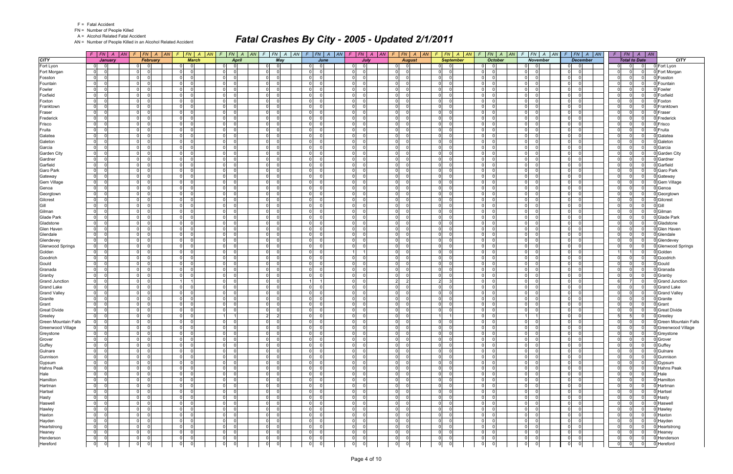F = Fatal Accident

FN = Number of People Killed

A = Alcohol Related Fatal Accident

AN = Number of People Killed in an Alcohol Related Accident

# Fatal Crashes By City - 2005 - Updated 2/1/2011

| CITY | January | | | | February | | | | March | | | | April | | | | May | | | | June | | | | July | | | | August | | | | September | | | | October | | | | November | | | | December | | | | Total to Date | | | | CITY |
|---|---|---|---|---|---|---|---|---|---|---|---|---|---|---|---|---|---|---|---|---|---|---|---|---|---|---|---|---|---|---|---|---|---|---|---|---|---|---|---|---|---|---|---|---|---|---|---|---|---|---|---|---|---|
| | F | FN | A | AN | F | FN | A | AN | F | FN | A | AN | F | FN | A | AN | F | FN | A | AN | F | FN | A | AN | F | FN | A | AN | F | FN | A | AN | F | FN | A | AN | F | FN | A | AN | F | FN | A | AN | F | FN | A | AN | F | FN | A | AN | |
| Fort Lyon | 0 | 0 | | | 0 | 0 | | | 0 | 0 | | | 0 | 0 | | | 0 | 0 | | | 0 | 0 | | | 0 | 0 | | | 0 | 0 | | | 0 | 0 | | | 0 | 0 | | | 0 | 0 | | | 0 | 0 | | | 0 | 0 | 0 | 0 | Fort Lyon |
| Fort Morgan | 0 | 0 | | | 0 | 0 | | | 0 | 0 | | | 0 | 0 | | | 0 | 0 | | | 0 | 0 | | | 0 | 0 | | | 0 | 0 | | | 0 | 0 | | | 0 | 0 | | | 0 | 0 | | | 0 | 0 | | | 0 | 0 | 0 | 0 | Fort Morgan |
| Fosston | 0 | 0 | | | 0 | 0 | | | 0 | 0 | | | 0 | 0 | | | 0 | 0 | | | 0 | 0 | | | 0 | 0 | | | 0 | 0 | | | 0 | 0 | | | 0 | 0 | | | 0 | 0 | | | 0 | 0 | | | 0 | 0 | 0 | 0 | Fosston |
| Fountain | 0 | 0 | | | 0 | 0 | | | 0 | 0 | | | 0 | 0 | | | 0 | 0 | | | 0 | 0 | | | 0 | 0 | | | 0 | 0 | | | 0 | 0 | | | 0 | 0 | | | 0 | 0 | | | 0 | 0 | | | 0 | 0 | 0 | 0 | Fountain |
| Fowler | 0 | 0 | | | 0 | 0 | | | 0 | 0 | | | 0 | 0 | | | 0 | 0 | | | 0 | 0 | | | 0 | 0 | | | 0 | 0 | | | 0 | 0 | | | 0 | 0 | | | 0 | 0 | | | 0 | 0 | | | 0 | 0 | 0 | 0 | Fowler |
| Foxfield | 0 | 0 | | | 0 | 0 | | | 0 | 0 | | | 0 | 0 | | | 0 | 0 | | | 0 | 0 | | | 0 | 0 | | | 0 | 0 | | | 0 | 0 | | | 0 | 0 | | | 0 | 0 | | | 0 | 0 | | | 0 | 0 | 0 | 0 | Foxfield |
| Foxton | 0 | 0 | | | 0 | 0 | | | 0 | 0 | | | 0 | 0 | | | 0 | 0 | | | 0 | 0 | | | 0 | 0 | | | 0 | 0 | | | 0 | 0 | | | 0 | 0 | | | 0 | 0 | | | 0 | 0 | | | 0 | 0 | 0 | 0 | Foxton |
| Franktown | 0 | 0 | | | 0 | 0 | | | 0 | 0 | | | 0 | 0 | | | 0 | 0 | | | 0 | 0 | | | 0 | 0 | | | 0 | 0 | | | 0 | 0 | | | 0 | 0 | | | 0 | 0 | | | 0 | 0 | | | 0 | 0 | 0 | 0 | Franktown |
| Fraser | 0 | 0 | | | 0 | 0 | | | 0 | 0 | | | 0 | 0 | | | 0 | 0 | | | 0 | 0 | | | 0 | 0 | | | 0 | 0 | | | 0 | 0 | | | 0 | 0 | | | 0 | 0 | | | 0 | 0 | | | 0 | 0 | 0 | 0 | Fraser |
| Frederick | 0 | 0 | | | 0 | 0 | | | 0 | 0 | | | 0 | 0 | | | 0 | 0 | | | 0 | 0 | | | 0 | 0 | | | 0 | 0 | | | 0 | 0 | | | 0 | 0 | | | 0 | 0 | | | 0 | 0 | | | 0 | 0 | 0 | 0 | Frederick |
| Frisco | 0 | 0 | | | 0 | 0 | | | 0 | 0 | | | 0 | 0 | | | 0 | 0 | | | 0 | 0 | | | 0 | 0 | | | 0 | 0 | | | 0 | 0 | | | 0 | 0 | | | 0 | 0 | | | 0 | 0 | | | 0 | 0 | 0 | 0 | Frisco |
| Fruita | 0 | 0 | | | 0 | 0 | | | 0 | 0 | | | 0 | 0 | | | 0 | 0 | | | 0 | 0 | | | 0 | 0 | | | 0 | 0 | | | 0 | 0 | | | 0 | 0 | | | 0 | 0 | | | 0 | 0 | | | 0 | 0 | 0 | 0 | Fruita |
| Galatea | 0 | 0 | | | 0 | 0 | | | 0 | 0 | | | 0 | 0 | | | 0 | 0 | | | 0 | 0 | | | 0 | 0 | | | 0 | 0 | | | 0 | 0 | | | 0 | 0 | | | 0 | 0 | | | 0 | 0 | | | 0 | 0 | 0 | 0 | Galatea |
| Galeton | 0 | 0 | | | 0 | 0 | | | 0 | 0 | | | 0 | 0 | | | 0 | 0 | | | 0 | 0 | | | 0 | 0 | | | 0 | 0 | | | 0 | 0 | | | 0 | 0 | | | 0 | 0 | | | 0 | 0 | | | 0 | 0 | 0 | 0 | Galeton |
| Garcia | 0 | 0 | | | 0 | 0 | | | 0 | 0 | | | 0 | 0 | | | 0 | 0 | | | 0 | 0 | | | 0 | 0 | | | 0 | 0 | | | 0 | 0 | | | 0 | 0 | | | 0 | 0 | | | 0 | 0 | | | 0 | 0 | 0 | 0 | Garcia |
| Garden City | 0 | 0 | | | 0 | 0 | | | 0 | 0 | | | 0 | 0 | | | 0 | 0 | | | 0 | 0 | | | 0 | 0 | | | 0 | 0 | | | 0 | 0 | | | 0 | 0 | | | 0 | 0 | | | 0 | 0 | | | 0 | 0 | 0 | 0 | Garden City |
| Gardner | 0 | 0 | | | 0 | 0 | | | 0 | 0 | | | 0 | 0 | | | 0 | 0 | | | 0 | 0 | | | 0 | 0 | | | 0 | 0 | | | 0 | 0 | | | 0 | 0 | | | 0 | 0 | | | 0 | 0 | | | 0 | 0 | 0 | 0 | Gardner |
| Garfield | 0 | 0 | | | 0 | 0 | | | 0 | 0 | | | 0 | 0 | | | 0 | 0 | | | 0 | 0 | | | 0 | 0 | | | 0 | 0 | | | 0 | 0 | | | 0 | 0 | | | 0 | 0 | | | 0 | 0 | | | 0 | 0 | 0 | 0 | Garfield |
| Garo Park | 0 | 0 | | | 0 | 0 | | | 0 | 0 | | | 0 | 0 | | | 0 | 0 | | | 0 | 0 | | | 0 | 0 | | | 0 | 0 | | | 0 | 0 | | | 0 | 0 | | | 0 | 0 | | | 0 | 0 | | | 0 | 0 | 0 | 0 | Garo Park |
| Gateway | 0 | 0 | | | 0 | 0 | | | 0 | 0 | | | 0 | 0 | | | 0 | 0 | | | 0 | 0 | | | 0 | 0 | | | 0 | 0 | | | 0 | 0 | | | 0 | 0 | | | 0 | 0 | | | 0 | 0 | | | 0 | 0 | 0 | 0 | Gateway |
| Gem Village | 0 | 0 | | | 0 | 0 | | | 0 | 0 | | | 0 | 0 | | | 0 | 0 | | | 0 | 0 | | | 0 | 0 | | | 0 | 0 | | | 0 | 0 | | | 0 | 0 | | | 0 | 0 | | | 0 | 0 | | | 0 | 0 | 0 | 0 | Gem Village |
| Genoa | 0 | 0 | | | 0 | 0 | | | 0 | 0 | | | 0 | 0 | | | 0 | 0 | | | 0 | 0 | | | 0 | 0 | | | 0 | 0 | | | 0 | 0 | | | 0 | 0 | | | 0 | 0 | | | 0 | 0 | | | 0 | 0 | 0 | 0 | Genoa |
| Georgtown | 0 | 0 | | | 0 | 0 | | | 0 | 0 | | | 0 | 0 | | | 0 | 0 | | | 0 | 0 | | | 0 | 0 | | | 0 | 0 | | | 0 | 0 | | | 0 | 0 | | | 0 | 0 | | | 0 | 0 | | | 0 | 0 | 0 | 0 | Georgtown |
| Gilcrest | 0 | 0 | | | 0 | 0 | | | 0 | 0 | | | 0 | 0 | | | 0 | 0 | | | 0 | 0 | | | 0 | 0 | | | 0 | 0 | | | 0 | 0 | | | 0 | 0 | | | 0 | 0 | | | 0 | 0 | | | 0 | 0 | 0 | 0 | Gilcrest |
| Gill | 0 | 0 | | | 0 | 0 | | | 0 | 0 | | | 0 | 0 | | | 0 | 0 | | | 0 | 0 | | | 0 | 0 | | | 0 | 0 | | | 0 | 0 | | | 0 | 0 | | | 0 | 0 | | | 0 | 0 | | | 0 | 0 | 0 | 0 | Gill |
| Gilman | 0 | 0 | | | 0 | 0 | | | 0 | 0 | | | 0 | 0 | | | 0 | 0 | | | 0 | 0 | | | 0 | 0 | | | 0 | 0 | | | 0 | 0 | | | 0 | 0 | | | 0 | 0 | | | 0 | 0 | | | 0 | 0 | 0 | 0 | Gilman |
| Glade Park | 0 | 0 | | | 0 | 0 | | | 0 | 0 | | | 0 | 0 | | | 0 | 0 | | | 0 | 0 | | | 0 | 0 | | | 0 | 0 | | | 0 | 0 | | | 0 | 0 | | | 0 | 0 | | | 0 | 0 | | | 0 | 0 | 0 | 0 | Glade Park |
| Gladstone | 0 | 0 | | | 0 | 0 | | | 0 | 0 | | | 0 | 0 | | | 0 | 0 | | | 0 | 0 | | | 0 | 0 | | | 0 | 0 | | | 0 | 0 | | | 0 | 0 | | | 0 | 0 | | | 0 | 0 | | | 0 | 0 | 0 | 0 | Gladstone |
| Glen Haven | 0 | 0 | | | 0 | 0 | | | 0 | 0 | | | 0 | 0 | | | 0 | 0 | | | 0 | 0 | | | 0 | 0 | | | 0 | 0 | | | 0 | 0 | | | 0 | 0 | | | 0 | 0 | | | 0 | 0 | | | 0 | 0 | 0 | 0 | Glen Haven |
| Glendale | 0 | 0 | | | 0 | 0 | | | 0 | 0 | | | 0 | 0 | | | 0 | 0 | | | 0 | 0 | | | 0 | 0 | | | 0 | 0 | | | 0 | 0 | | | 0 | 0 | | | 0 | 0 | | | 0 | 0 | | | 0 | 0 | 0 | 0 | Glendale |
| Glendevey | 0 | 0 | | | 0 | 0 | | | 0 | 0 | | | 0 | 0 | | | 0 | 0 | | | 0 | 0 | | | 0 | 0 | | | 0 | 0 | | | 0 | 0 | | | 0 | 0 | | | 0 | 0 | | | 0 | 0 | | | 0 | 0 | 0 | 0 | Glendevey |
| Glenwood Springs | 0 | 0 | | | 0 | 0 | | | 0 | 0 | | | 0 | 0 | | | 0 | 0 | | | 0 | 0 | | | 0 | 0 | | | 0 | 0 | | | 0 | 0 | | | 0 | 0 | | | 0 | 0 | | | 0 | 0 | | | 0 | 0 | 0 | 0 | Glenwood Springs |
| Golden | 0 | 0 | | | 0 | 0 | | | 0 | 0 | | | 0 | 0 | | | 0 | 0 | | | 0 | 0 | | | 1 | 1 | | | 0 | 0 | | | 0 | 0 | | | 0 | 0 | | | 0 | 0 | | | 0 | 0 | | | 1 | 1 | 0 | 0 | Golden |
| Goodrich | 0 | 0 | | | 0 | 0 | | | 0 | 0 | | | 0 | 0 | | | 0 | 0 | | | 0 | 0 | | | 0 | 0 | | | 0 | 0 | | | 0 | 0 | | | 0 | 0 | | | 0 | 0 | | | 0 | 0 | | | 0 | 0 | 0 | 0 | Goodrich |
| Gould | 0 | 0 | | | 0 | 0 | | | 0 | 0 | | | 0 | 0 | | | 0 | 0 | | | 0 | 0 | | | 0 | 0 | | | 0 | 0 | | | 0 | 0 | | | 0 | 0 | | | 0 | 0 | | | 0 | 0 | | | 0 | 0 | 0 | 0 | Gould |
| Granada | 0 | 0 | | | 0 | 0 | | | 0 | 0 | | | 0 | 0 | | | 0 | 0 | | | 0 | 0 | | | 0 | 0 | | | 0 | 0 | | | 0 | 0 | | | 0 | 0 | | | 0 | 0 | | | 0 | 0 | | | 0 | 0 | 0 | 0 | Granada |
| Granby | 0 | 0 | | | 0 | 0 | | | 0 | 0 | | | 0 | 0 | | | 0 | 0 | | | 0 | 0 | | | 0 | 0 | | | 0 | 0 | | | 0 | 0 | | | 0 | 0 | | | 0 | 0 | | | 0 | 0 | | | 0 | 0 | 0 | 0 | Granby |
| Grand Junction | 0 | 0 | | | 0 | 0 | | | 1 | 1 | | | 0 | 0 | | | 0 | 0 | | | 1 | 1 | | | 0 | 0 | | | 2 | 2 | | | 2 | 3 | | | 0 | 0 | | | 0 | 0 | | | 0 | 0 | | | 6 | 7 | 0 | 0 | Grand Junction |
| Grand Lake | 0 | 0 | | | 0 | 0 | | | 0 | 0 | | | 0 | 0 | | | 0 | 0 | | | 0 | 0 | | | 0 | 0 | | | 0 | 0 | | | 0 | 0 | | | 0 | 0 | | | 0 | 0 | | | 0 | 0 | | | 0 | 0 | 0 | 0 | Grand Lake |
| Grand Valley | 0 | 0 | | | 0 | 0 | | | 0 | 0 | | | 0 | 0 | | | 0 | 0 | | | 0 | 0 | | | 0 | 0 | | | 0 | 0 | | | 0 | 0 | | | 0 | 0 | | | 0 | 0 | | | 0 | 0 | | | 0 | 0 | 0 | 0 | Grand Valley |
| Granite | 0 | 0 | | | 0 | 0 | | | 0 | 0 | | | 0 | 0 | | | 0 | 0 | | | 0 | 0 | | | 0 | 0 | | | 0 | 0 | | | 0 | 0 | | | 0 | 0 | | | 0 | 0 | | | 0 | 0 | | | 0 | 0 | 0 | 0 | Granite |
| Grant | 0 | 0 | | | 0 | 0 | | | 0 | 0 | | | 0 | 0 | | | 0 | 0 | | | 0 | 0 | | | 0 | 0 | | | 0 | 0 | | | 0 | 0 | | | 0 | 0 | | | 0 | 0 | | | 0 | 0 | | | 0 | 0 | 0 | 0 | Grant |
| Great Divide | 0 | 0 | | | 0 | 0 | | | 0 | 0 | | | 0 | 0 | | | 0 | 0 | | | 0 | 0 | | | 0 | 0 | | | 0 | 0 | | | 0 | 0 | | | 0 | 0 | | | 0 | 0 | | | 0 | 0 | | | 0 | 0 | 0 | 0 | Great Divide |
| Greeley | 0 | 0 | | | 0 | 0 | | | 0 | 0 | | | 1 | 1 | | | 2 | 2 | | | 0 | 0 | | | 0 | 0 | | | 0 | 0 | | | 1 | 1 | | | 0 | 0 | | | 1 | 1 | | | 0 | 0 | | | 5 | 5 | 0 | 0 | Greeley |
| Green Mountain Falls | 0 | 0 | | | 0 | 0 | | | 0 | 0 | | | 0 | 0 | | | 0 | 0 | | | 0 | 0 | | | 0 | 0 | | | 0 | 0 | | | 0 | 0 | | | 0 | 0 | | | 0 | 0 | | | 0 | 0 | | | 0 | 0 | 0 | 0 | Green Mountain Falls |
| Greenwood Village | 0 | 0 | | | 0 | 0 | | | 0 | 0 | | | 0 | 0 | | | 0 | 0 | | | 0 | 0 | | | 0 | 0 | | | 0 | 0 | | | 0 | 0 | | | 0 | 0 | | | 0 | 0 | | | 0 | 0 | | | 0 | 0 | 0 | 0 | Greenwood Village |
| Greystone | 0 | 0 | | | 0 | 0 | | | 0 | 0 | | | 0 | 0 | | | 0 | 0 | | | 0 | 0 | | | 0 | 0 | | | 0 | 0 | | | 0 | 0 | | | 0 | 0 | | | 0 | 0 | | | 0 | 0 | | | 0 | 0 | 0 | 0 | Greystone |
| Grover | 0 | 0 | | | 0 | 0 | | | 0 | 0 | | | 0 | 0 | | | 0 | 0 | | | 0 | 0 | | | 0 | 0 | | | 0 | 0 | | | 0 | 0 | | | 0 | 0 | | | 0 | 0 | | | 0 | 0 | | | 0 | 0 | 0 | 0 | Grover |
| Guffey | 0 | 0 | | | 0 | 0 | | | 0 | 0 | | | 0 | 0 | | | 0 | 0 | | | 0 | 0 | | | 0 | 0 | | | 0 | 0 | | | 0 | 0 | | | 0 | 0 | | | 0 | 0 | | | 0 | 0 | | | 0 | 0 | 0 | 0 | Guffey |
| Gulnare | 0 | 0 | | | 0 | 0 | | | 0 | 0 | | | 0 | 0 | | | 0 | 0 | | | 0 | 0 | | | 0 | 0 | | | 0 | 0 | | | 0 | 0 | | | 0 | 0 | | | 0 | 0 | | | 0 | 0 | | | 0 | 0 | 0 | 0 | Gulnare |
| Gunnison | 0 | 0 | | | 0 | 0 | | | 0 | 0 | | | 0 | 0 | | | 0 | 0 | | | 0 | 0 | | | 0 | 0 | | | 0 | 0 | | | 0 | 0 | | | 0 | 0 | | | 0 | 0 | | | 0 | 0 | | | 0 | 0 | 0 | 0 | Gunnison |
| Gypsum | 0 | 0 | | | 0 | 0 | | | 0 | 0 | | | 0 | 0 | | | 0 | 0 | | | 0 | 0 | | | 0 | 0 | | | 0 | 0 | | | 0 | 0 | | | 0 | 0 | | | 0 | 0 | | | 0 | 0 | | | 0 | 0 | 0 | 0 | Gypsum |
| Hahns Peak | 0 | 0 | | | 0 | 0 | | | 0 | 0 | | | 0 | 0 | | | 0 | 0 | | | 0 | 0 | | | 0 | 0 | | | 0 | 0 | | | 0 | 0 | | | 0 | 0 | | | 0 | 0 | | | 0 | 0 | | | 0 | 0 | 0 | 0 | Hahns Peak |
| Hale | 0 | 0 | | | 0 | 0 | | | 0 | 0 | | | 0 | 0 | | | 0 | 0 | | | 0 | 0 | | | 0 | 0 | | | 0 | 0 | | | 0 | 0 | | | 0 | 0 | | | 0 | 0 | | | 0 | 0 | | | 0 | 0 | 0 | 0 | Hale |
| Hamilton | 0 | 0 | | | 0 | 0 | | | 0 | 0 | | | 0 | 0 | | | 0 | 0 | | | 0 | 0 | | | 0 | 0 | | | 0 | 0 | | | 0 | 0 | | | 0 | 0 | | | 0 | 0 | | | 0 | 0 | | | 0 | 0 | 0 | 0 | Hamilton |
| Hartman | 0 | 0 | | | 0 | 0 | | | 0 | 0 | | | 0 | 0 | | | 0 | 0 | | | 0 | 0 | | | 0 | 0 | | | 0 | 0 | | | 0 | 0 | | | 0 | 0 | | | 0 | 0 | | | 0 | 0 | | | 0 | 0 | 0 | 0 | Hartman |
| Hartsel | 0 | 0 | | | 0 | 0 | | | 0 | 0 | | | 0 | 0 | | | 0 | 0 | | | 0 | 0 | | | 0 | 0 | | | 0 | 0 | | | 0 | 0 | | | 0 | 0 | | | 0 | 0 | | | 0 | 0 | | | 0 | 0 | 0 | 0 | Hartsel |
| Hasty | 0 | 0 | | | 0 | 0 | | | 0 | 0 | | | 0 | 0 | | | 0 | 0 | | | 0 | 0 | | | 0 | 0 | | | 0 | 0 | | | 0 | 0 | | | 0 | 0 | | | 0 | 0 | | | 0 | 0 | | | 0 | 0 | 0 | 0 | Hasty |
| Haswell | 0 | 0 | | | 0 | 0 | | | 0 | 0 | | | 0 | 0 | | | 0 | 0 | | | 0 | 0 | | | 0 | 0 | | | 0 | 0 | | | 0 | 0 | | | 0 | 0 | | | 0 | 0 | | | 0 | 0 | | | 0 | 0 | 0 | 0 | Haswell |
| Hawley | 0 | 0 | | | 0 | 0 | | | 0 | 0 | | | 0 | 0 | | | 0 | 0 | | | 0 | 0 | | | 0 | 0 | | | 0 | 0 | | | 0 | 0 | | | 0 | 0 | | | 0 | 0 | | | 0 | 0 | | | 0 | 0 | 0 | 0 | Hawley |
| Haxton | 0 | 0 | | | 0 | 0 | | | 0 | 0 | | | 0 | 0 | | | 0 | 0 | | | 0 | 0 | | | 0 | 0 | | | 0 | 0 | | | 0 | 0 | | | 0 | 0 | | | 0 | 0 | | | 0 | 0 | | | 0 | 0 | 0 | 0 | Haxton |
| Hayden | 0 | 0 | | | 0 | 0 | | | 0 | 0 | | | 0 | 0 | | | 0 | 0 | | | 0 | 0 | | | 0 | 0 | | | 0 | 0 | | | 0 | 0 | | | 0 | 0 | | | 0 | 0 | | | 0 | 0 | | | 0 | 0 | 0 | 0 | Hayden |
| Heartstrong | 0 | 0 | | | 0 | 0 | | | 0 | 0 | | | 0 | 0 | | | 0 | 0 | | | 0 | 0 | | | 0 | 0 | | | 0 | 0 | | | 0 | 0 | | | 0 | 0 | | | 0 | 0 | | | 0 | 0 | | | 0 | 0 | 0 | 0 | Heartstrong |
| Heaney | 0 | 0 | | | 0 | 0 | | | 0 | 0 | | | 0 | 0 | | | 0 | 0 | | | 0 | 0 | | | 0 | 0 | | | 0 | 0 | | | 0 | 0 | | | 0 | 0 | | | 0 | 0 | | | 0 | 0 | | | 0 | 0 | 0 | 0 | Heaney |
| Henderson | 0 | 0 | | | 0 | 0 | | | 0 | 0 | | | 0 | 0 | | | 0 | 0 | | | 0 | 0 | | | 0 | 0 | | | 0 | 0 | | | 0 | 0 | | | 0 | 0 | | | 0 | 0 | | | 0 | 0 | | | 0 | 0 | 0 | 0 | Henderson |
| Hereford | 0 | 0 | | | 0 | 0 | | | 0 | 0 | | | 0 | 0 | | | 0 | 0 | | | 0 | 0 | | | 0 | 0 | | | 0 | 0 | | | 0 | 0 | | | 0 | 0 | | | 0 | 0 | | | 0 | 0 | | | 0 | 0 | 0 | 0 | Hereford |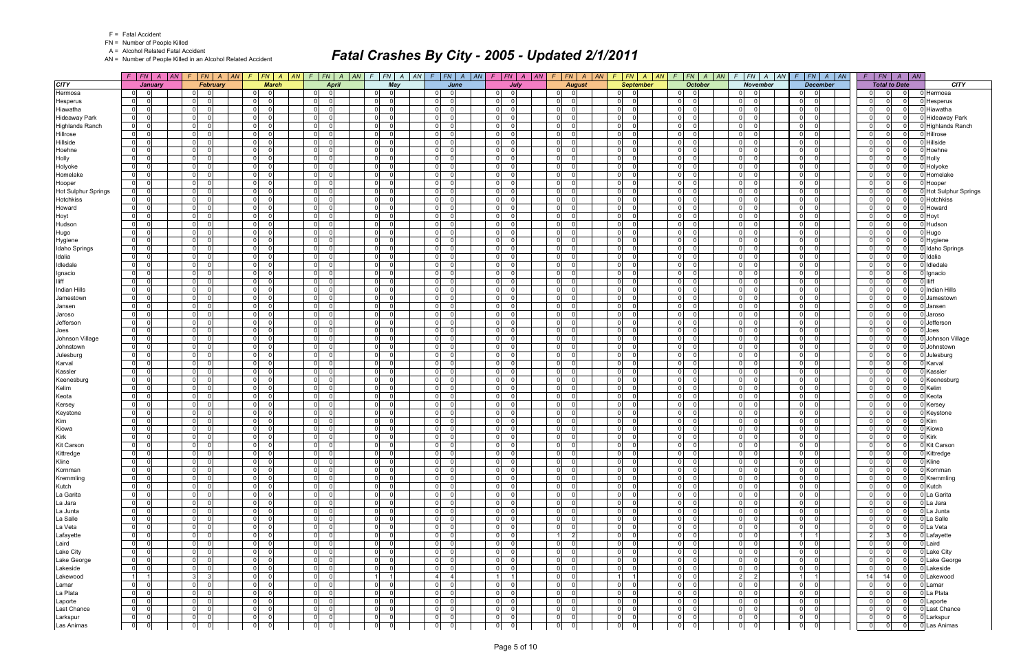F = Fatal Accident
FN = Number of People Killed
A = Alcohol Related Fatal Accident
AN = Number of People Killed in an Alcohol Related Accident

# Fatal Crashes By City - 2005 - Updated 2/1/2011

| CITY | January | | | | February | | | | March | | | | April | | | | May | | | | June | | | | July | | | | August | | | | September | | | | October | | | | November | | | | December | | | | Total to Date | | | | CITY |
|---|---|---|---|---|---|---|---|---|---|---|---|---|---|---|---|---|---|---|---|---|---|---|---|---|---|---|---|---|---|---|---|---|---|---|---|---|---|---|---|---|---|---|---|---|---|---|---|---|---|---|---|---|---|
| | F | FN | A | AN | F | FN | A | AN | F | FN | A | AN | F | FN | A | AN | F | FN | A | AN | F | FN | A | AN | F | FN | A | AN | F | FN | A | AN | F | FN | A | AN | F | FN | A | AN | F | FN | A | AN | F | FN | A | AN | F | FN | A | AN | |
| Hermosa | 0 | 0 | | | 0 | 0 | | | 0 | 0 | | | 0 | 0 | | | 0 | 0 | | | 0 | 0 | | | 0 | 0 | | | 0 | 0 | | | 0 | 0 | | | 0 | 0 | | | 0 | 0 | | | 0 | 0 | | | 0 | 0 | 0 | 0 | Hermosa |
| Hesperus | 0 | 0 | | | 0 | 0 | | | 0 | 0 | | | 0 | 0 | | | 0 | 0 | | | 0 | 0 | | | 0 | 0 | | | 0 | 0 | | | 0 | 0 | | | 0 | 0 | | | 0 | 0 | | | 0 | 0 | | | 0 | 0 | 0 | 0 | Hesperus |
| Hiawatha | 0 | 0 | | | 0 | 0 | | | 0 | 0 | | | 0 | 0 | | | 0 | 0 | | | 0 | 0 | | | 0 | 0 | | | 0 | 0 | | | 0 | 0 | | | 0 | 0 | | | 0 | 0 | | | 0 | 0 | | | 0 | 0 | 0 | 0 | Hiawatha |
| Hideaway Park | 0 | 0 | | | 0 | 0 | | | 0 | 0 | | | 0 | 0 | | | 0 | 0 | | | 0 | 0 | | | 0 | 0 | | | 0 | 0 | | | 0 | 0 | | | 0 | 0 | | | 0 | 0 | | | 0 | 0 | | | 0 | 0 | 0 | 0 | Hideaway Park |
| Highlands Ranch | 0 | 0 | | | 0 | 0 | | | 0 | 0 | | | 0 | 0 | | | 0 | 0 | | | 0 | 0 | | | 0 | 0 | | | 0 | 0 | | | 0 | 0 | | | 0 | 0 | | | 0 | 0 | | | 0 | 0 | | | 0 | 0 | 0 | 0 | Highlands Ranch |
| Hillrose | 0 | 0 | | | 0 | 0 | | | 0 | 0 | | | 0 | 0 | | | 0 | 0 | | | 0 | 0 | | | 0 | 0 | | | 0 | 0 | | | 0 | 0 | | | 0 | 0 | | | 0 | 0 | | | 0 | 0 | | | 0 | 0 | 0 | 0 | Hillrose |
| Hillside | 0 | 0 | | | 0 | 0 | | | 0 | 0 | | | 0 | 0 | | | 0 | 0 | | | 0 | 0 | | | 0 | 0 | | | 0 | 0 | | | 0 | 0 | | | 0 | 0 | | | 0 | 0 | | | 0 | 0 | | | 0 | 0 | 0 | 0 | Hillside |
| Hoehne | 0 | 0 | | | 0 | 0 | | | 0 | 0 | | | 0 | 0 | | | 0 | 0 | | | 0 | 0 | | | 0 | 0 | | | 0 | 0 | | | 0 | 0 | | | 0 | 0 | | | 0 | 0 | | | 0 | 0 | | | 0 | 0 | 0 | 0 | Hoehne |
| Holly | 0 | 0 | | | 0 | 0 | | | 0 | 0 | | | 0 | 0 | | | 0 | 0 | | | 0 | 0 | | | 0 | 0 | | | 0 | 0 | | | 0 | 0 | | | 0 | 0 | | | 0 | 0 | | | 0 | 0 | | | 0 | 0 | 0 | 0 | Holly |
| Holyoke | 0 | 0 | | | 0 | 0 | | | 0 | 0 | | | 0 | 0 | | | 0 | 0 | | | 0 | 0 | | | 0 | 0 | | | 0 | 0 | | | 0 | 0 | | | 0 | 0 | | | 0 | 0 | | | 0 | 0 | | | 0 | 0 | 0 | 0 | Holyoke |
| Homelake | 0 | 0 | | | 0 | 0 | | | 0 | 0 | | | 0 | 0 | | | 0 | 0 | | | 0 | 0 | | | 0 | 0 | | | 0 | 0 | | | 0 | 0 | | | 0 | 0 | | | 0 | 0 | | | 0 | 0 | | | 0 | 0 | 0 | 0 | Homelake |
| Hooper | 0 | 0 | | | 0 | 0 | | | 0 | 0 | | | 0 | 0 | | | 0 | 0 | | | 0 | 0 | | | 0 | 0 | | | 0 | 0 | | | 0 | 0 | | | 0 | 0 | | | 0 | 0 | | | 0 | 0 | | | 0 | 0 | 0 | 0 | Hooper |
| Hot Sulphur Springs | 0 | 0 | | | 0 | 0 | | | 0 | 0 | | | 0 | 0 | | | 0 | 0 | | | 0 | 0 | | | 0 | 0 | | | 0 | 0 | | | 0 | 0 | | | 0 | 0 | | | 0 | 0 | | | 0 | 0 | | | 0 | 0 | 0 | 0 | Hot Sulphur Springs |
| Hotchkiss | 0 | 0 | | | 0 | 0 | | | 0 | 0 | | | 0 | 0 | | | 0 | 0 | | | 0 | 0 | | | 0 | 0 | | | 0 | 0 | | | 0 | 0 | | | 0 | 0 | | | 0 | 0 | | | 0 | 0 | | | 0 | 0 | 0 | 0 | Hotchkiss |
| Howard | 0 | 0 | | | 0 | 0 | | | 0 | 0 | | | 0 | 0 | | | 0 | 0 | | | 0 | 0 | | | 0 | 0 | | | 0 | 0 | | | 0 | 0 | | | 0 | 0 | | | 0 | 0 | | | 0 | 0 | | | 0 | 0 | 0 | 0 | Howard |
| Hoyt | 0 | 0 | | | 0 | 0 | | | 0 | 0 | | | 0 | 0 | | | 0 | 0 | | | 0 | 0 | | | 0 | 0 | | | 0 | 0 | | | 0 | 0 | | | 0 | 0 | | | 0 | 0 | | | 0 | 0 | | | 0 | 0 | 0 | 0 | Hoyt |
| Hudson | 0 | 0 | | | 0 | 0 | | | 0 | 0 | | | 0 | 0 | | | 0 | 0 | | | 0 | 0 | | | 0 | 0 | | | 0 | 0 | | | 0 | 0 | | | 0 | 0 | | | 0 | 0 | | | 0 | 0 | | | 0 | 0 | 0 | 0 | Hudson |
| Hugo | 0 | 0 | | | 0 | 0 | | | 0 | 0 | | | 0 | 0 | | | 0 | 0 | | | 0 | 0 | | | 0 | 0 | | | 0 | 0 | | | 0 | 0 | | | 0 | 0 | | | 0 | 0 | | | 0 | 0 | | | 0 | 0 | 0 | 0 | Hugo |
| Hygiene | 0 | 0 | | | 0 | 0 | | | 0 | 0 | | | 0 | 0 | | | 0 | 0 | | | 0 | 0 | | | 0 | 0 | | | 0 | 0 | | | 0 | 0 | | | 0 | 0 | | | 0 | 0 | | | 0 | 0 | | | 0 | 0 | 0 | 0 | Hygiene |
| Idaho Springs | 0 | 0 | | | 0 | 0 | | | 0 | 0 | | | 0 | 0 | | | 0 | 0 | | | 0 | 0 | | | 0 | 0 | | | 0 | 0 | | | 0 | 0 | | | 0 | 0 | | | 0 | 0 | | | 0 | 0 | | | 0 | 0 | 0 | 0 | Idaho Springs |
| Idalia | 0 | 0 | | | 0 | 0 | | | 0 | 0 | | | 0 | 0 | | | 0 | 0 | | | 0 | 0 | | | 0 | 0 | | | 0 | 0 | | | 0 | 0 | | | 0 | 0 | | | 0 | 0 | | | 0 | 0 | | | 0 | 0 | 0 | 0 | Idalia |
| Idledale | 0 | 0 | | | 0 | 0 | | | 0 | 0 | | | 0 | 0 | | | 0 | 0 | | | 0 | 0 | | | 0 | 0 | | | 0 | 0 | | | 0 | 0 | | | 0 | 0 | | | 0 | 0 | | | 0 | 0 | | | 0 | 0 | 0 | 0 | Idledale |
| Ignacio | 0 | 0 | | | 0 | 0 | | | 0 | 0 | | | 0 | 0 | | | 0 | 0 | | | 0 | 0 | | | 0 | 0 | | | 0 | 0 | | | 0 | 0 | | | 0 | 0 | | | 0 | 0 | | | 0 | 0 | | | 0 | 0 | 0 | 0 | Ignacio |
| Iliff | 0 | 0 | | | 0 | 0 | | | 0 | 0 | | | 0 | 0 | | | 0 | 0 | | | 0 | 0 | | | 0 | 0 | | | 0 | 0 | | | 0 | 0 | | | 0 | 0 | | | 0 | 0 | | | 0 | 0 | | | 0 | 0 | 0 | 0 | Iliff |
| Indian Hills | 0 | 0 | | | 0 | 0 | | | 0 | 0 | | | 0 | 0 | | | 0 | 0 | | | 0 | 0 | | | 0 | 0 | | | 0 | 0 | | | 0 | 0 | | | 0 | 0 | | | 0 | 0 | | | 0 | 0 | | | 0 | 0 | 0 | 0 | Indian Hills |
| Jamestown | 0 | 0 | | | 0 | 0 | | | 0 | 0 | | | 0 | 0 | | | 0 | 0 | | | 0 | 0 | | | 0 | 0 | | | 0 | 0 | | | 0 | 0 | | | 0 | 0 | | | 0 | 0 | | | 0 | 0 | | | 0 | 0 | 0 | 0 | Jamestown |
| Jansen | 0 | 0 | | | 0 | 0 | | | 0 | 0 | | | 0 | 0 | | | 0 | 0 | | | 0 | 0 | | | 0 | 0 | | | 0 | 0 | | | 0 | 0 | | | 0 | 0 | | | 0 | 0 | | | 0 | 0 | | | 0 | 0 | 0 | 0 | Jansen |
| Jaroso | 0 | 0 | | | 0 | 0 | | | 0 | 0 | | | 0 | 0 | | | 0 | 0 | | | 0 | 0 | | | 0 | 0 | | | 0 | 0 | | | 0 | 0 | | | 0 | 0 | | | 0 | 0 | | | 0 | 0 | | | 0 | 0 | 0 | 0 | Jaroso |
| Jefferson | 0 | 0 | | | 0 | 0 | | | 0 | 0 | | | 0 | 0 | | | 0 | 0 | | | 0 | 0 | | | 0 | 0 | | | 0 | 0 | | | 0 | 0 | | | 0 | 0 | | | 0 | 0 | | | 0 | 0 | | | 0 | 0 | 0 | 0 | Jefferson |
| Joes | 0 | 0 | | | 0 | 0 | | | 0 | 0 | | | 0 | 0 | | | 0 | 0 | | | 0 | 0 | | | 0 | 0 | | | 0 | 0 | | | 0 | 0 | | | 0 | 0 | | | 0 | 0 | | | 0 | 0 | | | 0 | 0 | 0 | 0 | Joes |
| Johnson Village | 0 | 0 | | | 0 | 0 | | | 0 | 0 | | | 0 | 0 | | | 0 | 0 | | | 0 | 0 | | | 0 | 0 | | | 0 | 0 | | | 0 | 0 | | | 0 | 0 | | | 0 | 0 | | | 0 | 0 | | | 0 | 0 | 0 | 0 | Johnson Village |
| Johnstown | 0 | 0 | | | 0 | 0 | | | 0 | 0 | | | 0 | 0 | | | 0 | 0 | | | 0 | 0 | | | 0 | 0 | | | 0 | 0 | | | 0 | 0 | | | 0 | 0 | | | 0 | 0 | | | 0 | 0 | | | 0 | 0 | 0 | 0 | Johnstown |
| Julesburg | 0 | 0 | | | 0 | 0 | | | 0 | 0 | | | 0 | 0 | | | 0 | 0 | | | 0 | 0 | | | 0 | 0 | | | 0 | 0 | | | 0 | 0 | | | 0 | 0 | | | 0 | 0 | | | 0 | 0 | | | 0 | 0 | 0 | 0 | Julesburg |
| Karval | 0 | 0 | | | 0 | 0 | | | 0 | 0 | | | 0 | 0 | | | 0 | 0 | | | 0 | 0 | | | 0 | 0 | | | 0 | 0 | | | 0 | 0 | | | 0 | 0 | | | 0 | 0 | | | 0 | 0 | | | 0 | 0 | 0 | 0 | Karval |
| Kassler | 0 | 0 | | | 0 | 0 | | | 0 | 0 | | | 0 | 0 | | | 0 | 0 | | | 0 | 0 | | | 0 | 0 | | | 0 | 0 | | | 0 | 0 | | | 0 | 0 | | | 0 | 0 | | | 0 | 0 | | | 0 | 0 | 0 | 0 | Kassler |
| Keenesburg | 0 | 0 | | | 0 | 0 | | | 0 | 0 | | | 0 | 0 | | | 0 | 0 | | | 0 | 0 | | | 0 | 0 | | | 0 | 0 | | | 0 | 0 | | | 0 | 0 | | | 0 | 0 | | | 0 | 0 | | | 0 | 0 | 0 | 0 | Keenesburg |
| Kelim | 0 | 0 | | | 0 | 0 | | | 0 | 0 | | | 0 | 0 | | | 0 | 0 | | | 0 | 0 | | | 0 | 0 | | | 0 | 0 | | | 0 | 0 | | | 0 | 0 | | | 0 | 0 | | | 0 | 0 | | | 0 | 0 | 0 | 0 | Kelim |
| Keota | 0 | 0 | | | 0 | 0 | | | 0 | 0 | | | 0 | 0 | | | 0 | 0 | | | 0 | 0 | | | 0 | 0 | | | 0 | 0 | | | 0 | 0 | | | 0 | 0 | | | 0 | 0 | | | 0 | 0 | | | 0 | 0 | 0 | 0 | Keota |
| Kersey | 0 | 0 | | | 0 | 0 | | | 0 | 0 | | | 0 | 0 | | | 0 | 0 | | | 0 | 0 | | | 0 | 0 | | | 0 | 0 | | | 0 | 0 | | | 0 | 0 | | | 0 | 0 | | | 0 | 0 | | | 0 | 0 | 0 | 0 | Kersey |
| Keystone | 0 | 0 | | | 0 | 0 | | | 0 | 0 | | | 0 | 0 | | | 0 | 0 | | | 0 | 0 | | | 0 | 0 | | | 0 | 0 | | | 0 | 0 | | | 0 | 0 | | | 0 | 0 | | | 0 | 0 | | | 0 | 0 | 0 | 0 | Keystone |
| Kim | 0 | 0 | | | 0 | 0 | | | 0 | 0 | | | 0 | 0 | | | 0 | 0 | | | 0 | 0 | | | 0 | 0 | | | 0 | 0 | | | 0 | 0 | | | 0 | 0 | | | 0 | 0 | | | 0 | 0 | | | 0 | 0 | 0 | 0 | Kim |
| Kiowa | 0 | 0 | | | 0 | 0 | | | 0 | 0 | | | 0 | 0 | | | 0 | 0 | | | 0 | 0 | | | 0 | 0 | | | 0 | 0 | | | 0 | 0 | | | 0 | 0 | | | 0 | 0 | | | 0 | 0 | | | 0 | 0 | 0 | 0 | Kiowa |
| Kirk | 0 | 0 | | | 0 | 0 | | | 0 | 0 | | | 0 | 0 | | | 0 | 0 | | | 0 | 0 | | | 0 | 0 | | | 0 | 0 | | | 0 | 0 | | | 0 | 0 | | | 0 | 0 | | | 0 | 0 | | | 0 | 0 | 0 | 0 | Kirk |
| Kit Carson | 0 | 0 | | | 0 | 0 | | | 0 | 0 | | | 0 | 0 | | | 0 | 0 | | | 0 | 0 | | | 0 | 0 | | | 0 | 0 | | | 0 | 0 | | | 0 | 0 | | | 0 | 0 | | | 0 | 0 | | | 0 | 0 | 0 | 0 | Kit Carson |
| Kittredge | 0 | 0 | | | 0 | 0 | | | 0 | 0 | | | 0 | 0 | | | 0 | 0 | | | 0 | 0 | | | 0 | 0 | | | 0 | 0 | | | 0 | 0 | | | 0 | 0 | | | 0 | 0 | | | 0 | 0 | | | 0 | 0 | 0 | 0 | Kittredge |
| Kline | 0 | 0 | | | 0 | 0 | | | 0 | 0 | | | 0 | 0 | | | 0 | 0 | | | 0 | 0 | | | 0 | 0 | | | 0 | 0 | | | 0 | 0 | | | 0 | 0 | | | 0 | 0 | | | 0 | 0 | | | 0 | 0 | 0 | 0 | Kline |
| Kornman | 0 | 0 | | | 0 | 0 | | | 0 | 0 | | | 0 | 0 | | | 0 | 0 | | | 0 | 0 | | | 0 | 0 | | | 0 | 0 | | | 0 | 0 | | | 0 | 0 | | | 0 | 0 | | | 0 | 0 | | | 0 | 0 | 0 | 0 | Kornman |
| Kremmling | 0 | 0 | | | 0 | 0 | | | 0 | 0 | | | 0 | 0 | | | 0 | 0 | | | 0 | 0 | | | 0 | 0 | | | 0 | 0 | | | 0 | 0 | | | 0 | 0 | | | 0 | 0 | | | 0 | 0 | | | 0 | 0 | 0 | 0 | Kremmling |
| Kutch | 0 | 0 | | | 0 | 0 | | | 0 | 0 | | | 0 | 0 | | | 0 | 0 | | | 0 | 0 | | | 0 | 0 | | | 0 | 0 | | | 0 | 0 | | | 0 | 0 | | | 0 | 0 | | | 0 | 0 | | | 0 | 0 | 0 | 0 | Kutch |
| La Garita | 0 | 0 | | | 0 | 0 | | | 0 | 0 | | | 0 | 0 | | | 0 | 0 | | | 0 | 0 | | | 0 | 0 | | | 0 | 0 | | | 0 | 0 | | | 0 | 0 | | | 0 | 0 | | | 0 | 0 | | | 0 | 0 | 0 | 0 | La Garita |
| La Jara | 0 | 0 | | | 0 | 0 | | | 0 | 0 | | | 0 | 0 | | | 0 | 0 | | | 0 | 0 | | | 0 | 0 | | | 0 | 0 | | | 0 | 0 | | | 0 | 0 | | | 0 | 0 | | | 0 | 0 | | | 0 | 0 | 0 | 0 | La Jara |
| La Junta | 0 | 0 | | | 0 | 0 | | | 0 | 0 | | | 0 | 0 | | | 0 | 0 | | | 0 | 0 | | | 0 | 0 | | | 0 | 0 | | | 0 | 0 | | | 0 | 0 | | | 0 | 0 | | | 0 | 0 | | | 0 | 0 | 0 | 0 | La Junta |
| La Salle | 0 | 0 | | | 0 | 0 | | | 0 | 0 | | | 0 | 0 | | | 0 | 0 | | | 0 | 0 | | | 0 | 0 | | | 0 | 0 | | | 0 | 0 | | | 0 | 0 | | | 0 | 0 | | | 0 | 0 | | | 0 | 0 | 0 | 0 | La Salle |
| La Veta | 0 | 0 | | | 0 | 0 | | | 0 | 0 | | | 0 | 0 | | | 0 | 0 | | | 0 | 0 | | | 0 | 0 | | | 0 | 0 | | | 0 | 0 | | | 0 | 0 | | | 0 | 0 | | | 0 | 0 | | | 0 | 0 | 0 | 0 | La Veta |
| Lafayette | 0 | 0 | | | 0 | 0 | | | 0 | 0 | | | 0 | 0 | | | 0 | 0 | | | 0 | 0 | | | 0 | 0 | | | 1 | 2 | | | 0 | 0 | | | 0 | 0 | | | 0 | 0 | | | 1 | 1 | | | 2 | 3 | 0 | 0 | Lafayette |
| Laird | 0 | 0 | | | 0 | 0 | | | 0 | 0 | | | 0 | 0 | | | 0 | 0 | | | 0 | 0 | | | 0 | 0 | | | 0 | 0 | | | 0 | 0 | | | 0 | 0 | | | 0 | 0 | | | 0 | 0 | | | 0 | 0 | 0 | 0 | Laird |
| Lake City | 0 | 0 | | | 0 | 0 | | | 0 | 0 | | | 0 | 0 | | | 0 | 0 | | | 0 | 0 | | | 0 | 0 | | | 0 | 0 | | | 0 | 0 | | | 0 | 0 | | | 0 | 0 | | | 0 | 0 | | | 0 | 0 | 0 | 0 | Lake City |
| Lake George | 0 | 0 | | | 0 | 0 | | | 0 | 0 | | | 0 | 0 | | | 0 | 0 | | | 0 | 0 | | | 0 | 0 | | | 0 | 0 | | | 0 | 0 | | | 0 | 0 | | | 0 | 0 | | | 0 | 0 | | | 0 | 0 | 0 | 0 | Lake George |
| Lakeside | 0 | 0 | | | 0 | 0 | | | 0 | 0 | | | 0 | 0 | | | 0 | 0 | | | 0 | 0 | | | 0 | 0 | | | 0 | 0 | | | 0 | 0 | | | 0 | 0 | | | 0 | 0 | | | 0 | 0 | | | 0 | 0 | 0 | 0 | Lakeside |
| Lakewood | 1 | 1 | | | 3 | 3 | | | 0 | 0 | | | 0 | 0 | | | 1 | 1 | | | 4 | 4 | | | 1 | 1 | | | 0 | 0 | | | 1 | 1 | | | 0 | 0 | | | 2 | 2 | | | 1 | 1 | | | 14 | 14 | 0 | 0 | Lakewood |
| Lamar | 0 | 0 | | | 0 | 0 | | | 0 | 0 | | | 0 | 0 | | | 0 | 0 | | | 0 | 0 | | | 0 | 0 | | | 0 | 0 | | | 0 | 0 | | | 0 | 0 | | | 0 | 0 | | | 0 | 0 | | | 0 | 0 | 0 | 0 | Lamar |
| La Plata | 0 | 0 | | | 0 | 0 | | | 0 | 0 | | | 0 | 0 | | | 0 | 0 | | | 0 | 0 | | | 0 | 0 | | | 0 | 0 | | | 0 | 0 | | | 0 | 0 | | | 0 | 0 | | | 0 | 0 | | | 0 | 0 | 0 | 0 | La Plata |
| Laporte | 0 | 0 | | | 0 | 0 | | | 0 | 0 | | | 0 | 0 | | | 0 | 0 | | | 0 | 0 | | | 0 | 0 | | | 0 | 0 | | | 0 | 0 | | | 0 | 0 | | | 0 | 0 | | | 0 | 0 | | | 0 | 0 | 0 | 0 | Laporte |
| Last Chance | 0 | 0 | | | 0 | 0 | | | 0 | 0 | | | 0 | 0 | | | 0 | 0 | | | 0 | 0 | | | 0 | 0 | | | 0 | 0 | | | 0 | 0 | | | 0 | 0 | | | 0 | 0 | | | 0 | 0 | | | 0 | 0 | 0 | 0 | Last Chance |
| Larkspur | 0 | 0 | | | 0 | 0 | | | 0 | 0 | | | 0 | 0 | | | 0 | 0 | | | 0 | 0 | | | 0 | 0 | | | 0 | 0 | | | 0 | 0 | | | 0 | 0 | | | 0 | 0 | | | 0 | 0 | | | 0 | 0 | 0 | 0 | Larkspur |
| Las Animas | 0 | 0 | | | 0 | 0 | | | 0 | 0 | | | 0 | 0 | | | 0 | 0 | | | 0 | 0 | | | 0 | 0 | | | 0 | 0 | | | 0 | 0 | | | 0 | 0 | | | 0 | 0 | | | 0 | 0 | | | 0 | 0 | 0 | 0 | Las Animas |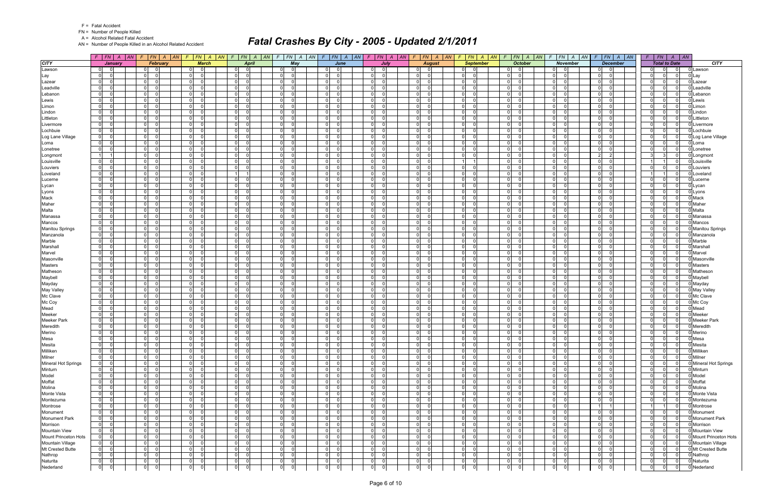F = Fatal Accident
FN = Number of People Killed
A = Alcohol Related Fatal Accident
AN = Number of People Killed in an Alcohol Related Accident

# Fatal Crashes By City - 2005 - Updated 2/1/2011

| CITY | January | | | | February | | | | March | | | | April | | | | May | | | | June | | | | July | | | | August | | | | September | | | | October | | | | November | | | | December | | | | Total to Date | | | | CITY |
|---|---|---|---|---|---|---|---|---|---|---|---|---|---|---|---|---|---|---|---|---|---|---|---|---|---|---|---|---|---|---|---|---|---|---|---|---|---|---|---|---|---|---|---|---|---|---|---|---|---|---|---|---|---|
| | F | FN | A | AN | F | FN | A | AN | F | FN | A | AN | F | FN | A | AN | F | FN | A | AN | F | FN | A | AN | F | FN | A | AN | F | FN | A | AN | F | FN | A | AN | F | FN | A | AN | F | FN | A | AN | F | FN | A | AN | F | FN | A | AN | |
| Lawson | 0 | 0 | | | 0 | 0 | | | 0 | 0 | | | 0 | 0 | | | 0 | 0 | | | 0 | 0 | | | 0 | 0 | | | 0 | 0 | | | 0 | 0 | | | 0 | 0 | | | 0 | 0 | | | 0 | 0 | | | 0 | 0 | 0 | 0 | Lawson |
| Lay | 0 | 0 | | | 0 | 0 | | | 0 | 0 | | | 0 | 0 | | | 0 | 0 | | | 0 | 0 | | | 0 | 0 | | | 0 | 0 | | | 0 | 0 | | | 0 | 0 | | | 0 | 0 | | | 0 | 0 | | | 0 | 0 | 0 | 0 | Lay |
| Lazear | 0 | 0 | | | 0 | 0 | | | 0 | 0 | | | 0 | 0 | | | 0 | 0 | | | 0 | 0 | | | 0 | 0 | | | 0 | 0 | | | 0 | 0 | | | 0 | 0 | | | 0 | 0 | | | 0 | 0 | | | 0 | 0 | 0 | 0 | Lazear |
| Leadville | 0 | 0 | | | 0 | 0 | | | 0 | 0 | | | 0 | 0 | | | 0 | 0 | | | 0 | 0 | | | 0 | 0 | | | 0 | 0 | | | 0 | 0 | | | 0 | 0 | | | 0 | 0 | | | 0 | 0 | | | 0 | 0 | 0 | 0 | Leadville |
| Lebanon | 0 | 0 | | | 0 | 0 | | | 0 | 0 | | | 0 | 0 | | | 0 | 0 | | | 0 | 0 | | | 0 | 0 | | | 0 | 0 | | | 0 | 0 | | | 0 | 0 | | | 0 | 0 | | | 0 | 0 | | | 0 | 0 | 0 | 0 | Lebanon |
| Lewis | 0 | 0 | | | 0 | 0 | | | 0 | 0 | | | 0 | 0 | | | 0 | 0 | | | 0 | 0 | | | 0 | 0 | | | 0 | 0 | | | 0 | 0 | | | 0 | 0 | | | 0 | 0 | | | 0 | 0 | | | 0 | 0 | 0 | 0 | Lewis |
| Limon | 0 | 0 | | | 0 | 0 | | | 0 | 0 | | | 0 | 0 | | | 0 | 0 | | | 0 | 0 | | | 0 | 0 | | | 0 | 0 | | | 0 | 0 | | | 0 | 0 | | | 0 | 0 | | | 0 | 0 | | | 0 | 0 | 0 | 0 | Limon |
| Lindon | 0 | 0 | | | 0 | 0 | | | 0 | 0 | | | 0 | 0 | | | 0 | 0 | | | 0 | 0 | | | 0 | 0 | | | 0 | 0 | | | 0 | 0 | | | 0 | 0 | | | 0 | 0 | | | 0 | 0 | | | 0 | 0 | 0 | 0 | Lindon |
| Littleton | 0 | 0 | | | 0 | 0 | | | 0 | 0 | | | 0 | 0 | | | 0 | 0 | | | 0 | 0 | | | 0 | 0 | | | 0 | 0 | | | 0 | 0 | | | 0 | 0 | | | 0 | 0 | | | 0 | 0 | | | 0 | 0 | 0 | 0 | Littleton |
| Livermore | 0 | 0 | | | 0 | 0 | | | 0 | 0 | | | 0 | 0 | | | 0 | 0 | | | 0 | 0 | | | 0 | 0 | | | 0 | 0 | | | 0 | 0 | | | 0 | 0 | | | 0 | 0 | | | 0 | 0 | | | 0 | 0 | 0 | 0 | Livermore |
| Lochbuie | 0 | 0 | | | 0 | 0 | | | 0 | 0 | | | 0 | 0 | | | 0 | 0 | | | 0 | 0 | | | 0 | 0 | | | 0 | 0 | | | 0 | 0 | | | 0 | 0 | | | 0 | 0 | | | 0 | 0 | | | 0 | 0 | 0 | 0 | Lochbuie |
| Log Lane Village | 0 | 0 | | | 0 | 0 | | | 0 | 0 | | | 0 | 0 | | | 0 | 0 | | | 0 | 0 | | | 0 | 0 | | | 0 | 0 | | | 0 | 0 | | | 0 | 0 | | | 0 | 0 | | | 0 | 0 | | | 0 | 0 | 0 | 0 | Log Lane Village |
| Loma | 0 | 0 | | | 0 | 0 | | | 0 | 0 | | | 0 | 0 | | | 0 | 0 | | | 0 | 0 | | | 0 | 0 | | | 0 | 0 | | | 0 | 0 | | | 0 | 0 | | | 0 | 0 | | | 0 | 0 | | | 0 | 0 | 0 | 0 | Loma |
| Lonetree | 0 | 0 | | | 0 | 0 | | | 0 | 0 | | | 0 | 0 | | | 0 | 0 | | | 0 | 0 | | | 0 | 0 | | | 0 | 0 | | | 0 | 0 | | | 0 | 0 | | | 0 | 0 | | | 0 | 0 | | | 0 | 0 | 0 | 0 | Lonetree |
| Longmont | 1 | 1 | | | 0 | 0 | | | 0 | 0 | | | 0 | 0 | | | 0 | 0 | | | 0 | 0 | | | 0 | 0 | | | 0 | 0 | | | 0 | 0 | | | 0 | 0 | | | 0 | 0 | | | 2 | 2 | | | 3 | 3 | 0 | 0 | Longmont |
| Louisville | 0 | 0 | | | 0 | 0 | | | 0 | 0 | | | 0 | 0 | | | 0 | 0 | | | 0 | 0 | | | 0 | 0 | | | 0 | 0 | | | 1 | 1 | | | 0 | 0 | | | 0 | 0 | | | 0 | 0 | | | 1 | 1 | 0 | 0 | Louisville |
| Louviers | 0 | 0 | | | 0 | 0 | | | 0 | 0 | | | 0 | 0 | | | 0 | 0 | | | 0 | 0 | | | 0 | 0 | | | 0 | 0 | | | 0 | 0 | | | 0 | 0 | | | 0 | 0 | | | 0 | 0 | | | 0 | 0 | 0 | 0 | Louviers |
| Loveland | 0 | 0 | | | 0 | 0 | | | 0 | 0 | | | 1 | 1 | | | 0 | 0 | | | 0 | 0 | | | 0 | 0 | | | 0 | 0 | | | 0 | 0 | | | 0 | 0 | | | 0 | 0 | | | 0 | 0 | | | 1 | 1 | 0 | 0 | Loveland |
| Lucerne | 0 | 0 | | | 0 | 0 | | | 0 | 0 | | | 0 | 0 | | | 0 | 0 | | | 0 | 0 | | | 0 | 0 | | | 0 | 0 | | | 0 | 0 | | | 0 | 0 | | | 0 | 0 | | | 0 | 0 | | | 0 | 0 | 0 | 0 | Lucerne |
| Lycan | 0 | 0 | | | 0 | 0 | | | 0 | 0 | | | 0 | 0 | | | 0 | 0 | | | 0 | 0 | | | 0 | 0 | | | 0 | 0 | | | 0 | 0 | | | 0 | 0 | | | 0 | 0 | | | 0 | 0 | | | 0 | 0 | 0 | 0 | Lycan |
| Lyons | 0 | 0 | | | 0 | 0 | | | 0 | 0 | | | 0 | 0 | | | 0 | 0 | | | 0 | 0 | | | 0 | 0 | | | 0 | 0 | | | 0 | 0 | | | 0 | 0 | | | 0 | 0 | | | 0 | 0 | | | 0 | 0 | 0 | 0 | Lyons |
| Mack | 0 | 0 | | | 0 | 0 | | | 0 | 0 | | | 0 | 0 | | | 0 | 0 | | | 0 | 0 | | | 0 | 0 | | | 0 | 0 | | | 0 | 0 | | | 0 | 0 | | | 0 | 0 | | | 0 | 0 | | | 0 | 0 | 0 | 0 | Mack |
| Maher | 0 | 0 | | | 0 | 0 | | | 0 | 0 | | | 0 | 0 | | | 0 | 0 | | | 0 | 0 | | | 0 | 0 | | | 0 | 0 | | | 0 | 0 | | | 0 | 0 | | | 0 | 0 | | | 0 | 0 | | | 0 | 0 | 0 | 0 | Maher |
| Malta | 0 | 0 | | | 0 | 0 | | | 0 | 0 | | | 0 | 0 | | | 0 | 0 | | | 0 | 0 | | | 0 | 0 | | | 0 | 0 | | | 0 | 0 | | | 0 | 0 | | | 0 | 0 | | | 0 | 0 | | | 0 | 0 | 0 | 0 | Malta |
| Manassa | 0 | 0 | | | 0 | 0 | | | 0 | 0 | | | 0 | 0 | | | 0 | 0 | | | 0 | 0 | | | 0 | 0 | | | 0 | 0 | | | 0 | 0 | | | 0 | 0 | | | 0 | 0 | | | 0 | 0 | | | 0 | 0 | 0 | 0 | Manassa |
| Mancos | 0 | 0 | | | 0 | 0 | | | 0 | 0 | | | 0 | 0 | | | 0 | 0 | | | 0 | 0 | | | 0 | 0 | | | 0 | 0 | | | 0 | 0 | | | 0 | 0 | | | 0 | 0 | | | 0 | 0 | | | 0 | 0 | 0 | 0 | Mancos |
| Manitou Springs | 0 | 0 | | | 0 | 0 | | | 0 | 0 | | | 0 | 0 | | | 0 | 0 | | | 0 | 0 | | | 0 | 0 | | | 0 | 0 | | | 0 | 0 | | | 0 | 0 | | | 0 | 0 | | | 0 | 0 | | | 0 | 0 | 0 | 0 | Manitou Springs |
| Manzanola | 0 | 0 | | | 0 | 0 | | | 0 | 0 | | | 0 | 0 | | | 0 | 0 | | | 0 | 0 | | | 0 | 0 | | | 0 | 0 | | | 0 | 0 | | | 0 | 0 | | | 0 | 0 | | | 0 | 0 | | | 0 | 0 | 0 | 0 | Manzanola |
| Marble | 0 | 0 | | | 0 | 0 | | | 0 | 0 | | | 0 | 0 | | | 0 | 0 | | | 0 | 0 | | | 0 | 0 | | | 0 | 0 | | | 0 | 0 | | | 0 | 0 | | | 0 | 0 | | | 0 | 0 | | | 0 | 0 | 0 | 0 | Marble |
| Marshall | 0 | 0 | | | 0 | 0 | | | 0 | 0 | | | 0 | 0 | | | 0 | 0 | | | 0 | 0 | | | 0 | 0 | | | 0 | 0 | | | 0 | 0 | | | 0 | 0 | | | 0 | 0 | | | 0 | 0 | | | 0 | 0 | 0 | 0 | Marshall |
| Marvel | 0 | 0 | | | 0 | 0 | | | 0 | 0 | | | 0 | 0 | | | 0 | 0 | | | 0 | 0 | | | 0 | 0 | | | 0 | 0 | | | 0 | 0 | | | 0 | 0 | | | 0 | 0 | | | 0 | 0 | | | 0 | 0 | 0 | 0 | Marvel |
| Masonville | 0 | 0 | | | 0 | 0 | | | 0 | 0 | | | 0 | 0 | | | 0 | 0 | | | 0 | 0 | | | 0 | 0 | | | 0 | 0 | | | 0 | 0 | | | 0 | 0 | | | 0 | 0 | | | 0 | 0 | | | 0 | 0 | 0 | 0 | Masonville |
| Masters | 0 | 0 | | | 0 | 0 | | | 0 | 0 | | | 0 | 0 | | | 0 | 0 | | | 0 | 0 | | | 0 | 0 | | | 0 | 0 | | | 0 | 0 | | | 0 | 0 | | | 0 | 0 | | | 0 | 0 | | | 0 | 0 | 0 | 0 | Masters |
| Matheson | 0 | 0 | | | 0 | 0 | | | 0 | 0 | | | 0 | 0 | | | 0 | 0 | | | 0 | 0 | | | 0 | 0 | | | 0 | 0 | | | 0 | 0 | | | 0 | 0 | | | 0 | 0 | | | 0 | 0 | | | 0 | 0 | 0 | 0 | Matheson |
| Maybell | 0 | 0 | | | 0 | 0 | | | 0 | 0 | | | 0 | 0 | | | 0 | 0 | | | 0 | 0 | | | 0 | 0 | | | 0 | 0 | | | 0 | 0 | | | 0 | 0 | | | 0 | 0 | | | 0 | 0 | | | 0 | 0 | 0 | 0 | Maybell |
| Mayday | 0 | 0 | | | 0 | 0 | | | 0 | 0 | | | 0 | 0 | | | 0 | 0 | | | 0 | 0 | | | 0 | 0 | | | 0 | 0 | | | 0 | 0 | | | 0 | 0 | | | 0 | 0 | | | 0 | 0 | | | 0 | 0 | 0 | 0 | Mayday |
| May Valley | 0 | 0 | | | 0 | 0 | | | 0 | 0 | | | 0 | 0 | | | 0 | 0 | | | 0 | 0 | | | 0 | 0 | | | 0 | 0 | | | 0 | 0 | | | 0 | 0 | | | 0 | 0 | | | 0 | 0 | | | 0 | 0 | 0 | 0 | May Valley |
| Mc Clave | 0 | 0 | | | 0 | 0 | | | 0 | 0 | | | 0 | 0 | | | 0 | 0 | | | 0 | 0 | | | 0 | 0 | | | 0 | 0 | | | 0 | 0 | | | 0 | 0 | | | 0 | 0 | | | 0 | 0 | | | 0 | 0 | 0 | 0 | Mc Clave |
| Mc Coy | 0 | 0 | | | 0 | 0 | | | 0 | 0 | | | 0 | 0 | | | 0 | 0 | | | 0 | 0 | | | 0 | 0 | | | 0 | 0 | | | 0 | 0 | | | 0 | 0 | | | 0 | 0 | | | 0 | 0 | | | 0 | 0 | 0 | 0 | Mc Coy |
| Mead | 0 | 0 | | | 0 | 0 | | | 0 | 0 | | | 0 | 0 | | | 0 | 0 | | | 0 | 0 | | | 0 | 0 | | | 0 | 0 | | | 0 | 0 | | | 0 | 0 | | | 0 | 0 | | | 0 | 0 | | | 0 | 0 | 0 | 0 | Mead |
| Meeker | 0 | 0 | | | 0 | 0 | | | 0 | 0 | | | 0 | 0 | | | 0 | 0 | | | 0 | 0 | | | 0 | 0 | | | 0 | 0 | | | 0 | 0 | | | 0 | 0 | | | 0 | 0 | | | 0 | 0 | | | 0 | 0 | 0 | 0 | Meeker |
| Meeker Park | 0 | 0 | | | 0 | 0 | | | 0 | 0 | | | 0 | 0 | | | 0 | 0 | | | 0 | 0 | | | 0 | 0 | | | 0 | 0 | | | 0 | 0 | | | 0 | 0 | | | 0 | 0 | | | 0 | 0 | | | 0 | 0 | 0 | 0 | Meeker Park |
| Meredith | 0 | 0 | | | 0 | 0 | | | 0 | 0 | | | 0 | 0 | | | 0 | 0 | | | 0 | 0 | | | 0 | 0 | | | 0 | 0 | | | 0 | 0 | | | 0 | 0 | | | 0 | 0 | | | 0 | 0 | | | 0 | 0 | 0 | 0 | Meredith |
| Merino | 0 | 0 | | | 0 | 0 | | | 0 | 0 | | | 0 | 0 | | | 0 | 0 | | | 0 | 0 | | | 0 | 0 | | | 0 | 0 | | | 0 | 0 | | | 0 | 0 | | | 0 | 0 | | | 0 | 0 | | | 0 | 0 | 0 | 0 | Merino |
| Mesa | 0 | 0 | | | 0 | 0 | | | 0 | 0 | | | 0 | 0 | | | 0 | 0 | | | 0 | 0 | | | 0 | 0 | | | 0 | 0 | | | 0 | 0 | | | 0 | 0 | | | 0 | 0 | | | 0 | 0 | | | 0 | 0 | 0 | 0 | Mesa |
| Mesita | 0 | 0 | | | 0 | 0 | | | 0 | 0 | | | 0 | 0 | | | 0 | 0 | | | 0 | 0 | | | 0 | 0 | | | 0 | 0 | | | 0 | 0 | | | 0 | 0 | | | 0 | 0 | | | 0 | 0 | | | 0 | 0 | 0 | 0 | Mesita |
| Milliken | 0 | 0 | | | 0 | 0 | | | 0 | 0 | | | 0 | 0 | | | 0 | 0 | | | 0 | 0 | | | 0 | 0 | | | 0 | 0 | | | 0 | 0 | | | 0 | 0 | | | 0 | 0 | | | 0 | 0 | | | 0 | 0 | 0 | 0 | Milliken |
| Milner | 0 | 0 | | | 0 | 0 | | | 0 | 0 | | | 0 | 0 | | | 0 | 0 | | | 0 | 0 | | | 0 | 0 | | | 0 | 0 | | | 0 | 0 | | | 0 | 0 | | | 0 | 0 | | | 0 | 0 | | | 0 | 0 | 0 | 0 | Milner |
| Mineral Hot Springs | 0 | 0 | | | 0 | 0 | | | 0 | 0 | | | 0 | 0 | | | 0 | 0 | | | 0 | 0 | | | 0 | 0 | | | 0 | 0 | | | 0 | 0 | | | 0 | 0 | | | 0 | 0 | | | 0 | 0 | | | 0 | 0 | 0 | 0 | Mineral Hot Springs |
| Minturn | 0 | 0 | | | 0 | 0 | | | 0 | 0 | | | 0 | 0 | | | 0 | 0 | | | 0 | 0 | | | 0 | 0 | | | 0 | 0 | | | 0 | 0 | | | 0 | 0 | | | 0 | 0 | | | 0 | 0 | | | 0 | 0 | 0 | 0 | Minturn |
| Model | 0 | 0 | | | 0 | 0 | | | 0 | 0 | | | 0 | 0 | | | 0 | 0 | | | 0 | 0 | | | 0 | 0 | | | 0 | 0 | | | 0 | 0 | | | 0 | 0 | | | 0 | 0 | | | 0 | 0 | | | 0 | 0 | 0 | 0 | Model |
| Moffat | 0 | 0 | | | 0 | 0 | | | 0 | 0 | | | 0 | 0 | | | 0 | 0 | | | 0 | 0 | | | 0 | 0 | | | 0 | 0 | | | 0 | 0 | | | 0 | 0 | | | 0 | 0 | | | 0 | 0 | | | 0 | 0 | 0 | 0 | Moffat |
| Molina | 0 | 0 | | | 0 | 0 | | | 0 | 0 | | | 0 | 0 | | | 0 | 0 | | | 0 | 0 | | | 0 | 0 | | | 0 | 0 | | | 0 | 0 | | | 0 | 0 | | | 0 | 0 | | | 0 | 0 | | | 0 | 0 | 0 | 0 | Molina |
| Monte Vista | 0 | 0 | | | 0 | 0 | | | 0 | 0 | | | 0 | 0 | | | 0 | 0 | | | 0 | 0 | | | 0 | 0 | | | 0 | 0 | | | 0 | 0 | | | 0 | 0 | | | 0 | 0 | | | 0 | 0 | | | 0 | 0 | 0 | 0 | Monte Vista |
| Montezuma | 0 | 0 | | | 0 | 0 | | | 0 | 0 | | | 0 | 0 | | | 0 | 0 | | | 0 | 0 | | | 0 | 0 | | | 0 | 0 | | | 0 | 0 | | | 0 | 0 | | | 0 | 0 | | | 0 | 0 | | | 0 | 0 | 0 | 0 | Montezuma |
| Montrose | 0 | 0 | | | 0 | 0 | | | 0 | 0 | | | 0 | 0 | | | 0 | 0 | | | 0 | 0 | | | 0 | 0 | | | 0 | 0 | | | 0 | 0 | | | 0 | 0 | | | 0 | 0 | | | 1 | 1 | | | 1 | 1 | 0 | 0 | Montrose |
| Monument | 0 | 0 | | | 0 | 0 | | | 0 | 0 | | | 0 | 0 | | | 0 | 0 | | | 0 | 0 | | | 0 | 0 | | | 0 | 0 | | | 0 | 0 | | | 0 | 0 | | | 0 | 0 | | | 0 | 0 | | | 0 | 0 | 0 | 0 | Monument |
| Monument Park | 0 | 0 | | | 0 | 0 | | | 0 | 0 | | | 0 | 0 | | | 0 | 0 | | | 0 | 0 | | | 0 | 0 | | | 0 | 0 | | | 0 | 0 | | | 0 | 0 | | | 0 | 0 | | | 0 | 0 | | | 0 | 0 | 0 | 0 | Monument Park |
| Morrison | 0 | 0 | | | 0 | 0 | | | 0 | 0 | | | 0 | 0 | | | 0 | 0 | | | 0 | 0 | | | 0 | 0 | | | 0 | 0 | | | 0 | 0 | | | 0 | 0 | | | 0 | 0 | | | 0 | 0 | | | 0 | 0 | 0 | 0 | Morrison |
| Mountain View | 0 | 0 | | | 0 | 0 | | | 0 | 0 | | | 0 | 0 | | | 0 | 0 | | | 0 | 0 | | | 0 | 0 | | | 0 | 0 | | | 0 | 0 | | | 0 | 0 | | | 0 | 0 | | | 0 | 0 | | | 0 | 0 | 0 | 0 | Mountain View |
| Mount Princeton Hots | 0 | 0 | | | 0 | 0 | | | 0 | 0 | | | 0 | 0 | | | 0 | 0 | | | 0 | 0 | | | 0 | 0 | | | 0 | 0 | | | 0 | 0 | | | 0 | 0 | | | 0 | 0 | | | 0 | 0 | | | 0 | 0 | 0 | 0 | Mount Princeton Hots |
| Mountain Village | 0 | 0 | | | 0 | 0 | | | 0 | 0 | | | 0 | 0 | | | 0 | 0 | | | 0 | 0 | | | 0 | 0 | | | 0 | 0 | | | 0 | 0 | | | 0 | 0 | | | 0 | 0 | | | 0 | 0 | | | 0 | 0 | 0 | 0 | Mountain Village |
| Mt Crested Butte | 0 | 0 | | | 0 | 0 | | | 0 | 0 | | | 0 | 0 | | | 0 | 0 | | | 0 | 0 | | | 0 | 0 | | | 0 | 0 | | | 0 | 0 | | | 0 | 0 | | | 0 | 0 | | | 0 | 0 | | | 0 | 0 | 0 | 0 | Mt Crested Butte |
| Nathrop | 0 | 0 | | | 0 | 0 | | | 0 | 0 | | | 0 | 0 | | | 0 | 0 | | | 0 | 0 | | | 0 | 0 | | | 0 | 0 | | | 0 | 0 | | | 0 | 0 | | | 0 | 0 | | | 0 | 0 | | | 0 | 0 | 0 | 0 | Nathrop |
| Naturita | 0 | 0 | | | 0 | 0 | | | 0 | 0 | | | 0 | 0 | | | 0 | 0 | | | 0 | 0 | | | 0 | 0 | | | 0 | 0 | | | 0 | 0 | | | 0 | 0 | | | 0 | 0 | | | 0 | 0 | | | 0 | 0 | 0 | 0 | Naturita |
| Nederland | 0 | 0 | | | 0 | 0 | | | 0 | 0 | | | 0 | 0 | | | 0 | 0 | | | 0 | 0 | | | 0 | 0 | | | 0 | 0 | | | 0 | 0 | | | 0 | 0 | | | 0 | 0 | | | 0 | 0 | | | 0 | 0 | 0 | 0 | Nederland |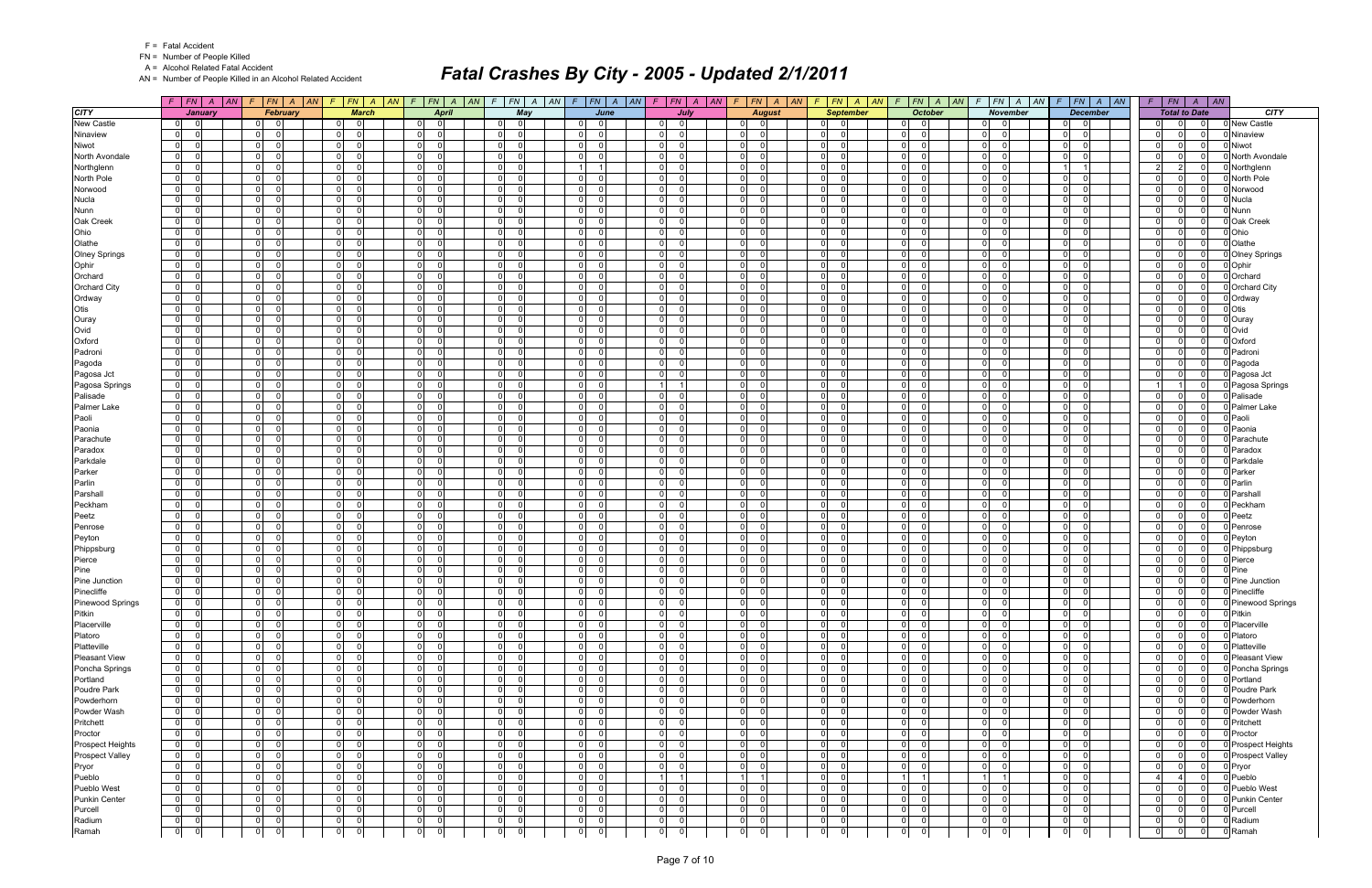F = Fatal Accident
FN = Number of People Killed
A = Alcohol Related Fatal Accident
AN = Number of People Killed in an Alcohol Related Accident

# Fatal Crashes By City - 2005 - Updated 2/1/2011

| CITY | January | | | | February | | | | March | | | | April | | | | May | | | | June | | | | July | | | | August | | | | September | | | | October | | | | November | | | | December | | | | Total to Date | | | | CITY |
|---|---|---|---|---|---|---|---|---|---|---|---|---|---|---|---|---|---|---|---|---|---|---|---|---|---|---|---|---|---|---|---|---|---|---|---|---|---|---|---|---|---|---|---|---|---|---|---|---|---|---|---|---|---|
| | F | FN | A | AN | F | FN | A | AN | F | FN | A | AN | F | FN | A | AN | F | FN | A | AN | F | FN | A | AN | F | FN | A | AN | F | FN | A | AN | F | FN | A | AN | F | FN | A | AN | F | FN | A | AN | F | FN | A | AN | F | FN | A | AN | |
| New Castle | 0 | 0 | | | 0 | 0 | | | 0 | 0 | | | 0 | 0 | | | 0 | 0 | | | 0 | 0 | | | 0 | 0 | | | 0 | 0 | | | 0 | 0 | | | 0 | 0 | | | 0 | 0 | | | 0 | 0 | | | 0 | 0 | 0 | 0 | New Castle |
| Ninaview | 0 | 0 | | | 0 | 0 | | | 0 | 0 | | | 0 | 0 | | | 0 | 0 | | | 0 | 0 | | | 0 | 0 | | | 0 | 0 | | | 0 | 0 | | | 0 | 0 | | | 0 | 0 | | | 0 | 0 | | | 0 | 0 | 0 | 0 | Ninaview |
| Niwot | 0 | 0 | | | 0 | 0 | | | 0 | 0 | | | 0 | 0 | | | 0 | 0 | | | 0 | 0 | | | 0 | 0 | | | 0 | 0 | | | 0 | 0 | | | 0 | 0 | | | 0 | 0 | | | 0 | 0 | | | 0 | 0 | 0 | 0 | Niwot |
| North Avondale | 0 | 0 | | | 0 | 0 | | | 0 | 0 | | | 0 | 0 | | | 0 | 0 | | | 0 | 0 | | | 0 | 0 | | | 0 | 0 | | | 0 | 0 | | | 0 | 0 | | | 0 | 0 | | | 0 | 0 | | | 0 | 0 | 0 | 0 | North Avondale |
| Northglenn | 0 | 0 | | | 0 | 0 | | | 0 | 0 | | | 0 | 0 | | | 0 | 0 | | | 1 | 1 | | | 0 | 0 | | | 0 | 0 | | | 0 | 0 | | | 0 | 0 | | | 0 | 0 | | | 1 | 1 | | | 2 | 2 | 0 | 0 | Northglenn |
| North Pole | 0 | 0 | | | 0 | 0 | | | 0 | 0 | | | 0 | 0 | | | 0 | 0 | | | 0 | 0 | | | 0 | 0 | | | 0 | 0 | | | 0 | 0 | | | 0 | 0 | | | 0 | 0 | | | 0 | 0 | | | 0 | 0 | 0 | 0 | North Pole |
| Norwood | 0 | 0 | | | 0 | 0 | | | 0 | 0 | | | 0 | 0 | | | 0 | 0 | | | 0 | 0 | | | 0 | 0 | | | 0 | 0 | | | 0 | 0 | | | 0 | 0 | | | 0 | 0 | | | 0 | 0 | | | 0 | 0 | 0 | 0 | Norwood |
| Nucla | 0 | 0 | | | 0 | 0 | | | 0 | 0 | | | 0 | 0 | | | 0 | 0 | | | 0 | 0 | | | 0 | 0 | | | 0 | 0 | | | 0 | 0 | | | 0 | 0 | | | 0 | 0 | | | 0 | 0 | | | 0 | 0 | 0 | 0 | Nucla |
| Nunn | 0 | 0 | | | 0 | 0 | | | 0 | 0 | | | 0 | 0 | | | 0 | 0 | | | 0 | 0 | | | 0 | 0 | | | 0 | 0 | | | 0 | 0 | | | 0 | 0 | | | 0 | 0 | | | 0 | 0 | | | 0 | 0 | 0 | 0 | Nunn |
| Oak Creek | 0 | 0 | | | 0 | 0 | | | 0 | 0 | | | 0 | 0 | | | 0 | 0 | | | 0 | 0 | | | 0 | 0 | | | 0 | 0 | | | 0 | 0 | | | 0 | 0 | | | 0 | 0 | | | 0 | 0 | | | 0 | 0 | 0 | 0 | Oak Creek |
| Ohio | 0 | 0 | | | 0 | 0 | | | 0 | 0 | | | 0 | 0 | | | 0 | 0 | | | 0 | 0 | | | 0 | 0 | | | 0 | 0 | | | 0 | 0 | | | 0 | 0 | | | 0 | 0 | | | 0 | 0 | | | 0 | 0 | 0 | 0 | Ohio |
| Olathe | 0 | 0 | | | 0 | 0 | | | 0 | 0 | | | 0 | 0 | | | 0 | 0 | | | 0 | 0 | | | 0 | 0 | | | 0 | 0 | | | 0 | 0 | | | 0 | 0 | | | 0 | 0 | | | 0 | 0 | | | 0 | 0 | 0 | 0 | Olathe |
| Olney Springs | 0 | 0 | | | 0 | 0 | | | 0 | 0 | | | 0 | 0 | | | 0 | 0 | | | 0 | 0 | | | 0 | 0 | | | 0 | 0 | | | 0 | 0 | | | 0 | 0 | | | 0 | 0 | | | 0 | 0 | | | 0 | 0 | 0 | 0 | Olney Springs |
| Ophir | 0 | 0 | | | 0 | 0 | | | 0 | 0 | | | 0 | 0 | | | 0 | 0 | | | 0 | 0 | | | 0 | 0 | | | 0 | 0 | | | 0 | 0 | | | 0 | 0 | | | 0 | 0 | | | 0 | 0 | | | 0 | 0 | 0 | 0 | Ophir |
| Orchard | 0 | 0 | | | 0 | 0 | | | 0 | 0 | | | 0 | 0 | | | 0 | 0 | | | 0 | 0 | | | 0 | 0 | | | 0 | 0 | | | 0 | 0 | | | 0 | 0 | | | 0 | 0 | | | 0 | 0 | | | 0 | 0 | 0 | 0 | Orchard |
| Orchard City | 0 | 0 | | | 0 | 0 | | | 0 | 0 | | | 0 | 0 | | | 0 | 0 | | | 0 | 0 | | | 0 | 0 | | | 0 | 0 | | | 0 | 0 | | | 0 | 0 | | | 0 | 0 | | | 0 | 0 | | | 0 | 0 | 0 | 0 | Orchard City |
| Ordway | 0 | 0 | | | 0 | 0 | | | 0 | 0 | | | 0 | 0 | | | 0 | 0 | | | 0 | 0 | | | 0 | 0 | | | 0 | 0 | | | 0 | 0 | | | 0 | 0 | | | 0 | 0 | | | 0 | 0 | | | 0 | 0 | 0 | 0 | Ordway |
| Otis | 0 | 0 | | | 0 | 0 | | | 0 | 0 | | | 0 | 0 | | | 0 | 0 | | | 0 | 0 | | | 0 | 0 | | | 0 | 0 | | | 0 | 0 | | | 0 | 0 | | | 0 | 0 | | | 0 | 0 | | | 0 | 0 | 0 | 0 | Otis |
| Ouray | 0 | 0 | | | 0 | 0 | | | 0 | 0 | | | 0 | 0 | | | 0 | 0 | | | 0 | 0 | | | 0 | 0 | | | 0 | 0 | | | 0 | 0 | | | 0 | 0 | | | 0 | 0 | | | 0 | 0 | | | 0 | 0 | 0 | 0 | Ouray |
| Ovid | 0 | 0 | | | 0 | 0 | | | 0 | 0 | | | 0 | 0 | | | 0 | 0 | | | 0 | 0 | | | 0 | 0 | | | 0 | 0 | | | 0 | 0 | | | 0 | 0 | | | 0 | 0 | | | 0 | 0 | | | 0 | 0 | 0 | 0 | Ovid |
| Oxford | 0 | 0 | | | 0 | 0 | | | 0 | 0 | | | 0 | 0 | | | 0 | 0 | | | 0 | 0 | | | 0 | 0 | | | 0 | 0 | | | 0 | 0 | | | 0 | 0 | | | 0 | 0 | | | 0 | 0 | | | 0 | 0 | 0 | 0 | Oxford |
| Padroni | 0 | 0 | | | 0 | 0 | | | 0 | 0 | | | 0 | 0 | | | 0 | 0 | | | 0 | 0 | | | 0 | 0 | | | 0 | 0 | | | 0 | 0 | | | 0 | 0 | | | 0 | 0 | | | 0 | 0 | | | 0 | 0 | 0 | 0 | Padroni |
| Pagoda | 0 | 0 | | | 0 | 0 | | | 0 | 0 | | | 0 | 0 | | | 0 | 0 | | | 0 | 0 | | | 0 | 0 | | | 0 | 0 | | | 0 | 0 | | | 0 | 0 | | | 0 | 0 | | | 0 | 0 | | | 0 | 0 | 0 | 0 | Pagoda |
| Pagosa Jct | 0 | 0 | | | 0 | 0 | | | 0 | 0 | | | 0 | 0 | | | 0 | 0 | | | 0 | 0 | | | 0 | 0 | | | 0 | 0 | | | 0 | 0 | | | 0 | 0 | | | 0 | 0 | | | 0 | 0 | | | 0 | 0 | 0 | 0 | Pagosa Jct |
| Pagosa Springs | 0 | 0 | | | 0 | 0 | | | 0 | 0 | | | 0 | 0 | | | 0 | 0 | | | 0 | 0 | | | 1 | 1 | | | 0 | 0 | | | 0 | 0 | | | 0 | 0 | | | 0 | 0 | | | 0 | 0 | | | 1 | 1 | 0 | 0 | Pagosa Springs |
| Palisade | 0 | 0 | | | 0 | 0 | | | 0 | 0 | | | 0 | 0 | | | 0 | 0 | | | 0 | 0 | | | 0 | 0 | | | 0 | 0 | | | 0 | 0 | | | 0 | 0 | | | 0 | 0 | | | 0 | 0 | | | 0 | 0 | 0 | 0 | Palisade |
| Palmer Lake | 0 | 0 | | | 0 | 0 | | | 0 | 0 | | | 0 | 0 | | | 0 | 0 | | | 0 | 0 | | | 0 | 0 | | | 0 | 0 | | | 0 | 0 | | | 0 | 0 | | | 0 | 0 | | | 0 | 0 | | | 0 | 0 | 0 | 0 | Palmer Lake |
| Paoli | 0 | 0 | | | 0 | 0 | | | 0 | 0 | | | 0 | 0 | | | 0 | 0 | | | 0 | 0 | | | 0 | 0 | | | 0 | 0 | | | 0 | 0 | | | 0 | 0 | | | 0 | 0 | | | 0 | 0 | | | 0 | 0 | 0 | 0 | Paoli |
| Paonia | 0 | 0 | | | 0 | 0 | | | 0 | 0 | | | 0 | 0 | | | 0 | 0 | | | 0 | 0 | | | 0 | 0 | | | 0 | 0 | | | 0 | 0 | | | 0 | 0 | | | 0 | 0 | | | 0 | 0 | | | 0 | 0 | 0 | 0 | Paonia |
| Parachute | 0 | 0 | | | 0 | 0 | | | 0 | 0 | | | 0 | 0 | | | 0 | 0 | | | 0 | 0 | | | 0 | 0 | | | 0 | 0 | | | 0 | 0 | | | 0 | 0 | | | 0 | 0 | | | 0 | 0 | | | 0 | 0 | 0 | 0 | Parachute |
| Paradox | 0 | 0 | | | 0 | 0 | | | 0 | 0 | | | 0 | 0 | | | 0 | 0 | | | 0 | 0 | | | 0 | 0 | | | 0 | 0 | | | 0 | 0 | | | 0 | 0 | | | 0 | 0 | | | 0 | 0 | | | 0 | 0 | 0 | 0 | Paradox |
| Parkdale | 0 | 0 | | | 0 | 0 | | | 0 | 0 | | | 0 | 0 | | | 0 | 0 | | | 0 | 0 | | | 0 | 0 | | | 0 | 0 | | | 0 | 0 | | | 0 | 0 | | | 0 | 0 | | | 0 | 0 | | | 0 | 0 | 0 | 0 | Parkdale |
| Parker | 0 | 0 | | | 0 | 0 | | | 0 | 0 | | | 0 | 0 | | | 0 | 0 | | | 0 | 0 | | | 0 | 0 | | | 0 | 0 | | | 0 | 0 | | | 0 | 0 | | | 0 | 0 | | | 0 | 0 | | | 0 | 0 | 0 | 0 | Parker |
| Parlin | 0 | 0 | | | 0 | 0 | | | 0 | 0 | | | 0 | 0 | | | 0 | 0 | | | 0 | 0 | | | 0 | 0 | | | 0 | 0 | | | 0 | 0 | | | 0 | 0 | | | 0 | 0 | | | 0 | 0 | | | 0 | 0 | 0 | 0 | Parlin |
| Parshall | 0 | 0 | | | 0 | 0 | | | 0 | 0 | | | 0 | 0 | | | 0 | 0 | | | 0 | 0 | | | 0 | 0 | | | 0 | 0 | | | 0 | 0 | | | 0 | 0 | | | 0 | 0 | | | 0 | 0 | | | 0 | 0 | 0 | 0 | Parshall |
| Peckham | 0 | 0 | | | 0 | 0 | | | 0 | 0 | | | 0 | 0 | | | 0 | 0 | | | 0 | 0 | | | 0 | 0 | | | 0 | 0 | | | 0 | 0 | | | 0 | 0 | | | 0 | 0 | | | 0 | 0 | | | 0 | 0 | 0 | 0 | Peckham |
| Peetz | 0 | 0 | | | 0 | 0 | | | 0 | 0 | | | 0 | 0 | | | 0 | 0 | | | 0 | 0 | | | 0 | 0 | | | 0 | 0 | | | 0 | 0 | | | 0 | 0 | | | 0 | 0 | | | 0 | 0 | | | 0 | 0 | 0 | 0 | Peetz |
| Penrose | 0 | 0 | | | 0 | 0 | | | 0 | 0 | | | 0 | 0 | | | 0 | 0 | | | 0 | 0 | | | 0 | 0 | | | 0 | 0 | | | 0 | 0 | | | 0 | 0 | | | 0 | 0 | | | 0 | 0 | | | 0 | 0 | 0 | 0 | Penrose |
| Peyton | 0 | 0 | | | 0 | 0 | | | 0 | 0 | | | 0 | 0 | | | 0 | 0 | | | 0 | 0 | | | 0 | 0 | | | 0 | 0 | | | 0 | 0 | | | 0 | 0 | | | 0 | 0 | | | 0 | 0 | | | 0 | 0 | 0 | 0 | Peyton |
| Phippsburg | 0 | 0 | | | 0 | 0 | | | 0 | 0 | | | 0 | 0 | | | 0 | 0 | | | 0 | 0 | | | 0 | 0 | | | 0 | 0 | | | 0 | 0 | | | 0 | 0 | | | 0 | 0 | | | 0 | 0 | | | 0 | 0 | 0 | 0 | Phippsburg |
| Pierce | 0 | 0 | | | 0 | 0 | | | 0 | 0 | | | 0 | 0 | | | 0 | 0 | | | 0 | 0 | | | 0 | 0 | | | 0 | 0 | | | 0 | 0 | | | 0 | 0 | | | 0 | 0 | | | 0 | 0 | | | 0 | 0 | 0 | 0 | Pierce |
| Pine | 0 | 0 | | | 0 | 0 | | | 0 | 0 | | | 0 | 0 | | | 0 | 0 | | | 0 | 0 | | | 0 | 0 | | | 0 | 0 | | | 0 | 0 | | | 0 | 0 | | | 0 | 0 | | | 0 | 0 | | | 0 | 0 | 0 | 0 | Pine |
| Pine Junction | 0 | 0 | | | 0 | 0 | | | 0 | 0 | | | 0 | 0 | | | 0 | 0 | | | 0 | 0 | | | 0 | 0 | | | 0 | 0 | | | 0 | 0 | | | 0 | 0 | | | 0 | 0 | | | 0 | 0 | | | 0 | 0 | 0 | 0 | Pine Junction |
| Pinecliffe | 0 | 0 | | | 0 | 0 | | | 0 | 0 | | | 0 | 0 | | | 0 | 0 | | | 0 | 0 | | | 0 | 0 | | | 0 | 0 | | | 0 | 0 | | | 0 | 0 | | | 0 | 0 | | | 0 | 0 | | | 0 | 0 | 0 | 0 | Pinecliffe |
| Pinewood Springs | 0 | 0 | | | 0 | 0 | | | 0 | 0 | | | 0 | 0 | | | 0 | 0 | | | 0 | 0 | | | 0 | 0 | | | 0 | 0 | | | 0 | 0 | | | 0 | 0 | | | 0 | 0 | | | 0 | 0 | | | 0 | 0 | 0 | 0 | Pinewood Springs |
| Pitkin | 0 | 0 | | | 0 | 0 | | | 0 | 0 | | | 0 | 0 | | | 0 | 0 | | | 0 | 0 | | | 0 | 0 | | | 0 | 0 | | | 0 | 0 | | | 0 | 0 | | | 0 | 0 | | | 0 | 0 | | | 0 | 0 | 0 | 0 | Pitkin |
| Placerville | 0 | 0 | | | 0 | 0 | | | 0 | 0 | | | 0 | 0 | | | 0 | 0 | | | 0 | 0 | | | 0 | 0 | | | 0 | 0 | | | 0 | 0 | | | 0 | 0 | | | 0 | 0 | | | 0 | 0 | | | 0 | 0 | 0 | 0 | Placerville |
| Platoro | 0 | 0 | | | 0 | 0 | | | 0 | 0 | | | 0 | 0 | | | 0 | 0 | | | 0 | 0 | | | 0 | 0 | | | 0 | 0 | | | 0 | 0 | | | 0 | 0 | | | 0 | 0 | | | 0 | 0 | | | 0 | 0 | 0 | 0 | Platoro |
| Platteville | 0 | 0 | | | 0 | 0 | | | 0 | 0 | | | 0 | 0 | | | 0 | 0 | | | 0 | 0 | | | 0 | 0 | | | 0 | 0 | | | 0 | 0 | | | 0 | 0 | | | 0 | 0 | | | 0 | 0 | | | 0 | 0 | 0 | 0 | Platteville |
| Pleasant View | 0 | 0 | | | 0 | 0 | | | 0 | 0 | | | 0 | 0 | | | 0 | 0 | | | 0 | 0 | | | 0 | 0 | | | 0 | 0 | | | 0 | 0 | | | 0 | 0 | | | 0 | 0 | | | 0 | 0 | | | 0 | 0 | 0 | 0 | Pleasant View |
| Poncha Springs | 0 | 0 | | | 0 | 0 | | | 0 | 0 | | | 0 | 0 | | | 0 | 0 | | | 0 | 0 | | | 0 | 0 | | | 0 | 0 | | | 0 | 0 | | | 0 | 0 | | | 0 | 0 | | | 0 | 0 | | | 0 | 0 | 0 | 0 | Poncha Springs |
| Portland | 0 | 0 | | | 0 | 0 | | | 0 | 0 | | | 0 | 0 | | | 0 | 0 | | | 0 | 0 | | | 0 | 0 | | | 0 | 0 | | | 0 | 0 | | | 0 | 0 | | | 0 | 0 | | | 0 | 0 | | | 0 | 0 | 0 | 0 | Portland |
| Poudre Park | 0 | 0 | | | 0 | 0 | | | 0 | 0 | | | 0 | 0 | | | 0 | 0 | | | 0 | 0 | | | 0 | 0 | | | 0 | 0 | | | 0 | 0 | | | 0 | 0 | | | 0 | 0 | | | 0 | 0 | | | 0 | 0 | 0 | 0 | Poudre Park |
| Powderhorn | 0 | 0 | | | 0 | 0 | | | 0 | 0 | | | 0 | 0 | | | 0 | 0 | | | 0 | 0 | | | 0 | 0 | | | 0 | 0 | | | 0 | 0 | | | 0 | 0 | | | 0 | 0 | | | 0 | 0 | | | 0 | 0 | 0 | 0 | Powderhorn |
| Powder Wash | 0 | 0 | | | 0 | 0 | | | 0 | 0 | | | 0 | 0 | | | 0 | 0 | | | 0 | 0 | | | 0 | 0 | | | 0 | 0 | | | 0 | 0 | | | 0 | 0 | | | 0 | 0 | | | 0 | 0 | | | 0 | 0 | 0 | 0 | Powder Wash |
| Pritchett | 0 | 0 | | | 0 | 0 | | | 0 | 0 | | | 0 | 0 | | | 0 | 0 | | | 0 | 0 | | | 0 | 0 | | | 0 | 0 | | | 0 | 0 | | | 0 | 0 | | | 0 | 0 | | | 0 | 0 | | | 0 | 0 | 0 | 0 | Pritchett |
| Proctor | 0 | 0 | | | 0 | 0 | | | 0 | 0 | | | 0 | 0 | | | 0 | 0 | | | 0 | 0 | | | 0 | 0 | | | 0 | 0 | | | 0 | 0 | | | 0 | 0 | | | 0 | 0 | | | 0 | 0 | | | 0 | 0 | 0 | 0 | Proctor |
| Prospect Heights | 0 | 0 | | | 0 | 0 | | | 0 | 0 | | | 0 | 0 | | | 0 | 0 | | | 0 | 0 | | | 0 | 0 | | | 0 | 0 | | | 0 | 0 | | | 0 | 0 | | | 0 | 0 | | | 0 | 0 | | | 0 | 0 | 0 | 0 | Prospect Heights |
| Prospect Valley | 0 | 0 | | | 0 | 0 | | | 0 | 0 | | | 0 | 0 | | | 0 | 0 | | | 0 | 0 | | | 0 | 0 | | | 0 | 0 | | | 0 | 0 | | | 0 | 0 | | | 0 | 0 | | | 0 | 0 | | | 0 | 0 | 0 | 0 | Prospect Valley |
| Pryor | 0 | 0 | | | 0 | 0 | | | 0 | 0 | | | 0 | 0 | | | 0 | 0 | | | 0 | 0 | | | 0 | 0 | | | 0 | 0 | | | 0 | 0 | | | 0 | 0 | | | 0 | 0 | | | 0 | 0 | | | 0 | 0 | 0 | 0 | Pryor |
| Pueblo | 0 | 0 | | | 0 | 0 | | | 0 | 0 | | | 0 | 0 | | | 0 | 0 | | | 0 | 0 | | | 1 | 1 | | | 1 | 1 | | | 0 | 0 | | | 1 | 1 | | | 1 | 1 | | | 0 | 0 | | | 4 | 4 | 0 | 0 | Pueblo |
| Pueblo West | 0 | 0 | | | 0 | 0 | | | 0 | 0 | | | 0 | 0 | | | 0 | 0 | | | 0 | 0 | | | 0 | 0 | | | 0 | 0 | | | 0 | 0 | | | 0 | 0 | | | 0 | 0 | | | 0 | 0 | | | 0 | 0 | 0 | 0 | Pueblo West |
| Punkin Center | 0 | 0 | | | 0 | 0 | | | 0 | 0 | | | 0 | 0 | | | 0 | 0 | | | 0 | 0 | | | 0 | 0 | | | 0 | 0 | | | 0 | 0 | | | 0 | 0 | | | 0 | 0 | | | 0 | 0 | | | 0 | 0 | 0 | 0 | Punkin Center |
| Purcell | 0 | 0 | | | 0 | 0 | | | 0 | 0 | | | 0 | 0 | | | 0 | 0 | | | 0 | 0 | | | 0 | 0 | | | 0 | 0 | | | 0 | 0 | | | 0 | 0 | | | 0 | 0 | | | 0 | 0 | | | 0 | 0 | 0 | 0 | Purcell |
| Radium | 0 | 0 | | | 0 | 0 | | | 0 | 0 | | | 0 | 0 | | | 0 | 0 | | | 0 | 0 | | | 0 | 0 | | | 0 | 0 | | | 0 | 0 | | | 0 | 0 | | | 0 | 0 | | | 0 | 0 | | | 0 | 0 | 0 | 0 | Radium |
| Ramah | 0 | 0 | | | 0 | 0 | | | 0 | 0 | | | 0 | 0 | | | 0 | 0 | | | 0 | 0 | | | 0 | 0 | | | 0 | 0 | | | 0 | 0 | | | 0 | 0 | | | 0 | 0 | | | 0 | 0 | | | 0 | 0 | 0 | 0 | Ramah |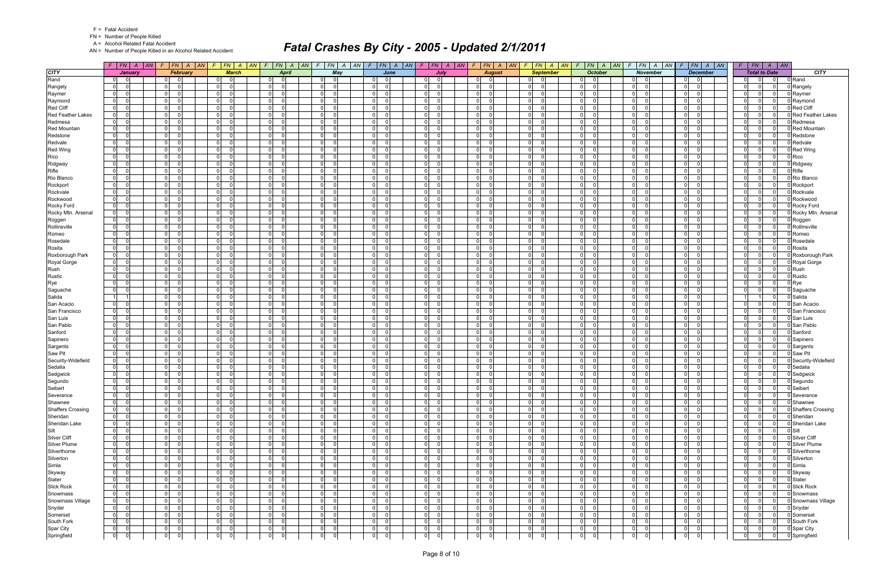F = Fatal Accident
FN = Number of People Killed
A = Alcohol Related Fatal Accident
AN = Number of People Killed in an Alcohol Related Accident

# Fatal Crashes By City - 2005 - Updated 2/1/2011

| CITY | January | | | | February | | | | March | | | | April | | | | May | | | | June | | | | July | | | | August | | | | September | | | | October | | | | November | | | | December | | | | Total to Date | | | | CITY |
|---|---|---|---|---|---|---|---|---|---|---|---|---|---|---|---|---|---|---|---|---|---|---|---|---|---|---|---|---|---|---|---|---|---|---|---|---|---|---|---|---|---|---|---|---|---|---|---|---|---|---|---|---|---|
| | F | FN | A | AN | F | FN | A | AN | F | FN | A | AN | F | FN | A | AN | F | FN | A | AN | F | FN | A | AN | F | FN | A | AN | F | FN | A | AN | F | FN | A | AN | F | FN | A | AN | F | FN | A | AN | F | FN | A | AN | F | FN | A | AN | |
| Rand | 0 | 0 | | | 0 | 0 | | | 0 | 0 | | | 0 | 0 | | | 0 | 0 | | | 0 | 0 | | | 0 | 0 | | | 0 | 0 | | | 0 | 0 | | | 0 | 0 | | | 0 | 0 | | | 0 | 0 | | | 0 | 0 | 0 | 0 | Rand |
| Rangely | 0 | 0 | | | 0 | 0 | | | 0 | 0 | | | 0 | 0 | | | 0 | 0 | | | 0 | 0 | | | 0 | 0 | | | 0 | 0 | | | 0 | 0 | | | 0 | 0 | | | 0 | 0 | | | 0 | 0 | | | 0 | 0 | 0 | 0 | Rangely |
| Raymer | 0 | 0 | | | 0 | 0 | | | 0 | 0 | | | 0 | 0 | | | 0 | 0 | | | 0 | 0 | | | 0 | 0 | | | 0 | 0 | | | 0 | 0 | | | 0 | 0 | | | 0 | 0 | | | 0 | 0 | | | 0 | 0 | 0 | 0 | Raymer |
| Raymond | 0 | 0 | | | 0 | 0 | | | 0 | 0 | | | 0 | 0 | | | 0 | 0 | | | 0 | 0 | | | 0 | 0 | | | 0 | 0 | | | 0 | 0 | | | 0 | 0 | | | 0 | 0 | | | 0 | 0 | | | 0 | 0 | 0 | 0 | Raymond |
| Red Cliff | 0 | 0 | | | 0 | 0 | | | 0 | 0 | | | 0 | 0 | | | 0 | 0 | | | 0 | 0 | | | 0 | 0 | | | 0 | 0 | | | 0 | 0 | | | 0 | 0 | | | 0 | 0 | | | 0 | 0 | | | 0 | 0 | 0 | 0 | Red Cliff |
| Red Feather Lakes | 0 | 0 | | | 0 | 0 | | | 0 | 0 | | | 0 | 0 | | | 0 | 0 | | | 0 | 0 | | | 0 | 0 | | | 0 | 0 | | | 0 | 0 | | | 0 | 0 | | | 0 | 0 | | | 0 | 0 | | | 0 | 0 | 0 | 0 | Red Feather Lakes |
| Redmesa | 0 | 0 | | | 0 | 0 | | | 0 | 0 | | | 0 | 0 | | | 0 | 0 | | | 0 | 0 | | | 0 | 0 | | | 0 | 0 | | | 0 | 0 | | | 0 | 0 | | | 0 | 0 | | | 0 | 0 | | | 0 | 0 | 0 | 0 | Redmesa |
| Red Mountain | 0 | 0 | | | 0 | 0 | | | 0 | 0 | | | 0 | 0 | | | 0 | 0 | | | 0 | 0 | | | 0 | 0 | | | 0 | 0 | | | 0 | 0 | | | 0 | 0 | | | 0 | 0 | | | 0 | 0 | | | 0 | 0 | 0 | 0 | Red Mountain |
| Redstone | 0 | 0 | | | 0 | 0 | | | 0 | 0 | | | 0 | 0 | | | 0 | 0 | | | 0 | 0 | | | 0 | 0 | | | 0 | 0 | | | 0 | 0 | | | 0 | 0 | | | 0 | 0 | | | 0 | 0 | | | 0 | 0 | 0 | 0 | Redstone |
| Redvale | 0 | 0 | | | 0 | 0 | | | 0 | 0 | | | 0 | 0 | | | 0 | 0 | | | 0 | 0 | | | 0 | 0 | | | 0 | 0 | | | 0 | 0 | | | 0 | 0 | | | 0 | 0 | | | 0 | 0 | | | 0 | 0 | 0 | 0 | Redvale |
| Red Wing | 0 | 0 | | | 0 | 0 | | | 0 | 0 | | | 0 | 0 | | | 0 | 0 | | | 0 | 0 | | | 0 | 0 | | | 0 | 0 | | | 0 | 0 | | | 0 | 0 | | | 0 | 0 | | | 0 | 0 | | | 0 | 0 | 0 | 0 | Red Wing |
| Rico | 0 | 0 | | | 0 | 0 | | | 0 | 0 | | | 0 | 0 | | | 0 | 0 | | | 0 | 0 | | | 0 | 0 | | | 0 | 0 | | | 0 | 0 | | | 0 | 0 | | | 0 | 0 | | | 0 | 0 | | | 0 | 0 | 0 | 0 | Rico |
| Ridgway | 0 | 0 | | | 0 | 0 | | | 0 | 0 | | | 0 | 0 | | | 0 | 0 | | | 0 | 0 | | | 0 | 0 | | | 0 | 0 | | | 0 | 0 | | | 0 | 0 | | | 0 | 0 | | | 0 | 0 | | | 0 | 0 | 0 | 0 | Ridgway |
| Rifle | 0 | 0 | | | 0 | 0 | | | 0 | 0 | | | 0 | 0 | | | 0 | 0 | | | 0 | 0 | | | 0 | 0 | | | 0 | 0 | | | 0 | 0 | | | 0 | 0 | | | 0 | 0 | | | 0 | 0 | | | 0 | 0 | 0 | 0 | Rifle |
| Rio Blanco | 0 | 0 | | | 0 | 0 | | | 0 | 0 | | | 0 | 0 | | | 0 | 0 | | | 0 | 0 | | | 0 | 0 | | | 0 | 0 | | | 0 | 0 | | | 0 | 0 | | | 0 | 0 | | | 0 | 0 | | | 0 | 0 | 0 | 0 | Rio Blanco |
| Rockport | 0 | 0 | | | 0 | 0 | | | 0 | 0 | | | 0 | 0 | | | 0 | 0 | | | 0 | 0 | | | 0 | 0 | | | 0 | 0 | | | 0 | 0 | | | 0 | 0 | | | 0 | 0 | | | 0 | 0 | | | 0 | 0 | 0 | 0 | Rockport |
| Rockvale | 0 | 0 | | | 0 | 0 | | | 0 | 0 | | | 0 | 0 | | | 0 | 0 | | | 0 | 0 | | | 0 | 0 | | | 0 | 0 | | | 0 | 0 | | | 0 | 0 | | | 0 | 0 | | | 0 | 0 | | | 0 | 0 | 0 | 0 | Rockvale |
| Rockwood | 0 | 0 | | | 0 | 0 | | | 0 | 0 | | | 0 | 0 | | | 0 | 0 | | | 0 | 0 | | | 0 | 0 | | | 0 | 0 | | | 0 | 0 | | | 0 | 0 | | | 0 | 0 | | | 0 | 0 | | | 0 | 0 | 0 | 0 | Rockwood |
| Rocky Ford | 0 | 0 | | | 0 | 0 | | | 0 | 0 | | | 0 | 0 | | | 0 | 0 | | | 0 | 0 | | | 0 | 0 | | | 0 | 0 | | | 0 | 0 | | | 0 | 0 | | | 0 | 0 | | | 0 | 0 | | | 0 | 0 | 0 | 0 | Rocky Ford |
| Rocky Mtn. Arsenal | 0 | 0 | | | 0 | 0 | | | 0 | 0 | | | 0 | 0 | | | 0 | 0 | | | 0 | 0 | | | 0 | 0 | | | 0 | 0 | | | 0 | 0 | | | 0 | 0 | | | 0 | 0 | | | 0 | 0 | | | 0 | 0 | 0 | 0 | Rocky Mtn. Arsenal |
| Roggen | 0 | 0 | | | 0 | 0 | | | 0 | 0 | | | 0 | 0 | | | 0 | 0 | | | 0 | 0 | | | 0 | 0 | | | 0 | 0 | | | 0 | 0 | | | 0 | 0 | | | 0 | 0 | | | 0 | 0 | | | 0 | 0 | 0 | 0 | Roggen |
| Rollinsville | 0 | 0 | | | 0 | 0 | | | 0 | 0 | | | 0 | 0 | | | 0 | 0 | | | 0 | 0 | | | 0 | 0 | | | 0 | 0 | | | 0 | 0 | | | 0 | 0 | | | 0 | 0 | | | 0 | 0 | | | 0 | 0 | 0 | 0 | Rollinsville |
| Romeo | 0 | 0 | | | 0 | 0 | | | 0 | 0 | | | 0 | 0 | | | 0 | 0 | | | 0 | 0 | | | 0 | 0 | | | 0 | 0 | | | 0 | 0 | | | 0 | 0 | | | 0 | 0 | | | 0 | 0 | | | 0 | 0 | 0 | 0 | Romeo |
| Rosedale | 0 | 0 | | | 0 | 0 | | | 0 | 0 | | | 0 | 0 | | | 0 | 0 | | | 0 | 0 | | | 0 | 0 | | | 0 | 0 | | | 0 | 0 | | | 0 | 0 | | | 0 | 0 | | | 0 | 0 | | | 0 | 0 | 0 | 0 | Rosedale |
| Rosita | 0 | 0 | | | 0 | 0 | | | 0 | 0 | | | 0 | 0 | | | 0 | 0 | | | 0 | 0 | | | 0 | 0 | | | 0 | 0 | | | 0 | 0 | | | 0 | 0 | | | 0 | 0 | | | 0 | 0 | | | 0 | 0 | 0 | 0 | Rosita |
| Roxborough Park | 0 | 0 | | | 0 | 0 | | | 0 | 0 | | | 0 | 0 | | | 0 | 0 | | | 0 | 0 | | | 0 | 0 | | | 0 | 0 | | | 0 | 0 | | | 0 | 0 | | | 0 | 0 | | | 0 | 0 | | | 0 | 0 | 0 | 0 | Roxborough Park |
| Royal Gorge | 0 | 0 | | | 0 | 0 | | | 0 | 0 | | | 0 | 0 | | | 0 | 0 | | | 0 | 0 | | | 0 | 0 | | | 0 | 0 | | | 0 | 0 | | | 0 | 0 | | | 0 | 0 | | | 0 | 0 | | | 0 | 0 | 0 | 0 | Royal Gorge |
| Rush | 0 | 0 | | | 0 | 0 | | | 0 | 0 | | | 0 | 0 | | | 0 | 0 | | | 0 | 0 | | | 0 | 0 | | | 0 | 0 | | | 0 | 0 | | | 0 | 0 | | | 0 | 0 | | | 0 | 0 | | | 0 | 0 | 0 | 0 | Rush |
| Rustic | 0 | 0 | | | 0 | 0 | | | 0 | 0 | | | 0 | 0 | | | 0 | 0 | | | 0 | 0 | | | 0 | 0 | | | 0 | 0 | | | 0 | 0 | | | 0 | 0 | | | 0 | 0 | | | 0 | 0 | | | 0 | 0 | 0 | 0 | Rustic |
| Rye | 0 | 0 | | | 0 | 0 | | | 0 | 0 | | | 0 | 0 | | | 0 | 0 | | | 0 | 0 | | | 0 | 0 | | | 0 | 0 | | | 0 | 0 | | | 0 | 0 | | | 0 | 0 | | | 0 | 0 | | | 0 | 0 | 0 | 0 | Rye |
| Saguache | 0 | 0 | | | 0 | 0 | | | 0 | 0 | | | 0 | 0 | | | 0 | 0 | | | 0 | 0 | | | 0 | 0 | | | 0 | 0 | | | 0 | 0 | | | 0 | 0 | | | 0 | 0 | | | 0 | 0 | | | 0 | 0 | 0 | 0 | Saguache |
| Salida | 1 | 1 | | | 0 | 0 | | | 0 | 0 | | | 0 | 0 | | | 0 | 0 | | | 0 | 0 | | | 0 | 0 | | | 0 | 0 | | | 0 | 0 | | | 0 | 0 | | | 0 | 0 | | | 0 | 0 | | | 1 | 1 | 0 | 0 | Salida |
| San Acacio | 0 | 0 | | | 0 | 0 | | | 0 | 0 | | | 0 | 0 | | | 0 | 0 | | | 0 | 0 | | | 0 | 0 | | | 0 | 0 | | | 0 | 0 | | | 0 | 0 | | | 0 | 0 | | | 0 | 0 | | | 0 | 0 | 0 | 0 | San Acacio |
| San Francisco | 0 | 0 | | | 0 | 0 | | | 0 | 0 | | | 0 | 0 | | | 0 | 0 | | | 0 | 0 | | | 0 | 0 | | | 0 | 0 | | | 0 | 0 | | | 0 | 0 | | | 0 | 0 | | | 0 | 0 | | | 0 | 0 | 0 | 0 | San Francisco |
| San Luis | 0 | 0 | | | 0 | 0 | | | 0 | 0 | | | 0 | 0 | | | 0 | 0 | | | 0 | 0 | | | 0 | 0 | | | 0 | 0 | | | 0 | 0 | | | 0 | 0 | | | 0 | 0 | | | 0 | 0 | | | 0 | 0 | 0 | 0 | San Luis |
| San Pablo | 0 | 0 | | | 0 | 0 | | | 0 | 0 | | | 0 | 0 | | | 0 | 0 | | | 0 | 0 | | | 0 | 0 | | | 0 | 0 | | | 0 | 0 | | | 0 | 0 | | | 0 | 0 | | | 0 | 0 | | | 0 | 0 | 0 | 0 | San Pablo |
| Sanford | 0 | 0 | | | 0 | 0 | | | 0 | 0 | | | 0 | 0 | | | 0 | 0 | | | 0 | 0 | | | 0 | 0 | | | 0 | 0 | | | 0 | 0 | | | 0 | 0 | | | 0 | 0 | | | 0 | 0 | | | 0 | 0 | 0 | 0 | Sanford |
| Sapinero | 0 | 0 | | | 0 | 0 | | | 0 | 0 | | | 0 | 0 | | | 0 | 0 | | | 0 | 0 | | | 0 | 0 | | | 0 | 0 | | | 0 | 0 | | | 0 | 0 | | | 0 | 0 | | | 0 | 0 | | | 0 | 0 | 0 | 0 | Sapinero |
| Sargents | 0 | 0 | | | 0 | 0 | | | 0 | 0 | | | 0 | 0 | | | 0 | 0 | | | 0 | 0 | | | 0 | 0 | | | 0 | 0 | | | 0 | 0 | | | 0 | 0 | | | 0 | 0 | | | 0 | 0 | | | 0 | 0 | 0 | 0 | Sargents |
| Saw Pit | 0 | 0 | | | 0 | 0 | | | 0 | 0 | | | 0 | 0 | | | 0 | 0 | | | 0 | 0 | | | 0 | 0 | | | 0 | 0 | | | 0 | 0 | | | 0 | 0 | | | 0 | 0 | | | 0 | 0 | | | 0 | 0 | 0 | 0 | Saw Pit |
| Security-Widefield | 0 | 0 | | | 0 | 0 | | | 0 | 0 | | | 0 | 0 | | | 0 | 0 | | | 0 | 0 | | | 0 | 0 | | | 0 | 0 | | | 0 | 0 | | | 0 | 0 | | | 0 | 0 | | | 0 | 0 | | | 0 | 0 | 0 | 0 | Security-Widefield |
| Sedalia | 0 | 0 | | | 0 | 0 | | | 0 | 0 | | | 0 | 0 | | | 0 | 0 | | | 0 | 0 | | | 0 | 0 | | | 0 | 0 | | | 0 | 0 | | | 0 | 0 | | | 0 | 0 | | | 0 | 0 | | | 0 | 0 | 0 | 0 | Sedalia |
| Sedgwick | 0 | 0 | | | 0 | 0 | | | 0 | 0 | | | 0 | 0 | | | 0 | 0 | | | 0 | 0 | | | 0 | 0 | | | 0 | 0 | | | 0 | 0 | | | 0 | 0 | | | 0 | 0 | | | 0 | 0 | | | 0 | 0 | 0 | 0 | Sedgwick |
| Segundo | 0 | 0 | | | 0 | 0 | | | 0 | 0 | | | 0 | 0 | | | 0 | 0 | | | 0 | 0 | | | 0 | 0 | | | 0 | 0 | | | 0 | 0 | | | 0 | 0 | | | 0 | 0 | | | 0 | 0 | | | 0 | 0 | 0 | 0 | Segundo |
| Seibert | 0 | 0 | | | 0 | 0 | | | 0 | 0 | | | 0 | 0 | | | 0 | 0 | | | 0 | 0 | | | 0 | 0 | | | 0 | 0 | | | 0 | 0 | | | 0 | 0 | | | 0 | 0 | | | 0 | 0 | | | 0 | 0 | 0 | 0 | Seibert |
| Severance | 0 | 0 | | | 0 | 0 | | | 0 | 0 | | | 0 | 0 | | | 0 | 0 | | | 0 | 0 | | | 0 | 0 | | | 0 | 0 | | | 0 | 0 | | | 0 | 0 | | | 0 | 0 | | | 0 | 0 | | | 0 | 0 | 0 | 0 | Severance |
| Shawnee | 0 | 0 | | | 0 | 0 | | | 0 | 0 | | | 0 | 0 | | | 0 | 0 | | | 0 | 0 | | | 0 | 0 | | | 0 | 0 | | | 0 | 0 | | | 0 | 0 | | | 0 | 0 | | | 0 | 0 | | | 0 | 0 | 0 | 0 | Shawnee |
| Shaffers Crossing | 0 | 0 | | | 0 | 0 | | | 0 | 0 | | | 0 | 0 | | | 0 | 0 | | | 0 | 0 | | | 0 | 0 | | | 0 | 0 | | | 0 | 0 | | | 0 | 0 | | | 0 | 0 | | | 0 | 0 | | | 0 | 0 | 0 | 0 | Shaffers Crossing |
| Sheridan | 0 | 0 | | | 0 | 0 | | | 0 | 0 | | | 0 | 0 | | | 0 | 0 | | | 0 | 0 | | | 0 | 0 | | | 0 | 0 | | | 0 | 0 | | | 0 | 0 | | | 0 | 0 | | | 0 | 0 | | | 0 | 0 | 0 | 0 | Sheridan |
| Sheridan Lake | 0 | 0 | | | 0 | 0 | | | 0 | 0 | | | 0 | 0 | | | 0 | 0 | | | 0 | 0 | | | 0 | 0 | | | 0 | 0 | | | 0 | 0 | | | 0 | 0 | | | 0 | 0 | | | 0 | 0 | | | 0 | 0 | 0 | 0 | Sheridan Lake |
| Silt | 0 | 0 | | | 0 | 0 | | | 0 | 0 | | | 0 | 0 | | | 0 | 0 | | | 0 | 0 | | | 0 | 0 | | | 0 | 0 | | | 0 | 0 | | | 0 | 0 | | | 0 | 0 | | | 0 | 0 | | | 0 | 0 | 0 | 0 | Silt |
| Silver Cliff | 0 | 0 | | | 0 | 0 | | | 0 | 0 | | | 0 | 0 | | | 0 | 0 | | | 0 | 0 | | | 0 | 0 | | | 0 | 0 | | | 0 | 0 | | | 0 | 0 | | | 0 | 0 | | | 0 | 0 | | | 0 | 0 | 0 | 0 | Silver Cliff |
| Silver Plume | 0 | 0 | | | 0 | 0 | | | 0 | 0 | | | 0 | 0 | | | 0 | 0 | | | 0 | 0 | | | 0 | 0 | | | 0 | 0 | | | 0 | 0 | | | 0 | 0 | | | 0 | 0 | | | 0 | 0 | | | 0 | 0 | 0 | 0 | Silver Plume |
| Silverthorne | 0 | 0 | | | 0 | 0 | | | 0 | 0 | | | 0 | 0 | | | 0 | 0 | | | 0 | 0 | | | 0 | 0 | | | 0 | 0 | | | 0 | 0 | | | 0 | 0 | | | 0 | 0 | | | 0 | 0 | | | 0 | 0 | 0 | 0 | Silverthorne |
| Silverton | 0 | 0 | | | 0 | 0 | | | 0 | 0 | | | 0 | 0 | | | 0 | 0 | | | 0 | 0 | | | 0 | 0 | | | 0 | 0 | | | 0 | 0 | | | 0 | 0 | | | 0 | 0 | | | 0 | 0 | | | 0 | 0 | 0 | 0 | Silverton |
| Simla | 0 | 0 | | | 0 | 0 | | | 0 | 0 | | | 0 | 0 | | | 0 | 0 | | | 0 | 0 | | | 0 | 0 | | | 0 | 0 | | | 0 | 0 | | | 0 | 0 | | | 0 | 0 | | | 0 | 0 | | | 0 | 0 | 0 | 0 | Simla |
| Skyway | 0 | 0 | | | 0 | 0 | | | 0 | 0 | | | 0 | 0 | | | 0 | 0 | | | 0 | 0 | | | 0 | 0 | | | 0 | 0 | | | 0 | 0 | | | 0 | 0 | | | 0 | 0 | | | 0 | 0 | | | 0 | 0 | 0 | 0 | Skyway |
| Slater | 0 | 0 | | | 0 | 0 | | | 0 | 0 | | | 0 | 0 | | | 0 | 0 | | | 0 | 0 | | | 0 | 0 | | | 0 | 0 | | | 0 | 0 | | | 0 | 0 | | | 0 | 0 | | | 0 | 0 | | | 0 | 0 | 0 | 0 | Slater |
| Slick Rock | 0 | 0 | | | 0 | 0 | | | 0 | 0 | | | 0 | 0 | | | 0 | 0 | | | 0 | 0 | | | 0 | 0 | | | 0 | 0 | | | 0 | 0 | | | 0 | 0 | | | 0 | 0 | | | 0 | 0 | | | 0 | 0 | 0 | 0 | Slick Rock |
| Snowmass | 0 | 0 | | | 0 | 0 | | | 0 | 0 | | | 0 | 0 | | | 0 | 0 | | | 0 | 0 | | | 0 | 0 | | | 0 | 0 | | | 0 | 0 | | | 0 | 0 | | | 0 | 0 | | | 0 | 0 | | | 0 | 0 | 0 | 0 | Snowmass |
| Snowmass Village | 0 | 0 | | | 0 | 0 | | | 0 | 0 | | | 0 | 0 | | | 0 | 0 | | | 0 | 0 | | | 0 | 0 | | | 0 | 0 | | | 0 | 0 | | | 0 | 0 | | | 0 | 0 | | | 0 | 0 | | | 0 | 0 | 0 | 0 | Snowmass Village |
| Snyder | 0 | 0 | | | 0 | 0 | | | 0 | 0 | | | 0 | 0 | | | 0 | 0 | | | 0 | 0 | | | 0 | 0 | | | 0 | 0 | | | 0 | 0 | | | 0 | 0 | | | 0 | 0 | | | 0 | 0 | | | 0 | 0 | 0 | 0 | Snyder |
| Somerset | 0 | 0 | | | 0 | 0 | | | 0 | 0 | | | 0 | 0 | | | 0 | 0 | | | 0 | 0 | | | 0 | 0 | | | 0 | 0 | | | 0 | 0 | | | 0 | 0 | | | 0 | 0 | | | 0 | 0 | | | 0 | 0 | 0 | 0 | Somerset |
| South Fork | 0 | 0 | | | 0 | 0 | | | 0 | 0 | | | 0 | 0 | | | 0 | 0 | | | 0 | 0 | | | 0 | 0 | | | 0 | 0 | | | 0 | 0 | | | 0 | 0 | | | 0 | 0 | | | 0 | 0 | | | 0 | 0 | 0 | 0 | South Fork |
| Spar City | 0 | 0 | | | 0 | 0 | | | 0 | 0 | | | 0 | 0 | | | 0 | 0 | | | 0 | 0 | | | 0 | 0 | | | 0 | 0 | | | 0 | 0 | | | 0 | 0 | | | 0 | 0 | | | 0 | 0 | | | 0 | 0 | 0 | 0 | Spar City |
| Springfield | 0 | 0 | | | 0 | 0 | | | 0 | 0 | | | 0 | 0 | | | 0 | 0 | | | 0 | 0 | | | 0 | 0 | | | 0 | 0 | | | 0 | 0 | | | 0 | 0 | | | 0 | 0 | | | 0 | 0 | | | 0 | 0 | 0 | 0 | Springfield |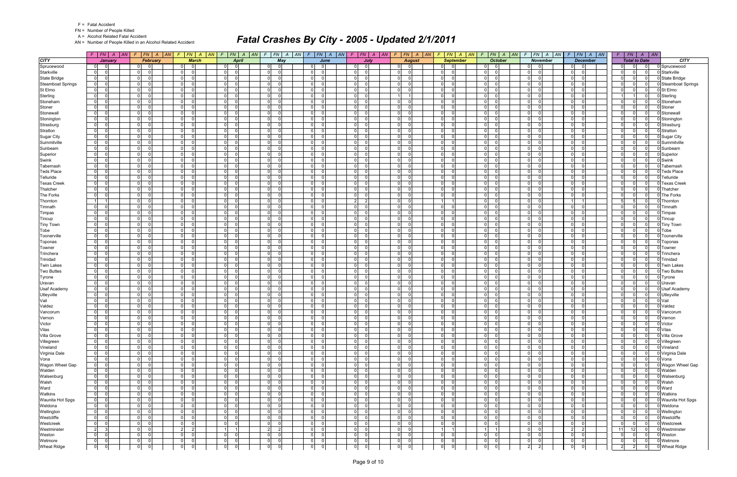- F = Fatal Accident
- FN = Number of People Killed
- A = Alcohol Related Fatal Accident
- AN = Number of People Killed in an Alcohol Related Accident

# Fatal Crashes By City - 2005 - Updated 2/1/2011

| CITY | January | | | | February | | | | March | | | | April | | | | May | | | | June | | | | July | | | | August | | | | September | | | | October | | | | November | | | | December | | | | Total to Date | | | | CITY |
|---|---|---|---|---|---|---|---|---|---|---|---|---|---|---|---|---|---|---|---|---|---|---|---|---|---|---|---|---|---|---|---|---|---|---|---|---|---|---|---|---|---|---|---|---|---|---|---|---|---|---|---|---|---|
| | F | FN | A | AN | F | FN | A | AN | F | FN | A | AN | F | FN | A | AN | F | FN | A | AN | F | FN | A | AN | F | FN | A | AN | F | FN | A | AN | F | FN | A | AN | F | FN | A | AN | F | FN | A | AN | F | FN | A | AN | F | FN | A | AN | |
| Sprucewood | 0 | 0 | | | 0 | 0 | | | 0 | 0 | | | 0 | 0 | | | 0 | 0 | | | 0 | 0 | | | 0 | 0 | | | 0 | 0 | | | 0 | 0 | | | 0 | 0 | | | 0 | 0 | | | 0 | 0 | | | 0 | 0 | 0 | 0 | Sprucewood |
| Starkville | 0 | 0 | | | 0 | 0 | | | 0 | 0 | | | 0 | 0 | | | 0 | 0 | | | 0 | 0 | | | 0 | 0 | | | 0 | 0 | | | 0 | 0 | | | 0 | 0 | | | 0 | 0 | | | 0 | 0 | | | 0 | 0 | 0 | 0 | Starkville |
| State Bridge | 0 | 0 | | | 0 | 0 | | | 0 | 0 | | | 0 | 0 | | | 0 | 0 | | | 0 | 0 | | | 0 | 0 | | | 0 | 0 | | | 0 | 0 | | | 0 | 0 | | | 0 | 0 | | | 0 | 0 | | | 0 | 0 | 0 | 0 | State Bridge |
| Steamboat Springs | 0 | 0 | | | 0 | 0 | | | 0 | 0 | | | 0 | 0 | | | 0 | 0 | | | 0 | 0 | | | 0 | 0 | | | 0 | 0 | | | 0 | 0 | | | 0 | 0 | | | 0 | 0 | | | 0 | 0 | | | 0 | 0 | 0 | 0 | Steamboat Springs |
| St Elmo | 0 | 0 | | | 0 | 0 | | | 0 | 0 | | | 0 | 0 | | | 0 | 0 | | | 0 | 0 | | | 0 | 0 | | | 0 | 0 | | | 0 | 0 | | | 0 | 0 | | | 0 | 0 | | | 0 | 0 | | | 0 | 0 | 0 | 0 | St Elmo |
| Sterling | 0 | 0 | | | 0 | 0 | | | 0 | 0 | | | 0 | 0 | | | 0 | 0 | | | 0 | 0 | | | 1 | 1 | | | 0 | 0 | | | 0 | 0 | | | 0 | 0 | | | 0 | 0 | | | 0 | 0 | | | 1 | 1 | 0 | 0 | Sterling |
| Stoneham | 0 | 0 | | | 0 | 0 | | | 0 | 0 | | | 0 | 0 | | | 0 | 0 | | | 0 | 0 | | | 0 | 0 | | | 0 | 0 | | | 0 | 0 | | | 0 | 0 | | | 0 | 0 | | | 0 | 0 | | | 0 | 0 | 0 | 0 | Stoneham |
| Stoner | 0 | 0 | | | 0 | 0 | | | 0 | 0 | | | 0 | 0 | | | 0 | 0 | | | 0 | 0 | | | 0 | 0 | | | 0 | 0 | | | 0 | 0 | | | 0 | 0 | | | 0 | 0 | | | 0 | 0 | | | 0 | 0 | 0 | 0 | Stoner |
| Stonewall | 0 | 0 | | | 0 | 0 | | | 0 | 0 | | | 0 | 0 | | | 0 | 0 | | | 0 | 0 | | | 0 | 0 | | | 0 | 0 | | | 0 | 0 | | | 0 | 0 | | | 0 | 0 | | | 0 | 0 | | | 0 | 0 | 0 | 0 | Stonewall |
| Stonington | 0 | 0 | | | 0 | 0 | | | 0 | 0 | | | 0 | 0 | | | 0 | 0 | | | 0 | 0 | | | 0 | 0 | | | 0 | 0 | | | 0 | 0 | | | 0 | 0 | | | 0 | 0 | | | 0 | 0 | | | 0 | 0 | 0 | 0 | Stonington |
| Strasburg | 0 | 0 | | | 0 | 0 | | | 0 | 0 | | | 0 | 0 | | | 0 | 0 | | | 0 | 0 | | | 0 | 0 | | | 0 | 0 | | | 0 | 0 | | | 0 | 0 | | | 0 | 0 | | | 0 | 0 | | | 0 | 0 | 0 | 0 | Strasburg |
| Stratton | 0 | 0 | | | 0 | 0 | | | 0 | 0 | | | 0 | 0 | | | 0 | 0 | | | 0 | 0 | | | 0 | 0 | | | 0 | 0 | | | 0 | 0 | | | 0 | 0 | | | 0 | 0 | | | 0 | 0 | | | 0 | 0 | 0 | 0 | Stratton |
| Sugar City | 0 | 0 | | | 0 | 0 | | | 0 | 0 | | | 0 | 0 | | | 0 | 0 | | | 0 | 0 | | | 0 | 0 | | | 0 | 0 | | | 0 | 0 | | | 0 | 0 | | | 0 | 0 | | | 0 | 0 | | | 0 | 0 | 0 | 0 | Sugar City |
| Summitville | 0 | 0 | | | 0 | 0 | | | 0 | 0 | | | 0 | 0 | | | 0 | 0 | | | 0 | 0 | | | 0 | 0 | | | 0 | 0 | | | 0 | 0 | | | 0 | 0 | | | 0 | 0 | | | 0 | 0 | | | 0 | 0 | 0 | 0 | Summitville |
| Sunbeam | 0 | 0 | | | 0 | 0 | | | 0 | 0 | | | 0 | 0 | | | 0 | 0 | | | 0 | 0 | | | 0 | 0 | | | 0 | 0 | | | 0 | 0 | | | 0 | 0 | | | 0 | 0 | | | 0 | 0 | | | 0 | 0 | 0 | 0 | Sunbeam |
| Superior | 0 | 0 | | | 0 | 0 | | | 0 | 0 | | | 0 | 0 | | | 0 | 0 | | | 0 | 0 | | | 0 | 0 | | | 0 | 0 | | | 0 | 0 | | | 0 | 0 | | | 0 | 0 | | | 0 | 0 | | | 0 | 0 | 0 | 0 | Superior |
| Swink | 0 | 0 | | | 0 | 0 | | | 0 | 0 | | | 0 | 0 | | | 0 | 0 | | | 0 | 0 | | | 0 | 0 | | | 0 | 0 | | | 0 | 0 | | | 0 | 0 | | | 0 | 0 | | | 0 | 0 | | | 0 | 0 | 0 | 0 | Swink |
| Tabernash | 0 | 0 | | | 0 | 0 | | | 0 | 0 | | | 0 | 0 | | | 0 | 0 | | | 0 | 0 | | | 0 | 0 | | | 0 | 0 | | | 0 | 0 | | | 0 | 0 | | | 0 | 0 | | | 0 | 0 | | | 0 | 0 | 0 | 0 | Tabernash |
| Teds Place | 0 | 0 | | | 0 | 0 | | | 0 | 0 | | | 0 | 0 | | | 0 | 0 | | | 0 | 0 | | | 0 | 0 | | | 0 | 0 | | | 0 | 0 | | | 0 | 0 | | | 0 | 0 | | | 0 | 0 | | | 0 | 0 | 0 | 0 | Teds Place |
| Telluride | 0 | 0 | | | 0 | 0 | | | 0 | 0 | | | 0 | 0 | | | 0 | 0 | | | 0 | 0 | | | 0 | 0 | | | 0 | 0 | | | 0 | 0 | | | 0 | 0 | | | 0 | 0 | | | 0 | 0 | | | 0 | 0 | 0 | 0 | Telluride |
| Texas Creek | 0 | 0 | | | 0 | 0 | | | 0 | 0 | | | 0 | 0 | | | 0 | 0 | | | 0 | 0 | | | 0 | 0 | | | 0 | 0 | | | 0 | 0 | | | 0 | 0 | | | 0 | 0 | | | 0 | 0 | | | 0 | 0 | 0 | 0 | Texas Creek |
| Thatcher | 0 | 0 | | | 0 | 0 | | | 0 | 0 | | | 0 | 0 | | | 0 | 0 | | | 0 | 0 | | | 0 | 0 | | | 0 | 0 | | | 0 | 0 | | | 0 | 0 | | | 0 | 0 | | | 0 | 0 | | | 0 | 0 | 0 | 0 | Thatcher |
| The Forks | 0 | 0 | | | 0 | 0 | | | 0 | 0 | | | 0 | 0 | | | 0 | 0 | | | 0 | 0 | | | 0 | 0 | | | 0 | 0 | | | 0 | 0 | | | 0 | 0 | | | 0 | 0 | | | 0 | 0 | | | 0 | 0 | 0 | 0 | The Forks |
| Thornton | 1 | 1 | | | 0 | 0 | | | 0 | 0 | | | 0 | 0 | | | 0 | 0 | | | 0 | 0 | | | 2 | 2 | | | 0 | 0 | | | 1 | 1 | | | 0 | 0 | | | 0 | 0 | | | 1 | 1 | | | 5 | 5 | 0 | 0 | Thornton |
| Timnath | 0 | 0 | | | 0 | 0 | | | 0 | 0 | | | 0 | 0 | | | 0 | 0 | | | 0 | 0 | | | 0 | 0 | | | 0 | 0 | | | 0 | 0 | | | 0 | 0 | | | 0 | 0 | | | 0 | 0 | | | 0 | 0 | 0 | 0 | Timnath |
| Timpas | 0 | 0 | | | 0 | 0 | | | 0 | 0 | | | 0 | 0 | | | 0 | 0 | | | 0 | 0 | | | 0 | 0 | | | 0 | 0 | | | 0 | 0 | | | 0 | 0 | | | 0 | 0 | | | 0 | 0 | | | 0 | 0 | 0 | 0 | Timpas |
| Tincup | 0 | 0 | | | 0 | 0 | | | 0 | 0 | | | 0 | 0 | | | 0 | 0 | | | 0 | 0 | | | 0 | 0 | | | 0 | 0 | | | 0 | 0 | | | 0 | 0 | | | 0 | 0 | | | 0 | 0 | | | 0 | 0 | 0 | 0 | Tincup |
| Tiny Town | 0 | 0 | | | 0 | 0 | | | 0 | 0 | | | 0 | 0 | | | 0 | 0 | | | 0 | 0 | | | 0 | 0 | | | 0 | 0 | | | 0 | 0 | | | 0 | 0 | | | 0 | 0 | | | 0 | 0 | | | 0 | 0 | 0 | 0 | Tiny Town |
| Tobe | 0 | 0 | | | 0 | 0 | | | 0 | 0 | | | 0 | 0 | | | 0 | 0 | | | 0 | 0 | | | 0 | 0 | | | 0 | 0 | | | 0 | 0 | | | 0 | 0 | | | 0 | 0 | | | 0 | 0 | | | 0 | 0 | 0 | 0 | Tobe |
| Toonerville | 0 | 0 | | | 0 | 0 | | | 0 | 0 | | | 0 | 0 | | | 0 | 0 | | | 0 | 0 | | | 0 | 0 | | | 0 | 0 | | | 0 | 0 | | | 0 | 0 | | | 0 | 0 | | | 0 | 0 | | | 0 | 0 | 0 | 0 | Toonerville |
| Toponas | 0 | 0 | | | 0 | 0 | | | 0 | 0 | | | 0 | 0 | | | 0 | 0 | | | 0 | 0 | | | 0 | 0 | | | 0 | 0 | | | 0 | 0 | | | 0 | 0 | | | 0 | 0 | | | 0 | 0 | | | 0 | 0 | 0 | 0 | Toponas |
| Towner | 0 | 0 | | | 0 | 0 | | | 0 | 0 | | | 0 | 0 | | | 0 | 0 | | | 0 | 0 | | | 0 | 0 | | | 0 | 0 | | | 0 | 0 | | | 0 | 0 | | | 0 | 0 | | | 0 | 0 | | | 0 | 0 | 0 | 0 | Towner |
| Trinchera | 0 | 0 | | | 0 | 0 | | | 0 | 0 | | | 0 | 0 | | | 0 | 0 | | | 0 | 0 | | | 0 | 0 | | | 0 | 0 | | | 0 | 0 | | | 0 | 0 | | | 0 | 0 | | | 0 | 0 | | | 0 | 0 | 0 | 0 | Trinchera |
| Trinidad | 0 | 0 | | | 0 | 0 | | | 0 | 0 | | | 0 | 0 | | | 0 | 0 | | | 0 | 0 | | | 0 | 0 | | | 0 | 0 | | | 0 | 0 | | | 0 | 0 | | | 0 | 0 | | | 0 | 0 | | | 0 | 0 | 0 | 0 | Trinidad |
| Twin Lakes | 0 | 0 | | | 0 | 0 | | | 0 | 0 | | | 0 | 0 | | | 0 | 0 | | | 0 | 0 | | | 0 | 0 | | | 0 | 0 | | | 0 | 0 | | | 0 | 0 | | | 0 | 0 | | | 0 | 0 | | | 0 | 0 | 0 | 0 | Twin Lakes |
| Two Buttes | 0 | 0 | | | 0 | 0 | | | 0 | 0 | | | 0 | 0 | | | 0 | 0 | | | 0 | 0 | | | 0 | 0 | | | 0 | 0 | | | 0 | 0 | | | 0 | 0 | | | 0 | 0 | | | 0 | 0 | | | 0 | 0 | 0 | 0 | Two Buttes |
| Tyrone | 0 | 0 | | | 0 | 0 | | | 0 | 0 | | | 0 | 0 | | | 0 | 0 | | | 0 | 0 | | | 0 | 0 | | | 0 | 0 | | | 0 | 0 | | | 0 | 0 | | | 0 | 0 | | | 0 | 0 | | | 0 | 0 | 0 | 0 | Tyrone |
| Uravan | 0 | 0 | | | 0 | 0 | | | 0 | 0 | | | 0 | 0 | | | 0 | 0 | | | 0 | 0 | | | 0 | 0 | | | 0 | 0 | | | 0 | 0 | | | 0 | 0 | | | 0 | 0 | | | 0 | 0 | | | 0 | 0 | 0 | 0 | Uravan |
| Usaf Academy | 0 | 0 | | | 0 | 0 | | | 0 | 0 | | | 0 | 0 | | | 0 | 0 | | | 0 | 0 | | | 0 | 0 | | | 0 | 0 | | | 0 | 0 | | | 0 | 0 | | | 0 | 0 | | | 0 | 0 | | | 0 | 0 | 0 | 0 | Usaf Academy |
| Utleyville | 0 | 0 | | | 0 | 0 | | | 0 | 0 | | | 0 | 0 | | | 0 | 0 | | | 0 | 0 | | | 0 | 0 | | | 0 | 0 | | | 0 | 0 | | | 0 | 0 | | | 0 | 0 | | | 0 | 0 | | | 0 | 0 | 0 | 0 | Utleyville |
| Vail | 0 | 0 | | | 0 | 0 | | | 0 | 0 | | | 0 | 0 | | | 0 | 0 | | | 0 | 0 | | | 0 | 0 | | | 0 | 0 | | | 0 | 0 | | | 0 | 0 | | | 0 | 0 | | | 0 | 0 | | | 0 | 0 | 0 | 0 | Vail |
| Valdez | 0 | 0 | | | 0 | 0 | | | 0 | 0 | | | 0 | 0 | | | 0 | 0 | | | 0 | 0 | | | 0 | 0 | | | 0 | 0 | | | 0 | 0 | | | 0 | 0 | | | 0 | 0 | | | 0 | 0 | | | 0 | 0 | 0 | 0 | Valdez |
| Vancorum | 0 | 0 | | | 0 | 0 | | | 0 | 0 | | | 0 | 0 | | | 0 | 0 | | | 0 | 0 | | | 0 | 0 | | | 0 | 0 | | | 0 | 0 | | | 0 | 0 | | | 0 | 0 | | | 0 | 0 | | | 0 | 0 | 0 | 0 | Vancorum |
| Vernon | 0 | 0 | | | 0 | 0 | | | 0 | 0 | | | 0 | 0 | | | 0 | 0 | | | 0 | 0 | | | 0 | 0 | | | 0 | 0 | | | 0 | 0 | | | 0 | 0 | | | 0 | 0 | | | 0 | 0 | | | 0 | 0 | 0 | 0 | Vernon |
| Victor | 0 | 0 | | | 0 | 0 | | | 0 | 0 | | | 0 | 0 | | | 0 | 0 | | | 0 | 0 | | | 0 | 0 | | | 0 | 0 | | | 0 | 0 | | | 0 | 0 | | | 0 | 0 | | | 0 | 0 | | | 0 | 0 | 0 | 0 | Victor |
| Vilas | 0 | 0 | | | 0 | 0 | | | 0 | 0 | | | 0 | 0 | | | 0 | 0 | | | 0 | 0 | | | 0 | 0 | | | 0 | 0 | | | 0 | 0 | | | 0 | 0 | | | 0 | 0 | | | 0 | 0 | | | 0 | 0 | 0 | 0 | Vilas |
| Villa Grove | 0 | 0 | | | 0 | 0 | | | 0 | 0 | | | 0 | 0 | | | 0 | 0 | | | 0 | 0 | | | 0 | 0 | | | 0 | 0 | | | 0 | 0 | | | 0 | 0 | | | 0 | 0 | | | 0 | 0 | | | 0 | 0 | 0 | 0 | Villa Grove |
| Villegreen | 0 | 0 | | | 0 | 0 | | | 0 | 0 | | | 0 | 0 | | | 0 | 0 | | | 0 | 0 | | | 0 | 0 | | | 0 | 0 | | | 0 | 0 | | | 0 | 0 | | | 0 | 0 | | | 0 | 0 | | | 0 | 0 | 0 | 0 | Villegreen |
| Vineland | 0 | 0 | | | 0 | 0 | | | 0 | 0 | | | 0 | 0 | | | 0 | 0 | | | 0 | 0 | | | 0 | 0 | | | 0 | 0 | | | 0 | 0 | | | 0 | 0 | | | 0 | 0 | | | 0 | 0 | | | 0 | 0 | 0 | 0 | Vineland |
| Virginia Dale | 0 | 0 | | | 0 | 0 | | | 0 | 0 | | | 0 | 0 | | | 0 | 0 | | | 0 | 0 | | | 0 | 0 | | | 0 | 0 | | | 0 | 0 | | | 0 | 0 | | | 0 | 0 | | | 0 | 0 | | | 0 | 0 | 0 | 0 | Virginia Dale |
| Vona | 0 | 0 | | | 0 | 0 | | | 0 | 0 | | | 0 | 0 | | | 0 | 0 | | | 0 | 0 | | | 0 | 0 | | | 0 | 0 | | | 0 | 0 | | | 0 | 0 | | | 0 | 0 | | | 0 | 0 | | | 0 | 0 | 0 | 0 | Vona |
| Wagon Wheel Gap | 0 | 0 | | | 0 | 0 | | | 0 | 0 | | | 0 | 0 | | | 0 | 0 | | | 0 | 0 | | | 0 | 0 | | | 0 | 0 | | | 0 | 0 | | | 0 | 0 | | | 0 | 0 | | | 0 | 0 | | | 0 | 0 | 0 | 0 | Wagon Wheel Gap |
| Walden | 0 | 0 | | | 0 | 0 | | | 0 | 0 | | | 0 | 0 | | | 0 | 0 | | | 0 | 0 | | | 0 | 0 | | | 0 | 0 | | | 0 | 0 | | | 0 | 0 | | | 0 | 0 | | | 0 | 0 | | | 0 | 0 | 0 | 0 | Walden |
| Walsenburg | 0 | 0 | | | 0 | 0 | | | 0 | 0 | | | 0 | 0 | | | 0 | 0 | | | 0 | 0 | | | 0 | 0 | | | 0 | 0 | | | 0 | 0 | | | 0 | 0 | | | 0 | 0 | | | 0 | 0 | | | 0 | 0 | 0 | 0 | Walsenburg |
| Walsh | 0 | 0 | | | 0 | 0 | | | 0 | 0 | | | 0 | 0 | | | 0 | 0 | | | 0 | 0 | | | 0 | 0 | | | 0 | 0 | | | 0 | 0 | | | 0 | 0 | | | 0 | 0 | | | 0 | 0 | | | 0 | 0 | 0 | 0 | Walsh |
| Ward | 0 | 0 | | | 0 | 0 | | | 0 | 0 | | | 0 | 0 | | | 0 | 0 | | | 0 | 0 | | | 0 | 0 | | | 0 | 0 | | | 0 | 0 | | | 0 | 0 | | | 0 | 0 | | | 0 | 0 | | | 0 | 0 | 0 | 0 | Ward |
| Watkins | 0 | 0 | | | 0 | 0 | | | 0 | 0 | | | 0 | 0 | | | 0 | 0 | | | 0 | 0 | | | 0 | 0 | | | 0 | 0 | | | 0 | 0 | | | 0 | 0 | | | 0 | 0 | | | 0 | 0 | | | 0 | 0 | 0 | 0 | Watkins |
| Waunita Hot Spgs | 0 | 0 | | | 0 | 0 | | | 0 | 0 | | | 0 | 0 | | | 0 | 0 | | | 0 | 0 | | | 0 | 0 | | | 0 | 0 | | | 0 | 0 | | | 0 | 0 | | | 0 | 0 | | | 0 | 0 | | | 0 | 0 | 0 | 0 | Waunita Hot Spgs |
| Weldona | 0 | 0 | | | 0 | 0 | | | 0 | 0 | | | 0 | 0 | | | 0 | 0 | | | 0 | 0 | | | 0 | 0 | | | 0 | 0 | | | 0 | 0 | | | 0 | 0 | | | 0 | 0 | | | 0 | 0 | | | 0 | 0 | 0 | 0 | Weldona |
| Wellington | 0 | 0 | | | 0 | 0 | | | 0 | 0 | | | 0 | 0 | | | 0 | 0 | | | 0 | 0 | | | 0 | 0 | | | 0 | 0 | | | 0 | 0 | | | 0 | 0 | | | 0 | 0 | | | 0 | 0 | | | 0 | 0 | 0 | 0 | Wellington |
| Westcliffe | 0 | 0 | | | 0 | 0 | | | 0 | 0 | | | 0 | 0 | | | 0 | 0 | | | 0 | 0 | | | 0 | 0 | | | 0 | 0 | | | 0 | 0 | | | 0 | 0 | | | 0 | 0 | | | 0 | 0 | | | 0 | 0 | 0 | 0 | Westcliffe |
| Westcreek | 0 | 0 | | | 0 | 0 | | | 0 | 0 | | | 0 | 0 | | | 0 | 0 | | | 0 | 0 | | | 0 | 0 | | | 0 | 0 | | | 0 | 0 | | | 0 | 0 | | | 0 | 0 | | | 0 | 0 | | | 0 | 0 | 0 | 0 | Westcreek |
| Westminster | 2 | 3 | | | 0 | 0 | | | 2 | 2 | | | 1 | 1 | | | 2 | 2 | | | 0 | 0 | | | 0 | 0 | | | 0 | 0 | | | 1 | 1 | | | 1 | 1 | | | 0 | 0 | | | 2 | 2 | | | 11 | 12 | 0 | 0 | Westminster |
| Weston | 0 | 0 | | | 0 | 0 | | | 0 | 0 | | | 0 | 0 | | | 0 | 0 | | | 0 | 0 | | | 0 | 0 | | | 0 | 0 | | | 0 | 0 | | | 0 | 0 | | | 0 | 0 | | | 0 | 0 | | | 0 | 0 | 0 | 0 | Weston |
| Wetmore | 0 | 0 | | | 0 | 0 | | | 0 | 0 | | | 0 | 0 | | | 0 | 0 | | | 0 | 0 | | | 0 | 0 | | | 0 | 0 | | | 0 | 0 | | | 0 | 0 | | | 0 | 0 | | | 0 | 0 | | | 0 | 0 | 0 | 0 | Wetmore |
| Wheat Ridge | 0 | 0 | | | 0 | 0 | | | 0 | 0 | | | 0 | 0 | | | 0 | 0 | | | 0 | 0 | | | 0 | 0 | | | 0 | 0 | | | 0 | 0 | | | 0 | 0 | | | 2 | 2 | | | 0 | 0 | | | 2 | 2 | 0 | 0 | Wheat Ridge |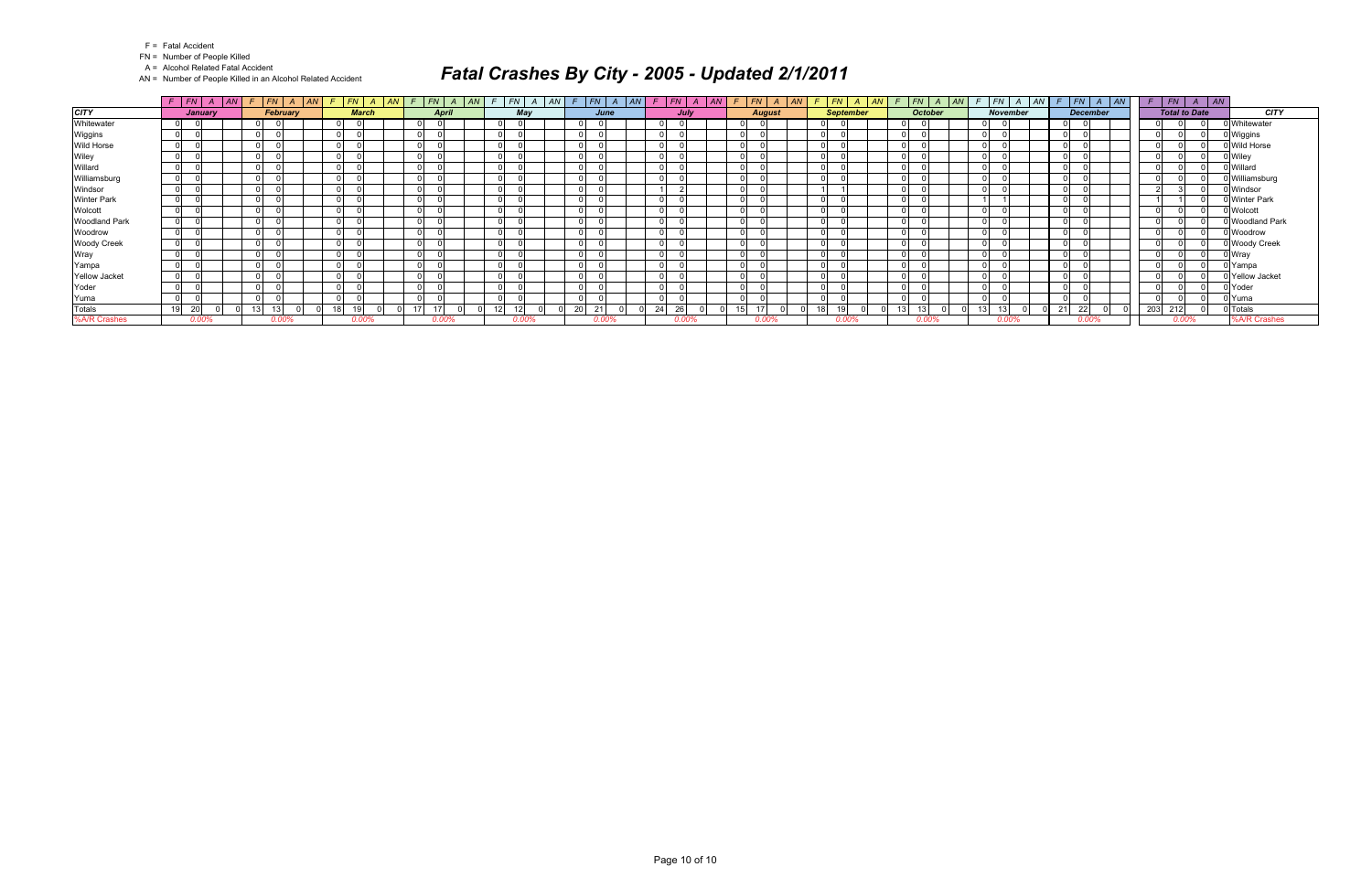F = Fatal Accident
FN = Number of People Killed
A = Alcohol Related Fatal Accident
AN = Number of People Killed in an Alcohol Related Accident

# Fatal Crashes By City - 2005 - Updated 2/1/2011

| CITY | January | | | | February | | | | March | | | | April | | | | May | | | | June | | | | July | | | | August | | | | September | | | | October | | | | November | | | | December | | | | Total to Date | | | | CITY |
|---|---|---|---|---|---|---|---|---|---|---|---|---|---|---|---|---|---|---|---|---|---|---|---|---|---|---|---|---|---|---|---|---|---|---|---|---|---|---|---|---|---|---|---|---|---|---|---|---|---|---|---|---|---|
| | F | FN | A | AN | F | FN | A | AN | F | FN | A | AN | F | FN | A | AN | F | FN | A | AN | F | FN | A | AN | F | FN | A | AN | F | FN | A | AN | F | FN | A | AN | F | FN | A | AN | F | FN | A | AN | F | FN | A | AN | F | FN | A | AN | |
| Whitewater | 0 | 0 | | | 0 | 0 | | | 0 | 0 | | | 0 | 0 | | | 0 | 0 | | | 0 | 0 | | | 0 | 0 | | | 0 | 0 | | | 0 | 0 | | | 0 | 0 | | | 0 | 0 | | | 0 | 0 | | | 0 | 0 | 0 | 0 | Whitewater |
| Wiggins | 0 | 0 | | | 0 | 0 | | | 0 | 0 | | | 0 | 0 | | | 0 | 0 | | | 0 | 0 | | | 0 | 0 | | | 0 | 0 | | | 0 | 0 | | | 0 | 0 | | | 0 | 0 | | | 0 | 0 | | | 0 | 0 | 0 | 0 | Wiggins |
| Wild Horse | 0 | 0 | | | 0 | 0 | | | 0 | 0 | | | 0 | 0 | | | 0 | 0 | | | 0 | 0 | | | 0 | 0 | | | 0 | 0 | | | 0 | 0 | | | 0 | 0 | | | 0 | 0 | | | 0 | 0 | | | 0 | 0 | 0 | 0 | Wild Horse |
| Wiley | 0 | 0 | | | 0 | 0 | | | 0 | 0 | | | 0 | 0 | | | 0 | 0 | | | 0 | 0 | | | 0 | 0 | | | 0 | 0 | | | 0 | 0 | | | 0 | 0 | | | 0 | 0 | | | 0 | 0 | | | 0 | 0 | 0 | 0 | Wiley |
| Willard | 0 | 0 | | | 0 | 0 | | | 0 | 0 | | | 0 | 0 | | | 0 | 0 | | | 0 | 0 | | | 0 | 0 | | | 0 | 0 | | | 0 | 0 | | | 0 | 0 | | | 0 | 0 | | | 0 | 0 | | | 0 | 0 | 0 | 0 | Willard |
| Williamsburg | 0 | 0 | | | 0 | 0 | | | 0 | 0 | | | 0 | 0 | | | 0 | 0 | | | 0 | 0 | | | 0 | 0 | | | 0 | 0 | | | 0 | 0 | | | 0 | 0 | | | 0 | 0 | | | 0 | 0 | | | 0 | 0 | 0 | 0 | Williamsburg |
| Windsor | 0 | 0 | | | 0 | 0 | | | 0 | 0 | | | 0 | 0 | | | 0 | 0 | | | 0 | 0 | | | 1 | 2 | | | 0 | 0 | | | 1 | 1 | | | 0 | 0 | | | 0 | 0 | | | 0 | 0 | | | 2 | 3 | 0 | 0 | Windsor |
| Winter Park | 0 | 0 | | | 0 | 0 | | | 0 | 0 | | | 0 | 0 | | | 0 | 0 | | | 0 | 0 | | | 0 | 0 | | | 0 | 0 | | | 0 | 0 | | | 0 | 0 | | | 1 | 1 | | | 0 | 0 | | | 1 | 1 | 0 | 0 | Winter Park |
| Wolcott | 0 | 0 | | | 0 | 0 | | | 0 | 0 | | | 0 | 0 | | | 0 | 0 | | | 0 | 0 | | | 0 | 0 | | | 0 | 0 | | | 0 | 0 | | | 0 | 0 | | | 0 | 0 | | | 0 | 0 | | | 0 | 0 | 0 | 0 | Wolcott |
| Woodland Park | 0 | 0 | | | 0 | 0 | | | 0 | 0 | | | 0 | 0 | | | 0 | 0 | | | 0 | 0 | | | 0 | 0 | | | 0 | 0 | | | 0 | 0 | | | 0 | 0 | | | 0 | 0 | | | 0 | 0 | | | 0 | 0 | 0 | 0 | Woodland Park |
| Woodrow | 0 | 0 | | | 0 | 0 | | | 0 | 0 | | | 0 | 0 | | | 0 | 0 | | | 0 | 0 | | | 0 | 0 | | | 0 | 0 | | | 0 | 0 | | | 0 | 0 | | | 0 | 0 | | | 0 | 0 | | | 0 | 0 | 0 | 0 | Woodrow |
| Woody Creek | 0 | 0 | | | 0 | 0 | | | 0 | 0 | | | 0 | 0 | | | 0 | 0 | | | 0 | 0 | | | 0 | 0 | | | 0 | 0 | | | 0 | 0 | | | 0 | 0 | | | 0 | 0 | | | 0 | 0 | | | 0 | 0 | 0 | 0 | Woody Creek |
| Wray | 0 | 0 | | | 0 | 0 | | | 0 | 0 | | | 0 | 0 | | | 0 | 0 | | | 0 | 0 | | | 0 | 0 | | | 0 | 0 | | | 0 | 0 | | | 0 | 0 | | | 0 | 0 | | | 0 | 0 | | | 0 | 0 | 0 | 0 | Wray |
| Yampa | 0 | 0 | | | 0 | 0 | | | 0 | 0 | | | 0 | 0 | | | 0 | 0 | | | 0 | 0 | | | 0 | 0 | | | 0 | 0 | | | 0 | 0 | | | 0 | 0 | | | 0 | 0 | | | 0 | 0 | | | 0 | 0 | 0 | 0 | Yampa |
| Yellow Jacket | 0 | 0 | | | 0 | 0 | | | 0 | 0 | | | 0 | 0 | | | 0 | 0 | | | 0 | 0 | | | 0 | 0 | | | 0 | 0 | | | 0 | 0 | | | 0 | 0 | | | 0 | 0 | | | 0 | 0 | | | 0 | 0 | 0 | 0 | Yellow Jacket |
| Yoder | 0 | 0 | | | 0 | 0 | | | 0 | 0 | | | 0 | 0 | | | 0 | 0 | | | 0 | 0 | | | 0 | 0 | | | 0 | 0 | | | 0 | 0 | | | 0 | 0 | | | 0 | 0 | | | 0 | 0 | | | 0 | 0 | 0 | 0 | Yoder |
| Yuma | 0 | 0 | | | 0 | 0 | | | 0 | 0 | | | 0 | 0 | | | 0 | 0 | | | 0 | 0 | | | 0 | 0 | | | 0 | 0 | | | 0 | 0 | | | 0 | 0 | | | 0 | 0 | | | 0 | 0 | | | 0 | 0 | 0 | 0 | Yuma |
| Totals | 19 | 20 | 0 | 0 | 13 | 13 | 0 | 0 | 18 | 19 | 0 | 0 | 17 | 17 | 0 | 0 | 12 | 12 | 0 | 0 | 20 | 21 | 0 | 0 | 24 | 26 | 0 | 0 | 15 | 17 | 0 | 0 | 18 | 19 | 0 | 0 | 13 | 13 | 0 | 0 | 13 | 13 | 0 | 0 | 21 | 22 | 0 | 0 | 203 | 212 | 0 | 0 | Totals |
| %A/R Crashes | 0.00% | | | | 0.00% | | | | 0.00% | | | | 0.00% | | | | 0.00% | | | | 0.00% | | | | 0.00% | | | | 0.00% | | | | 0.00% | | | | 0.00% | | | | 0.00% | | | | 0.00% | | | | 0.00% | | | | %A/R Crashes |